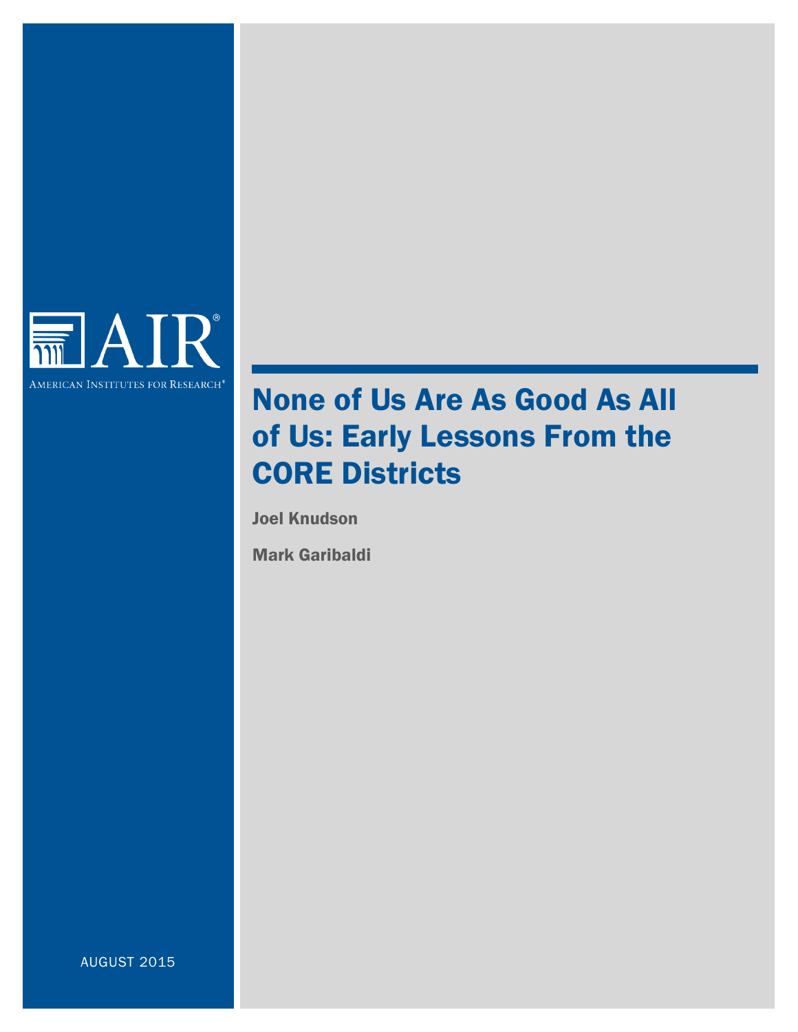AIR®

American Institutes for Research®

# None of Us Are As Good As All of Us: Early Lessons From the CORE Districts

Joel Knudson

Mark Garibaldi

AUGUST 2015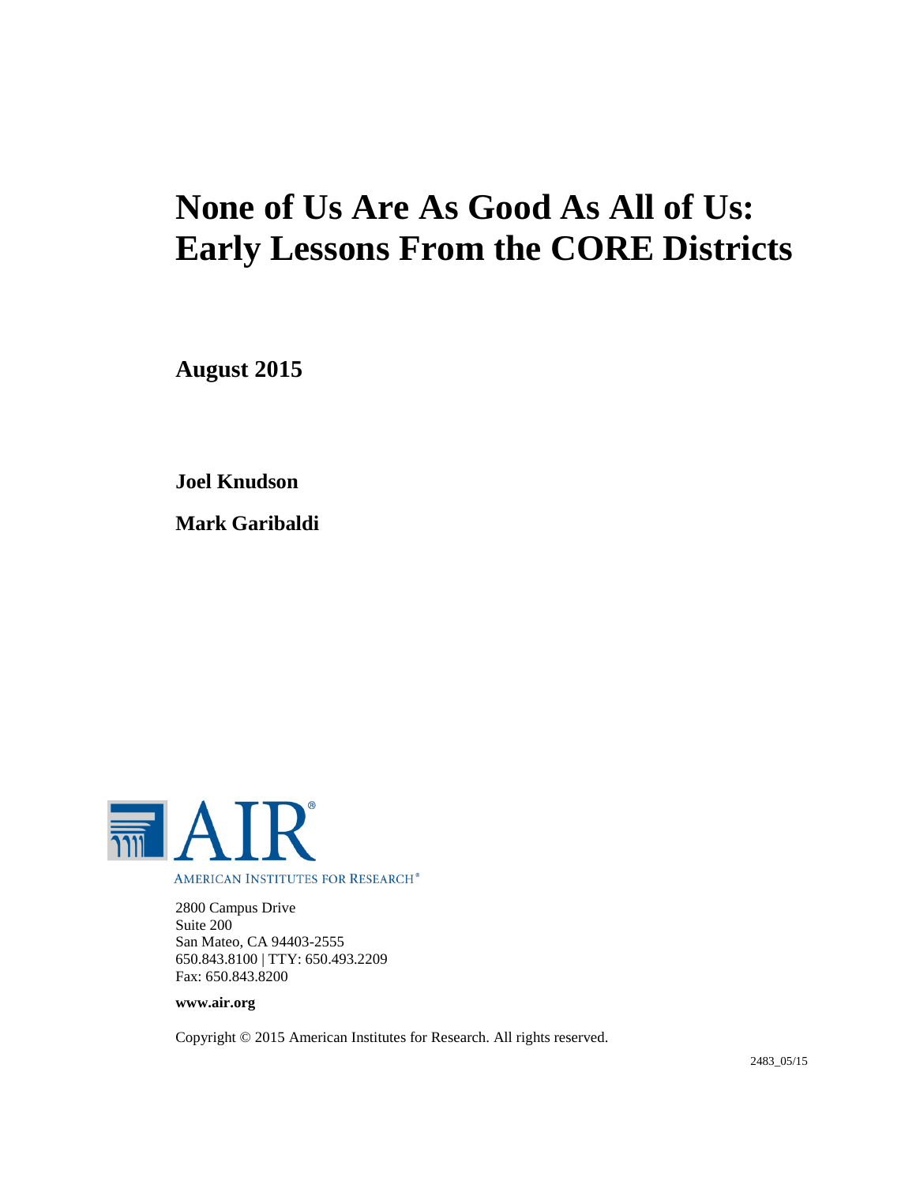# None of Us Are As Good As All of Us: Early Lessons From the CORE Districts

**August 2015**

**Joel Knudson**

**Mark Garibaldi**

AMERICAN INSTITUTES FOR RESEARCH®

2800 Campus Drive
Suite 200
San Mateo, CA 94403-2555
650.843.8100 | TTY: 650.493.2209
Fax: 650.843.8200

**www.air.org**

Copyright © 2015 American Institutes for Research. All rights reserved.

2483_05/15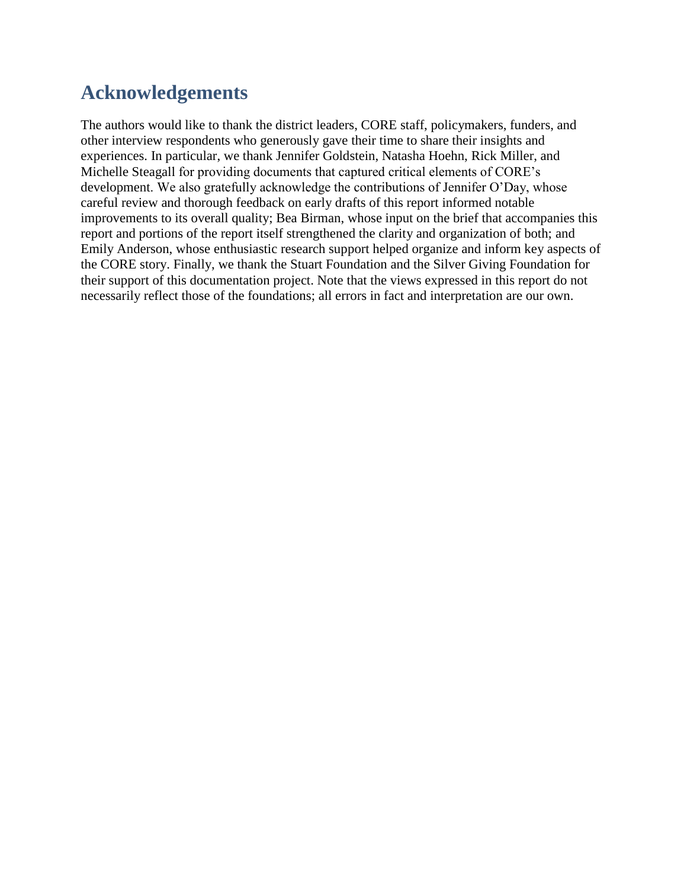# Acknowledgements

The authors would like to thank the district leaders, CORE staff, policymakers, funders, and other interview respondents who generously gave their time to share their insights and experiences. In particular, we thank Jennifer Goldstein, Natasha Hoehn, Rick Miller, and Michelle Steagall for providing documents that captured critical elements of CORE's development. We also gratefully acknowledge the contributions of Jennifer O'Day, whose careful review and thorough feedback on early drafts of this report informed notable improvements to its overall quality; Bea Birman, whose input on the brief that accompanies this report and portions of the report itself strengthened the clarity and organization of both; and Emily Anderson, whose enthusiastic research support helped organize and inform key aspects of the CORE story. Finally, we thank the Stuart Foundation and the Silver Giving Foundation for their support of this documentation project. Note that the views expressed in this report do not necessarily reflect those of the foundations; all errors in fact and interpretation are our own.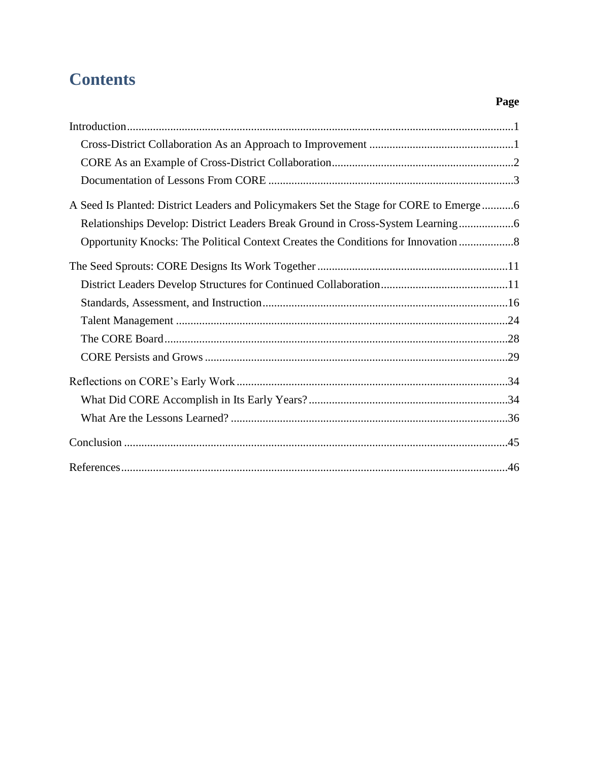# Contents

| | Page |
|---|---|
| Introduction | 1 |
| Cross-District Collaboration As an Approach to Improvement | 1 |
| CORE As an Example of Cross-District Collaboration | 2 |
| Documentation of Lessons From CORE | 3 |
| A Seed Is Planted: District Leaders and Policymakers Set the Stage for CORE to Emerge | 6 |
| Relationships Develop: District Leaders Break Ground in Cross-System Learning | 6 |
| Opportunity Knocks: The Political Context Creates the Conditions for Innovation | 8 |
| The Seed Sprouts: CORE Designs Its Work Together | 11 |
| District Leaders Develop Structures for Continued Collaboration | 11 |
| Standards, Assessment, and Instruction | 16 |
| Talent Management | 24 |
| The CORE Board | 28 |
| CORE Persists and Grows | 29 |
| Reflections on CORE's Early Work | 34 |
| What Did CORE Accomplish in Its Early Years? | 34 |
| What Are the Lessons Learned? | 36 |
| Conclusion | 45 |
| References | 46 |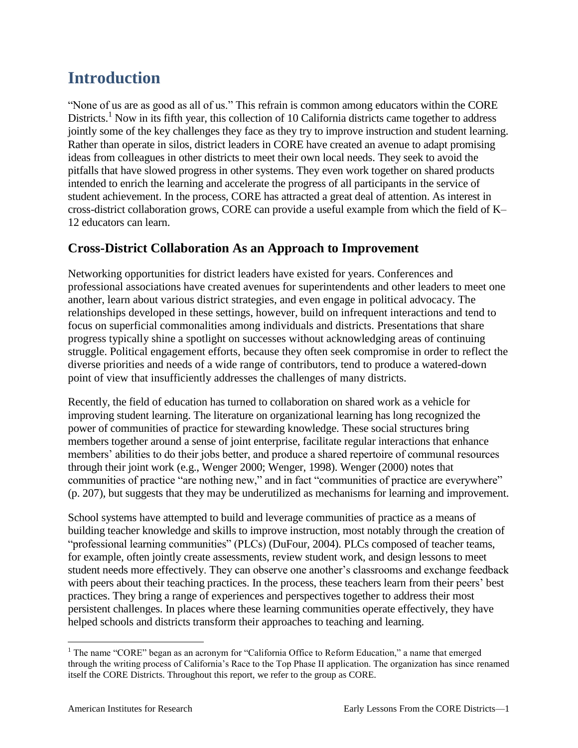# Introduction

"None of us are as good as all of us." This refrain is common among educators within the CORE Districts.[1] Now in its fifth year, this collection of 10 California districts came together to address jointly some of the key challenges they face as they try to improve instruction and student learning. Rather than operate in silos, district leaders in CORE have created an avenue to adapt promising ideas from colleagues in other districts to meet their own local needs. They seek to avoid the pitfalls that have slowed progress in other systems. They even work together on shared products intended to enrich the learning and accelerate the progress of all participants in the service of student achievement. In the process, CORE has attracted a great deal of attention. As interest in cross-district collaboration grows, CORE can provide a useful example from which the field of K–12 educators can learn.

## Cross-District Collaboration As an Approach to Improvement

Networking opportunities for district leaders have existed for years. Conferences and professional associations have created avenues for superintendents and other leaders to meet one another, learn about various district strategies, and even engage in political advocacy. The relationships developed in these settings, however, build on infrequent interactions and tend to focus on superficial commonalities among individuals and districts. Presentations that share progress typically shine a spotlight on successes without acknowledging areas of continuing struggle. Political engagement efforts, because they often seek compromise in order to reflect the diverse priorities and needs of a wide range of contributors, tend to produce a watered-down point of view that insufficiently addresses the challenges of many districts.

Recently, the field of education has turned to collaboration on shared work as a vehicle for improving student learning. The literature on organizational learning has long recognized the power of communities of practice for stewarding knowledge. These social structures bring members together around a sense of joint enterprise, facilitate regular interactions that enhance members' abilities to do their jobs better, and produce a shared repertoire of communal resources through their joint work (e.g., Wenger 2000; Wenger, 1998). Wenger (2000) notes that communities of practice "are nothing new," and in fact "communities of practice are everywhere" (p. 207), but suggests that they may be underutilized as mechanisms for learning and improvement.

School systems have attempted to build and leverage communities of practice as a means of building teacher knowledge and skills to improve instruction, most notably through the creation of "professional learning communities" (PLCs) (DuFour, 2004). PLCs composed of teacher teams, for example, often jointly create assessments, review student work, and design lessons to meet student needs more effectively. They can observe one another's classrooms and exchange feedback with peers about their teaching practices. In the process, these teachers learn from their peers' best practices. They bring a range of experiences and perspectives together to address their most persistent challenges. In places where these learning communities operate effectively, they have helped schools and districts transform their approaches to teaching and learning.

[1] The name "CORE" began as an acronym for "California Office to Reform Education," a name that emerged through the writing process of California's Race to the Top Phase II application. The organization has since renamed itself the CORE Districts. Throughout this report, we refer to the group as CORE.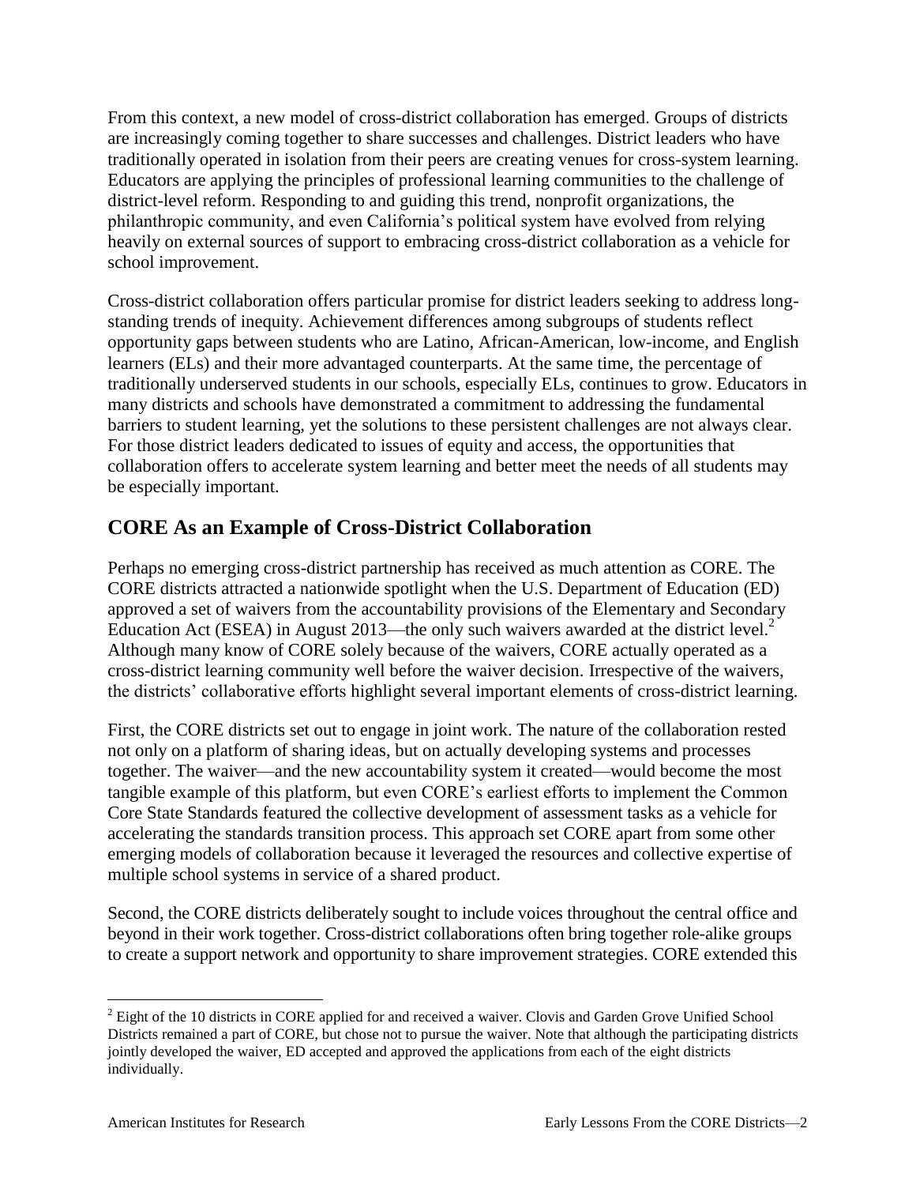From this context, a new model of cross-district collaboration has emerged. Groups of districts are increasingly coming together to share successes and challenges. District leaders who have traditionally operated in isolation from their peers are creating venues for cross-system learning. Educators are applying the principles of professional learning communities to the challenge of district-level reform. Responding to and guiding this trend, nonprofit organizations, the philanthropic community, and even California's political system have evolved from relying heavily on external sources of support to embracing cross-district collaboration as a vehicle for school improvement.

Cross-district collaboration offers particular promise for district leaders seeking to address long-standing trends of inequity. Achievement differences among subgroups of students reflect opportunity gaps between students who are Latino, African-American, low-income, and English learners (ELs) and their more advantaged counterparts. At the same time, the percentage of traditionally underserved students in our schools, especially ELs, continues to grow. Educators in many districts and schools have demonstrated a commitment to addressing the fundamental barriers to student learning, yet the solutions to these persistent challenges are not always clear. For those district leaders dedicated to issues of equity and access, the opportunities that collaboration offers to accelerate system learning and better meet the needs of all students may be especially important.

## CORE As an Example of Cross-District Collaboration

Perhaps no emerging cross-district partnership has received as much attention as CORE. The CORE districts attracted a nationwide spotlight when the U.S. Department of Education (ED) approved a set of waivers from the accountability provisions of the Elementary and Secondary Education Act (ESEA) in August 2013—the only such waivers awarded at the district level.[2] Although many know of CORE solely because of the waivers, CORE actually operated as a cross-district learning community well before the waiver decision. Irrespective of the waivers, the districts' collaborative efforts highlight several important elements of cross-district learning.

First, the CORE districts set out to engage in joint work. The nature of the collaboration rested not only on a platform of sharing ideas, but on actually developing systems and processes together. The waiver—and the new accountability system it created—would become the most tangible example of this platform, but even CORE's earliest efforts to implement the Common Core State Standards featured the collective development of assessment tasks as a vehicle for accelerating the standards transition process. This approach set CORE apart from some other emerging models of collaboration because it leveraged the resources and collective expertise of multiple school systems in service of a shared product.

Second, the CORE districts deliberately sought to include voices throughout the central office and beyond in their work together. Cross-district collaborations often bring together role-alike groups to create a support network and opportunity to share improvement strategies. CORE extended this

[2] Eight of the 10 districts in CORE applied for and received a waiver. Clovis and Garden Grove Unified School Districts remained a part of CORE, but chose not to pursue the waiver. Note that although the participating districts jointly developed the waiver, ED accepted and approved the applications from each of the eight districts individually.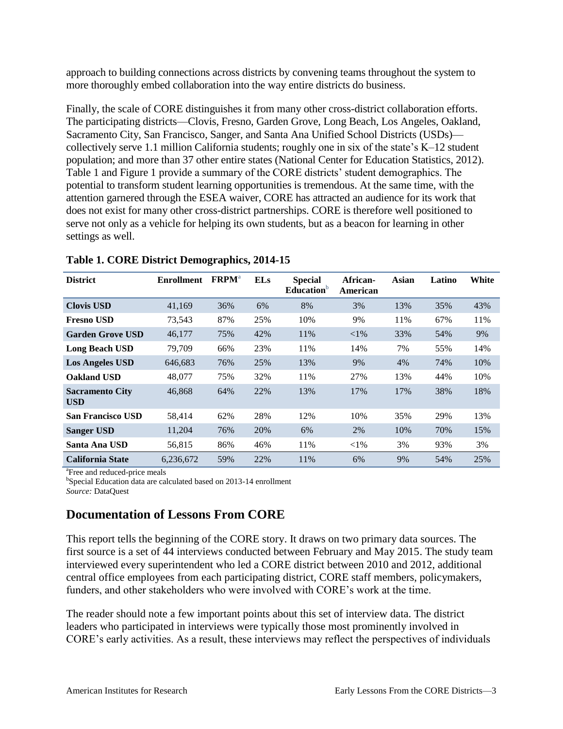approach to building connections across districts by convening teams throughout the system to more thoroughly embed collaboration into the way entire districts do business.

Finally, the scale of CORE distinguishes it from many other cross-district collaboration efforts. The participating districts—Clovis, Fresno, Garden Grove, Long Beach, Los Angeles, Oakland, Sacramento City, San Francisco, Sanger, and Santa Ana Unified School Districts (USDs)—collectively serve 1.1 million California students; roughly one in six of the state's K–12 student population; and more than 37 other entire states (National Center for Education Statistics, 2012). Table 1 and Figure 1 provide a summary of the CORE districts' student demographics. The potential to transform student learning opportunities is tremendous. At the same time, with the attention garnered through the ESEA waiver, CORE has attracted an audience for its work that does not exist for many other cross-district partnerships. CORE is therefore well positioned to serve not only as a vehicle for helping its own students, but as a beacon for learning in other settings as well.

**Table 1. CORE District Demographics, 2014-15**

| District | Enrollment | FRPM[a] | ELs | Special Education[b] | African-American | Asian | Latino | White |
|---|---|---|---|---|---|---|---|---|
| **Clovis USD** | 41,169 | 36% | 6% | 8% | 3% | 13% | 35% | 43% |
| **Fresno USD** | 73,543 | 87% | 25% | 10% | 9% | 11% | 67% | 11% |
| **Garden Grove USD** | 46,177 | 75% | 42% | 11% | <1% | 33% | 54% | 9% |
| **Long Beach USD** | 79,709 | 66% | 23% | 11% | 14% | 7% | 55% | 14% |
| **Los Angeles USD** | 646,683 | 76% | 25% | 13% | 9% | 4% | 74% | 10% |
| **Oakland USD** | 48,077 | 75% | 32% | 11% | 27% | 13% | 44% | 10% |
| **Sacramento City USD** | 46,868 | 64% | 22% | 13% | 17% | 17% | 38% | 18% |
| **San Francisco USD** | 58,414 | 62% | 28% | 12% | 10% | 35% | 29% | 13% |
| **Sanger USD** | 11,204 | 76% | 20% | 6% | 2% | 10% | 70% | 15% |
| **Santa Ana USD** | 56,815 | 86% | 46% | 11% | <1% | 3% | 93% | 3% |
| **California State** | 6,236,672 | 59% | 22% | 11% | 6% | 9% | 54% | 25% |

[a]Free and reduced-price meals
[b]Special Education data are calculated based on 2013-14 enrollment
*Source:* DataQuest

## Documentation of Lessons From CORE

This report tells the beginning of the CORE story. It draws on two primary data sources. The first source is a set of 44 interviews conducted between February and May 2015. The study team interviewed every superintendent who led a CORE district between 2010 and 2012, additional central office employees from each participating district, CORE staff members, policymakers, funders, and other stakeholders who were involved with CORE's work at the time.

The reader should note a few important points about this set of interview data. The district leaders who participated in interviews were typically those most prominently involved in CORE's early activities. As a result, these interviews may reflect the perspectives of individuals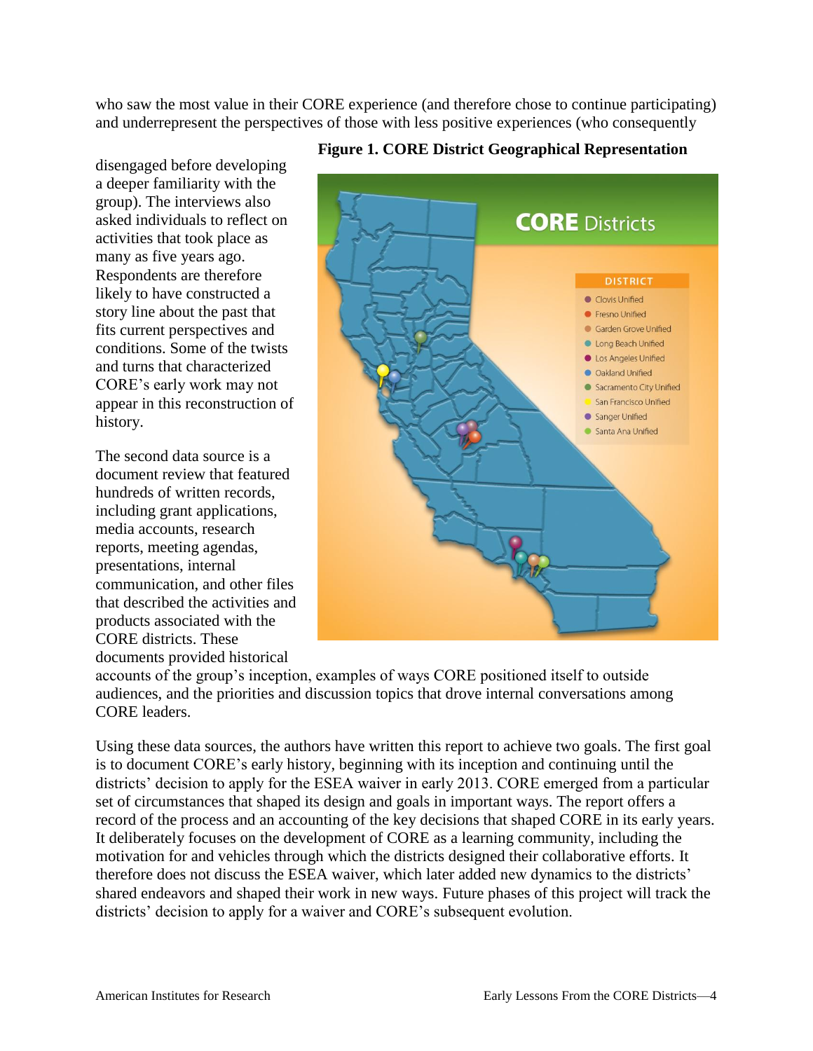who saw the most value in their CORE experience (and therefore chose to continue participating) and underrepresent the perspectives of those with less positive experiences (who consequently disengaged before developing a deeper familiarity with the group). The interviews also asked individuals to reflect on activities that took place as many as five years ago. Respondents are therefore likely to have constructed a story line about the past that fits current perspectives and conditions. Some of the twists and turns that characterized CORE's early work may not appear in this reconstruction of history.

**Figure 1. CORE District Geographical Representation**

The second data source is a document review that featured hundreds of written records, including grant applications, media accounts, research reports, meeting agendas, presentations, internal communication, and other files that described the activities and products associated with the CORE districts. These documents provided historical accounts of the group's inception, examples of ways CORE positioned itself to outside audiences, and the priorities and discussion topics that drove internal conversations among CORE leaders.

Using these data sources, the authors have written this report to achieve two goals. The first goal is to document CORE's early history, beginning with its inception and continuing until the districts' decision to apply for the ESEA waiver in early 2013. CORE emerged from a particular set of circumstances that shaped its design and goals in important ways. The report offers a record of the process and an accounting of the key decisions that shaped CORE in its early years. It deliberately focuses on the development of CORE as a learning community, including the motivation for and vehicles through which the districts designed their collaborative efforts. It therefore does not discuss the ESEA waiver, which later added new dynamics to the districts' shared endeavors and shaped their work in new ways. Future phases of this project will track the districts' decision to apply for a waiver and CORE's subsequent evolution.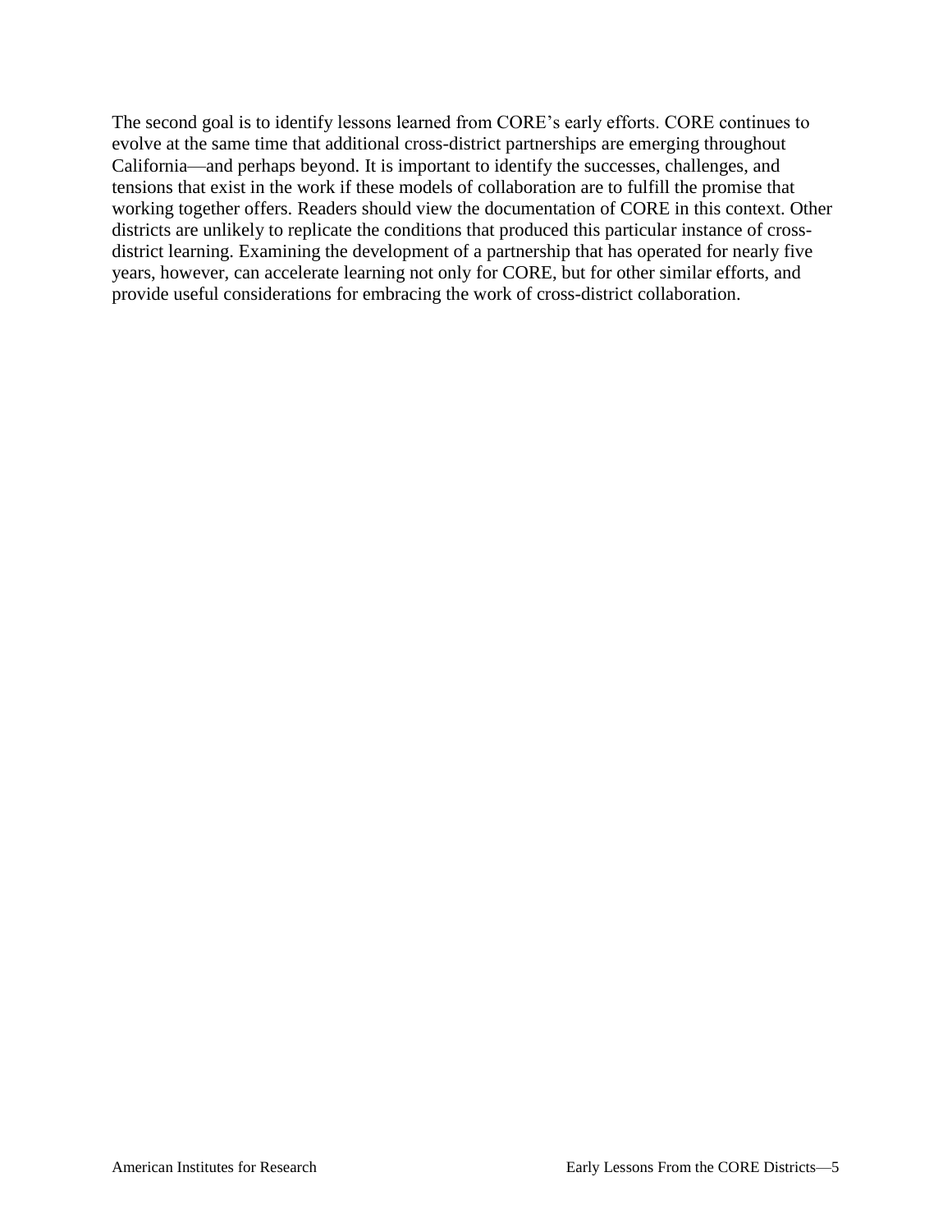The second goal is to identify lessons learned from CORE's early efforts. CORE continues to evolve at the same time that additional cross-district partnerships are emerging throughout California—and perhaps beyond. It is important to identify the successes, challenges, and tensions that exist in the work if these models of collaboration are to fulfill the promise that working together offers. Readers should view the documentation of CORE in this context. Other districts are unlikely to replicate the conditions that produced this particular instance of cross-district learning. Examining the development of a partnership that has operated for nearly five years, however, can accelerate learning not only for CORE, but for other similar efforts, and provide useful considerations for embracing the work of cross-district collaboration.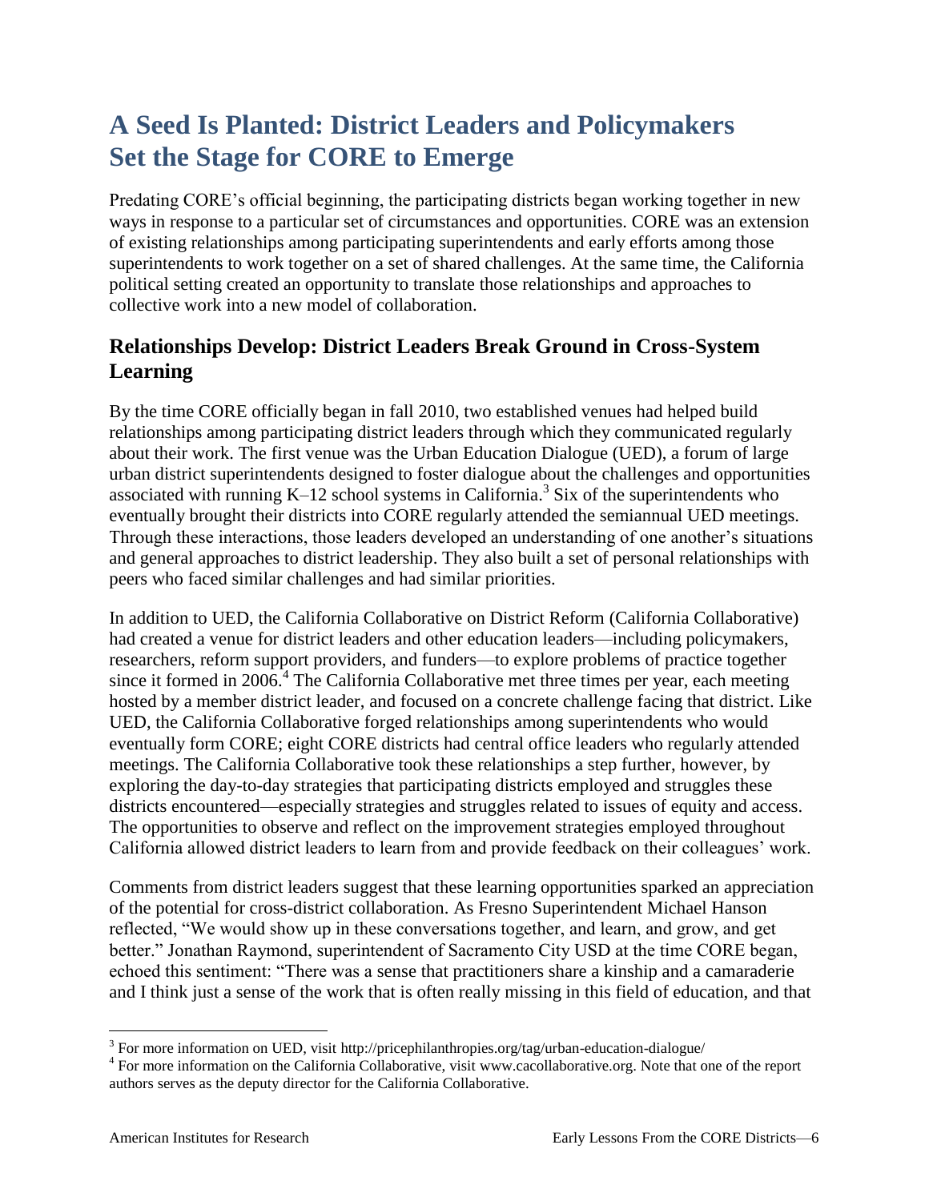# A Seed Is Planted: District Leaders and Policymakers Set the Stage for CORE to Emerge

Predating CORE's official beginning, the participating districts began working together in new ways in response to a particular set of circumstances and opportunities. CORE was an extension of existing relationships among participating superintendents and early efforts among those superintendents to work together on a set of shared challenges. At the same time, the California political setting created an opportunity to translate those relationships and approaches to collective work into a new model of collaboration.

## Relationships Develop: District Leaders Break Ground in Cross-System Learning

By the time CORE officially began in fall 2010, two established venues had helped build relationships among participating district leaders through which they communicated regularly about their work. The first venue was the Urban Education Dialogue (UED), a forum of large urban district superintendents designed to foster dialogue about the challenges and opportunities associated with running K–12 school systems in California.[3] Six of the superintendents who eventually brought their districts into CORE regularly attended the semiannual UED meetings. Through these interactions, those leaders developed an understanding of one another's situations and general approaches to district leadership. They also built a set of personal relationships with peers who faced similar challenges and had similar priorities.

In addition to UED, the California Collaborative on District Reform (California Collaborative) had created a venue for district leaders and other education leaders—including policymakers, researchers, reform support providers, and funders—to explore problems of practice together since it formed in 2006.[4] The California Collaborative met three times per year, each meeting hosted by a member district leader, and focused on a concrete challenge facing that district. Like UED, the California Collaborative forged relationships among superintendents who would eventually form CORE; eight CORE districts had central office leaders who regularly attended meetings. The California Collaborative took these relationships a step further, however, by exploring the day-to-day strategies that participating districts employed and struggles these districts encountered—especially strategies and struggles related to issues of equity and access. The opportunities to observe and reflect on the improvement strategies employed throughout California allowed district leaders to learn from and provide feedback on their colleagues' work.

Comments from district leaders suggest that these learning opportunities sparked an appreciation of the potential for cross-district collaboration. As Fresno Superintendent Michael Hanson reflected, "We would show up in these conversations together, and learn, and grow, and get better." Jonathan Raymond, superintendent of Sacramento City USD at the time CORE began, echoed this sentiment: "There was a sense that practitioners share a kinship and a camaraderie and I think just a sense of the work that is often really missing in this field of education, and that

[3] For more information on UED, visit http://pricephilanthropies.org/tag/urban-education-dialogue/

[4] For more information on the California Collaborative, visit www.cacollaborative.org. Note that one of the report authors serves as the deputy director for the California Collaborative.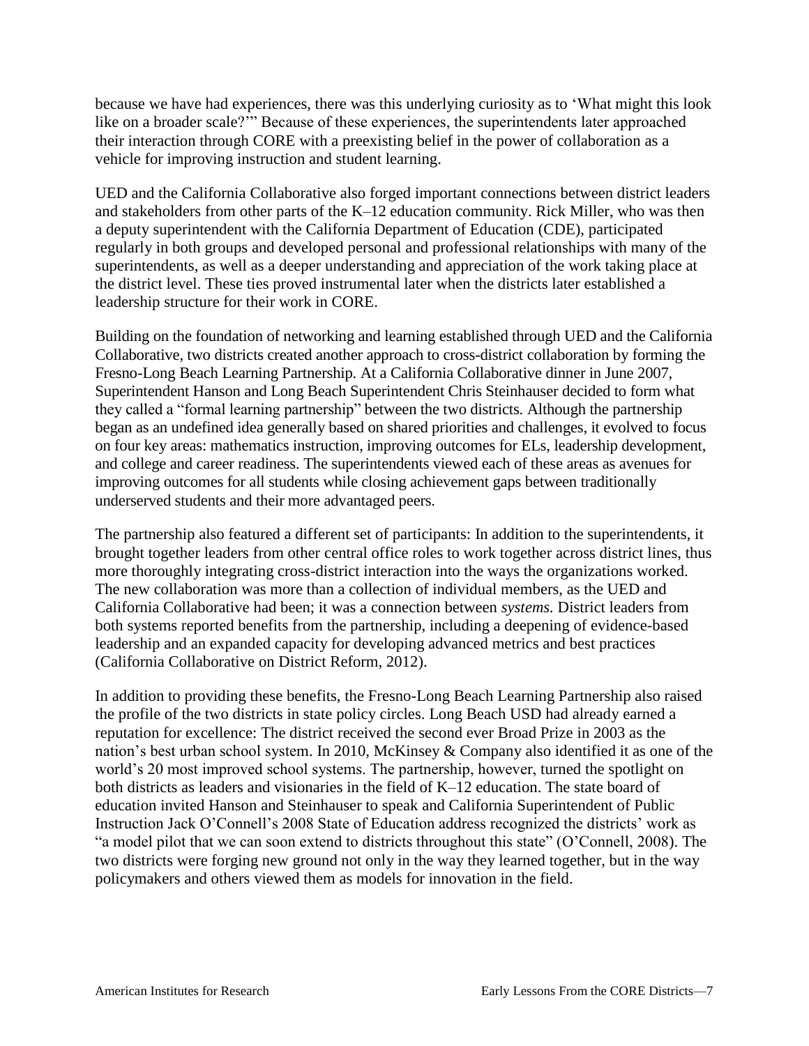because we have had experiences, there was this underlying curiosity as to 'What might this look like on a broader scale?'" Because of these experiences, the superintendents later approached their interaction through CORE with a preexisting belief in the power of collaboration as a vehicle for improving instruction and student learning.

UED and the California Collaborative also forged important connections between district leaders and stakeholders from other parts of the K–12 education community. Rick Miller, who was then a deputy superintendent with the California Department of Education (CDE), participated regularly in both groups and developed personal and professional relationships with many of the superintendents, as well as a deeper understanding and appreciation of the work taking place at the district level. These ties proved instrumental later when the districts later established a leadership structure for their work in CORE.

Building on the foundation of networking and learning established through UED and the California Collaborative, two districts created another approach to cross-district collaboration by forming the Fresno-Long Beach Learning Partnership. At a California Collaborative dinner in June 2007, Superintendent Hanson and Long Beach Superintendent Chris Steinhauser decided to form what they called a "formal learning partnership" between the two districts. Although the partnership began as an undefined idea generally based on shared priorities and challenges, it evolved to focus on four key areas: mathematics instruction, improving outcomes for ELs, leadership development, and college and career readiness. The superintendents viewed each of these areas as avenues for improving outcomes for all students while closing achievement gaps between traditionally underserved students and their more advantaged peers.

The partnership also featured a different set of participants: In addition to the superintendents, it brought together leaders from other central office roles to work together across district lines, thus more thoroughly integrating cross-district interaction into the ways the organizations worked. The new collaboration was more than a collection of individual members, as the UED and California Collaborative had been; it was a connection between *systems.* District leaders from both systems reported benefits from the partnership, including a deepening of evidence-based leadership and an expanded capacity for developing advanced metrics and best practices (California Collaborative on District Reform, 2012).

In addition to providing these benefits, the Fresno-Long Beach Learning Partnership also raised the profile of the two districts in state policy circles. Long Beach USD had already earned a reputation for excellence: The district received the second ever Broad Prize in 2003 as the nation's best urban school system. In 2010, McKinsey & Company also identified it as one of the world's 20 most improved school systems. The partnership, however, turned the spotlight on both districts as leaders and visionaries in the field of K–12 education. The state board of education invited Hanson and Steinhauser to speak and California Superintendent of Public Instruction Jack O'Connell's 2008 State of Education address recognized the districts' work as "a model pilot that we can soon extend to districts throughout this state" (O'Connell, 2008). The two districts were forging new ground not only in the way they learned together, but in the way policymakers and others viewed them as models for innovation in the field.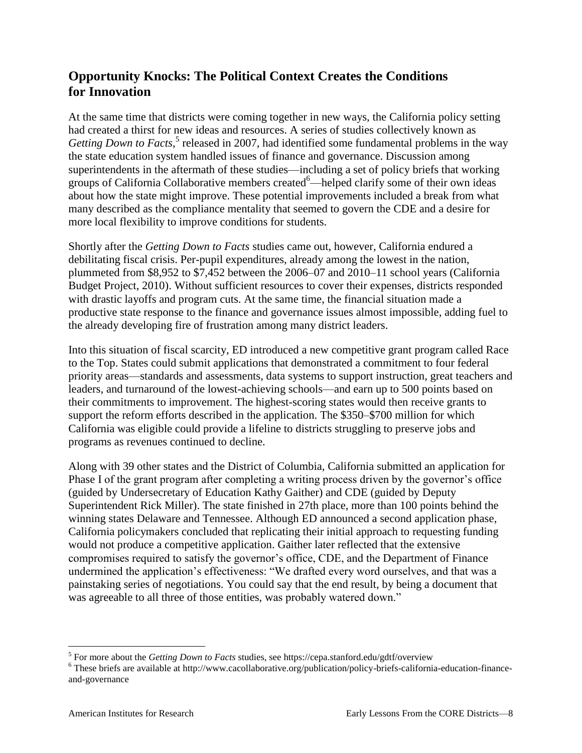## Opportunity Knocks: The Political Context Creates the Conditions for Innovation

At the same time that districts were coming together in new ways, the California policy setting had created a thirst for new ideas and resources. A series of studies collectively known as *Getting Down to Facts*,[5] released in 2007, had identified some fundamental problems in the way the state education system handled issues of finance and governance. Discussion among superintendents in the aftermath of these studies—including a set of policy briefs that working groups of California Collaborative members created[6]—helped clarify some of their own ideas about how the state might improve. These potential improvements included a break from what many described as the compliance mentality that seemed to govern the CDE and a desire for more local flexibility to improve conditions for students.

Shortly after the *Getting Down to Facts* studies came out, however, California endured a debilitating fiscal crisis. Per-pupil expenditures, already among the lowest in the nation, plummeted from $8,952 to $7,452 between the 2006–07 and 2010–11 school years (California Budget Project, 2010). Without sufficient resources to cover their expenses, districts responded with drastic layoffs and program cuts. At the same time, the financial situation made a productive state response to the finance and governance issues almost impossible, adding fuel to the already developing fire of frustration among many district leaders.

Into this situation of fiscal scarcity, ED introduced a new competitive grant program called Race to the Top. States could submit applications that demonstrated a commitment to four federal priority areas—standards and assessments, data systems to support instruction, great teachers and leaders, and turnaround of the lowest-achieving schools—and earn up to 500 points based on their commitments to improvement. The highest-scoring states would then receive grants to support the reform efforts described in the application. The $350–$700 million for which California was eligible could provide a lifeline to districts struggling to preserve jobs and programs as revenues continued to decline.

Along with 39 other states and the District of Columbia, California submitted an application for Phase I of the grant program after completing a writing process driven by the governor's office (guided by Undersecretary of Education Kathy Gaither) and CDE (guided by Deputy Superintendent Rick Miller). The state finished in 27th place, more than 100 points behind the winning states Delaware and Tennessee. Although ED announced a second application phase, California policymakers concluded that replicating their initial approach to requesting funding would not produce a competitive application. Gaither later reflected that the extensive compromises required to satisfy the governor's office, CDE, and the Department of Finance undermined the application's effectiveness: "We drafted every word ourselves, and that was a painstaking series of negotiations. You could say that the end result, by being a document that was agreeable to all three of those entities, was probably watered down."

---

[5] For more about the *Getting Down to Facts* studies, see https://cepa.stanford.edu/gdtf/overview

[6] These briefs are available at http://www.cacollaborative.org/publication/policy-briefs-california-education-finance-and-governance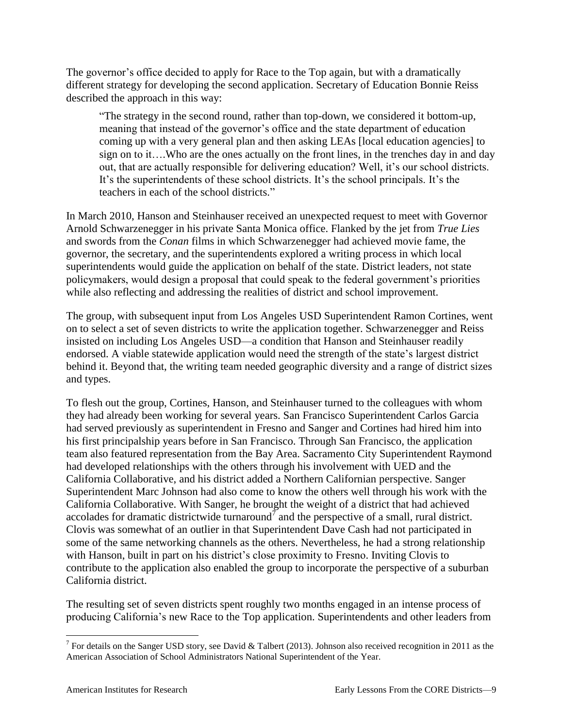The governor's office decided to apply for Race to the Top again, but with a dramatically different strategy for developing the second application. Secretary of Education Bonnie Reiss described the approach in this way:

> "The strategy in the second round, rather than top-down, we considered it bottom-up, meaning that instead of the governor's office and the state department of education coming up with a very general plan and then asking LEAs [local education agencies] to sign on to it….Who are the ones actually on the front lines, in the trenches day in and day out, that are actually responsible for delivering education? Well, it's our school districts. It's the superintendents of these school districts. It's the school principals. It's the teachers in each of the school districts."

In March 2010, Hanson and Steinhauser received an unexpected request to meet with Governor Arnold Schwarzenegger in his private Santa Monica office. Flanked by the jet from *True Lies* and swords from the *Conan* films in which Schwarzenegger had achieved movie fame, the governor, the secretary, and the superintendents explored a writing process in which local superintendents would guide the application on behalf of the state. District leaders, not state policymakers, would design a proposal that could speak to the federal government's priorities while also reflecting and addressing the realities of district and school improvement.

The group, with subsequent input from Los Angeles USD Superintendent Ramon Cortines, went on to select a set of seven districts to write the application together. Schwarzenegger and Reiss insisted on including Los Angeles USD—a condition that Hanson and Steinhauser readily endorsed. A viable statewide application would need the strength of the state's largest district behind it. Beyond that, the writing team needed geographic diversity and a range of district sizes and types.

To flesh out the group, Cortines, Hanson, and Steinhauser turned to the colleagues with whom they had already been working for several years. San Francisco Superintendent Carlos Garcia had served previously as superintendent in Fresno and Sanger and Cortines had hired him into his first principalship years before in San Francisco. Through San Francisco, the application team also featured representation from the Bay Area. Sacramento City Superintendent Raymond had developed relationships with the others through his involvement with UED and the California Collaborative, and his district added a Northern Californian perspective. Sanger Superintendent Marc Johnson had also come to know the others well through his work with the California Collaborative. With Sanger, he brought the weight of a district that had achieved accolades for dramatic districtwide turnaround[7] and the perspective of a small, rural district. Clovis was somewhat of an outlier in that Superintendent Dave Cash had not participated in some of the same networking channels as the others. Nevertheless, he had a strong relationship with Hanson, built in part on his district's close proximity to Fresno. Inviting Clovis to contribute to the application also enabled the group to incorporate the perspective of a suburban California district.

The resulting set of seven districts spent roughly two months engaged in an intense process of producing California's new Race to the Top application. Superintendents and other leaders from

---

[7] For details on the Sanger USD story, see David & Talbert (2013). Johnson also received recognition in 2011 as the American Association of School Administrators National Superintendent of the Year.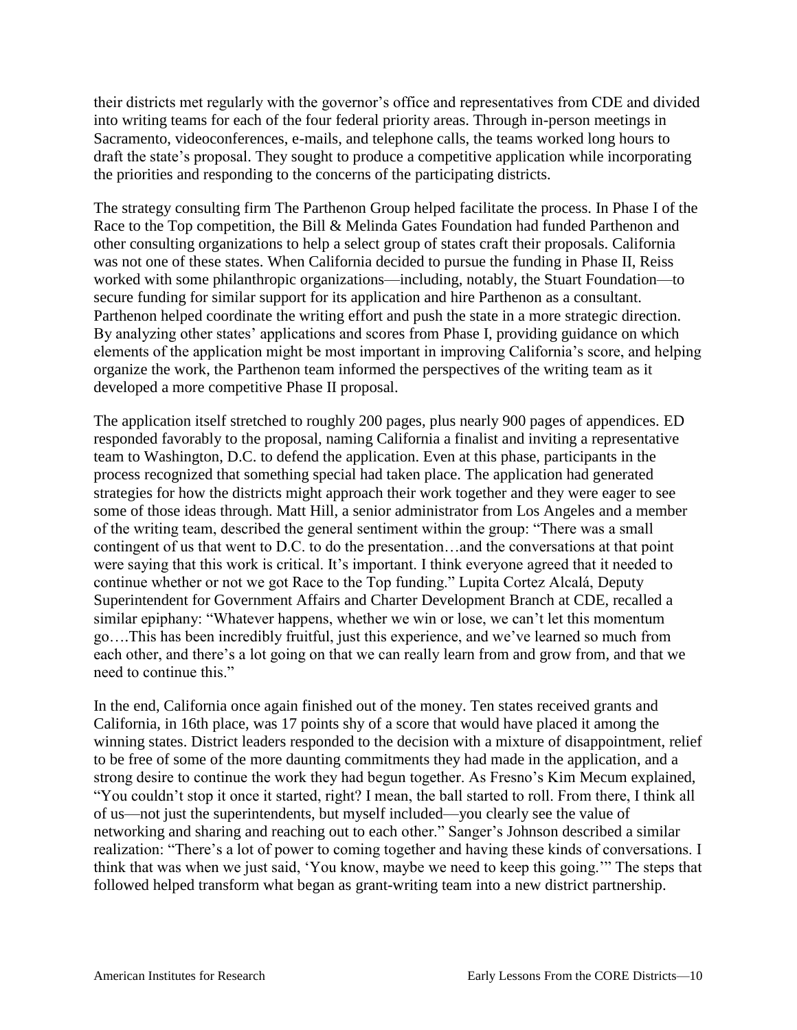their districts met regularly with the governor's office and representatives from CDE and divided into writing teams for each of the four federal priority areas. Through in-person meetings in Sacramento, videoconferences, e-mails, and telephone calls, the teams worked long hours to draft the state's proposal. They sought to produce a competitive application while incorporating the priorities and responding to the concerns of the participating districts.

The strategy consulting firm The Parthenon Group helped facilitate the process. In Phase I of the Race to the Top competition, the Bill & Melinda Gates Foundation had funded Parthenon and other consulting organizations to help a select group of states craft their proposals. California was not one of these states. When California decided to pursue the funding in Phase II, Reiss worked with some philanthropic organizations—including, notably, the Stuart Foundation—to secure funding for similar support for its application and hire Parthenon as a consultant. Parthenon helped coordinate the writing effort and push the state in a more strategic direction. By analyzing other states' applications and scores from Phase I, providing guidance on which elements of the application might be most important in improving California's score, and helping organize the work, the Parthenon team informed the perspectives of the writing team as it developed a more competitive Phase II proposal.

The application itself stretched to roughly 200 pages, plus nearly 900 pages of appendices. ED responded favorably to the proposal, naming California a finalist and inviting a representative team to Washington, D.C. to defend the application. Even at this phase, participants in the process recognized that something special had taken place. The application had generated strategies for how the districts might approach their work together and they were eager to see some of those ideas through. Matt Hill, a senior administrator from Los Angeles and a member of the writing team, described the general sentiment within the group: "There was a small contingent of us that went to D.C. to do the presentation…and the conversations at that point were saying that this work is critical. It's important. I think everyone agreed that it needed to continue whether or not we got Race to the Top funding." Lupita Cortez Alcalá, Deputy Superintendent for Government Affairs and Charter Development Branch at CDE, recalled a similar epiphany: "Whatever happens, whether we win or lose, we can't let this momentum go….This has been incredibly fruitful, just this experience, and we've learned so much from each other, and there's a lot going on that we can really learn from and grow from, and that we need to continue this."

In the end, California once again finished out of the money. Ten states received grants and California, in 16th place, was 17 points shy of a score that would have placed it among the winning states. District leaders responded to the decision with a mixture of disappointment, relief to be free of some of the more daunting commitments they had made in the application, and a strong desire to continue the work they had begun together. As Fresno's Kim Mecum explained, "You couldn't stop it once it started, right? I mean, the ball started to roll. From there, I think all of us—not just the superintendents, but myself included—you clearly see the value of networking and sharing and reaching out to each other." Sanger's Johnson described a similar realization: "There's a lot of power to coming together and having these kinds of conversations. I think that was when we just said, 'You know, maybe we need to keep this going.'" The steps that followed helped transform what began as grant-writing team into a new district partnership.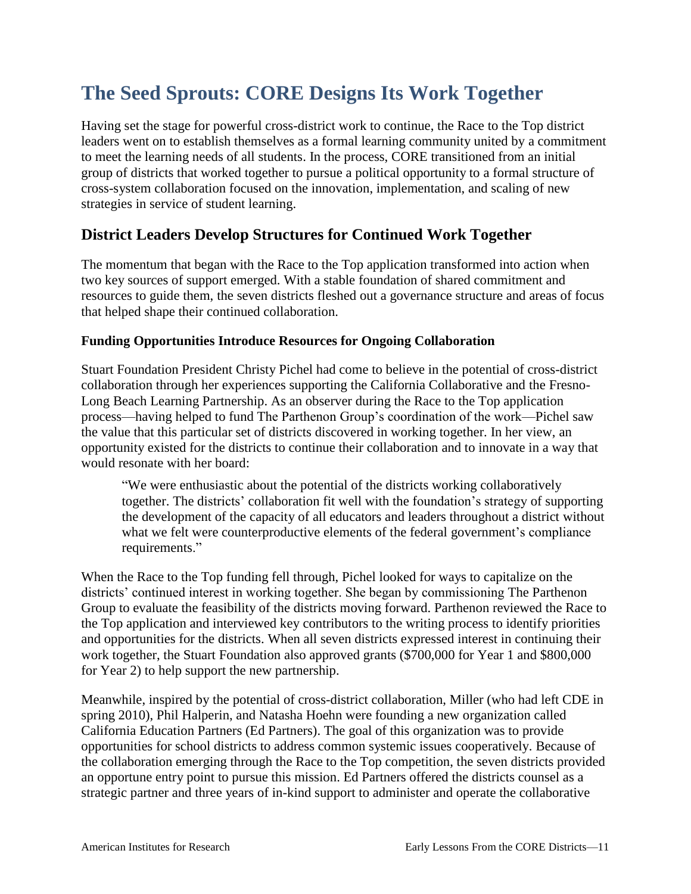# The Seed Sprouts: CORE Designs Its Work Together

Having set the stage for powerful cross-district work to continue, the Race to the Top district leaders went on to establish themselves as a formal learning community united by a commitment to meet the learning needs of all students. In the process, CORE transitioned from an initial group of districts that worked together to pursue a political opportunity to a formal structure of cross-system collaboration focused on the innovation, implementation, and scaling of new strategies in service of student learning.

## District Leaders Develop Structures for Continued Work Together

The momentum that began with the Race to the Top application transformed into action when two key sources of support emerged. With a stable foundation of shared commitment and resources to guide them, the seven districts fleshed out a governance structure and areas of focus that helped shape their continued collaboration.

### Funding Opportunities Introduce Resources for Ongoing Collaboration

Stuart Foundation President Christy Pichel had come to believe in the potential of cross-district collaboration through her experiences supporting the California Collaborative and the Fresno-Long Beach Learning Partnership. As an observer during the Race to the Top application process—having helped to fund The Parthenon Group's coordination of the work—Pichel saw the value that this particular set of districts discovered in working together. In her view, an opportunity existed for the districts to continue their collaboration and to innovate in a way that would resonate with her board:

> "We were enthusiastic about the potential of the districts working collaboratively together. The districts' collaboration fit well with the foundation's strategy of supporting the development of the capacity of all educators and leaders throughout a district without what we felt were counterproductive elements of the federal government's compliance requirements."

When the Race to the Top funding fell through, Pichel looked for ways to capitalize on the districts' continued interest in working together. She began by commissioning The Parthenon Group to evaluate the feasibility of the districts moving forward. Parthenon reviewed the Race to the Top application and interviewed key contributors to the writing process to identify priorities and opportunities for the districts. When all seven districts expressed interest in continuing their work together, the Stuart Foundation also approved grants ($700,000 for Year 1 and $800,000 for Year 2) to help support the new partnership.

Meanwhile, inspired by the potential of cross-district collaboration, Miller (who had left CDE in spring 2010), Phil Halperin, and Natasha Hoehn were founding a new organization called California Education Partners (Ed Partners). The goal of this organization was to provide opportunities for school districts to address common systemic issues cooperatively. Because of the collaboration emerging through the Race to the Top competition, the seven districts provided an opportune entry point to pursue this mission. Ed Partners offered the districts counsel as a strategic partner and three years of in-kind support to administer and operate the collaborative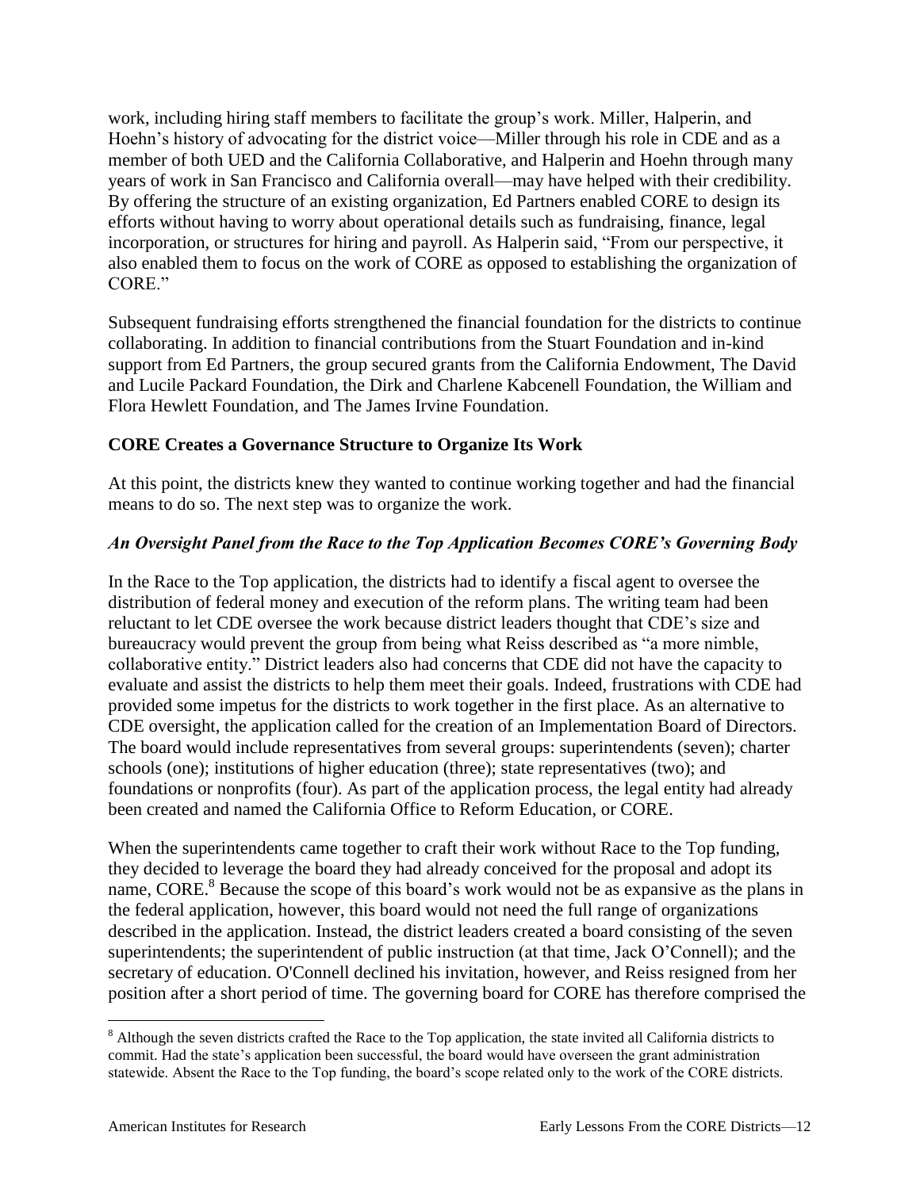work, including hiring staff members to facilitate the group's work. Miller, Halperin, and Hoehn's history of advocating for the district voice—Miller through his role in CDE and as a member of both UED and the California Collaborative, and Halperin and Hoehn through many years of work in San Francisco and California overall—may have helped with their credibility. By offering the structure of an existing organization, Ed Partners enabled CORE to design its efforts without having to worry about operational details such as fundraising, finance, legal incorporation, or structures for hiring and payroll. As Halperin said, "From our perspective, it also enabled them to focus on the work of CORE as opposed to establishing the organization of CORE."

Subsequent fundraising efforts strengthened the financial foundation for the districts to continue collaborating. In addition to financial contributions from the Stuart Foundation and in-kind support from Ed Partners, the group secured grants from the California Endowment, The David and Lucile Packard Foundation, the Dirk and Charlene Kabcenell Foundation, the William and Flora Hewlett Foundation, and The James Irvine Foundation.

### CORE Creates a Governance Structure to Organize Its Work

At this point, the districts knew they wanted to continue working together and had the financial means to do so. The next step was to organize the work.

#### *An Oversight Panel from the Race to the Top Application Becomes CORE's Governing Body*

In the Race to the Top application, the districts had to identify a fiscal agent to oversee the distribution of federal money and execution of the reform plans. The writing team had been reluctant to let CDE oversee the work because district leaders thought that CDE's size and bureaucracy would prevent the group from being what Reiss described as "a more nimble, collaborative entity." District leaders also had concerns that CDE did not have the capacity to evaluate and assist the districts to help them meet their goals. Indeed, frustrations with CDE had provided some impetus for the districts to work together in the first place. As an alternative to CDE oversight, the application called for the creation of an Implementation Board of Directors. The board would include representatives from several groups: superintendents (seven); charter schools (one); institutions of higher education (three); state representatives (two); and foundations or nonprofits (four). As part of the application process, the legal entity had already been created and named the California Office to Reform Education, or CORE.

When the superintendents came together to craft their work without Race to the Top funding, they decided to leverage the board they had already conceived for the proposal and adopt its name, CORE.[8] Because the scope of this board's work would not be as expansive as the plans in the federal application, however, this board would not need the full range of organizations described in the application. Instead, the district leaders created a board consisting of the seven superintendents; the superintendent of public instruction (at that time, Jack O'Connell); and the secretary of education. O'Connell declined his invitation, however, and Reiss resigned from her position after a short period of time. The governing board for CORE has therefore comprised the

---

[8] Although the seven districts crafted the Race to the Top application, the state invited all California districts to commit. Had the state's application been successful, the board would have overseen the grant administration statewide. Absent the Race to the Top funding, the board's scope related only to the work of the CORE districts.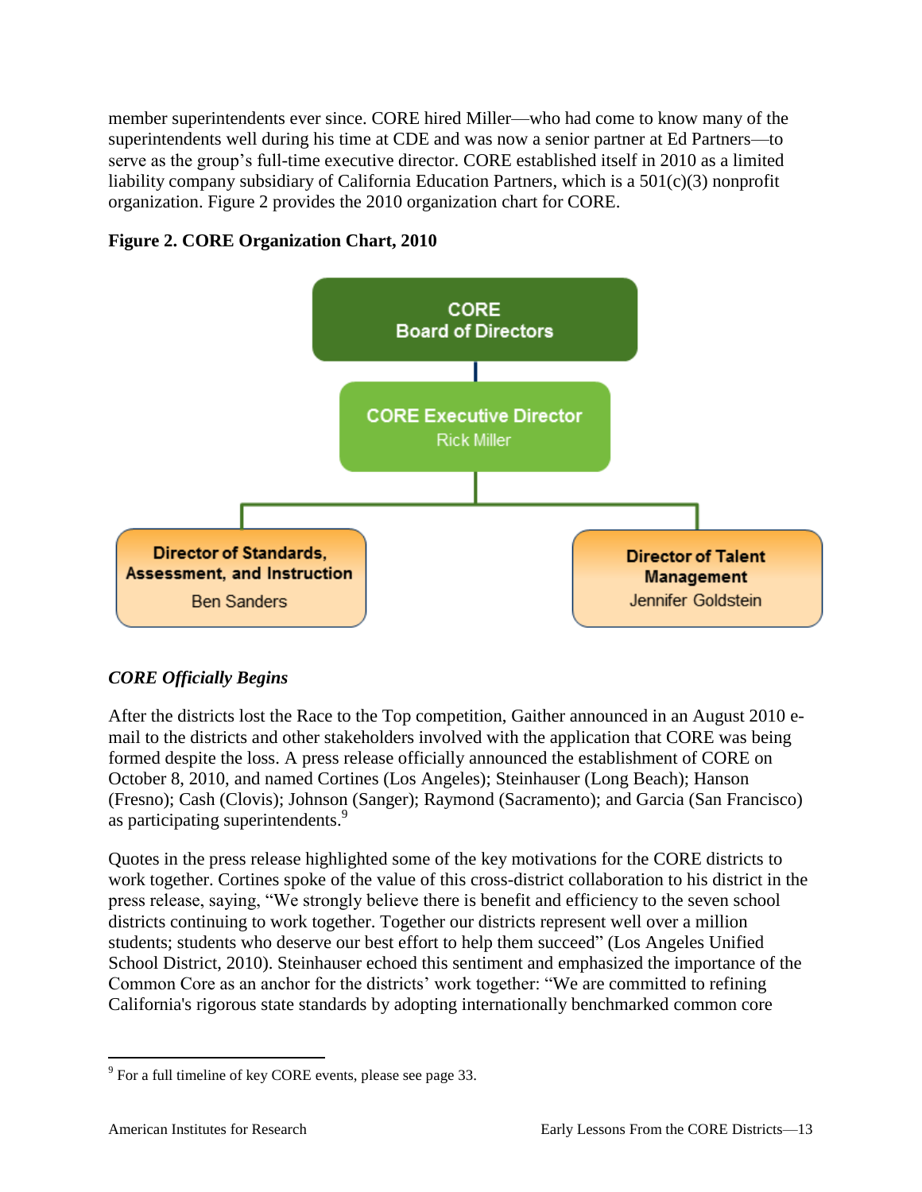member superintendents ever since. CORE hired Miller—who had come to know many of the superintendents well during his time at CDE and was now a senior partner at Ed Partners—to serve as the group's full-time executive director. CORE established itself in 2010 as a limited liability company subsidiary of California Education Partners, which is a 501(c)(3) nonprofit organization. Figure 2 provides the 2010 organization chart for CORE.

**Figure 2. CORE Organization Chart, 2010**

CORE Board of Directors

CORE Executive Director
Rick Miller

Director of Standards, Assessment, and Instruction
Ben Sanders

Director of Talent Management
Jennifer Goldstein

### *CORE Officially Begins*

After the districts lost the Race to the Top competition, Gaither announced in an August 2010 e-mail to the districts and other stakeholders involved with the application that CORE was being formed despite the loss. A press release officially announced the establishment of CORE on October 8, 2010, and named Cortines (Los Angeles); Steinhauser (Long Beach); Hanson (Fresno); Cash (Clovis); Johnson (Sanger); Raymond (Sacramento); and Garcia (San Francisco) as participating superintendents.[9]

Quotes in the press release highlighted some of the key motivations for the CORE districts to work together. Cortines spoke of the value of this cross-district collaboration to his district in the press release, saying, "We strongly believe there is benefit and efficiency to the seven school districts continuing to work together. Together our districts represent well over a million students; students who deserve our best effort to help them succeed" (Los Angeles Unified School District, 2010). Steinhauser echoed this sentiment and emphasized the importance of the Common Core as an anchor for the districts' work together: "We are committed to refining California's rigorous state standards by adopting internationally benchmarked common core

[9] For a full timeline of key CORE events, please see page 33.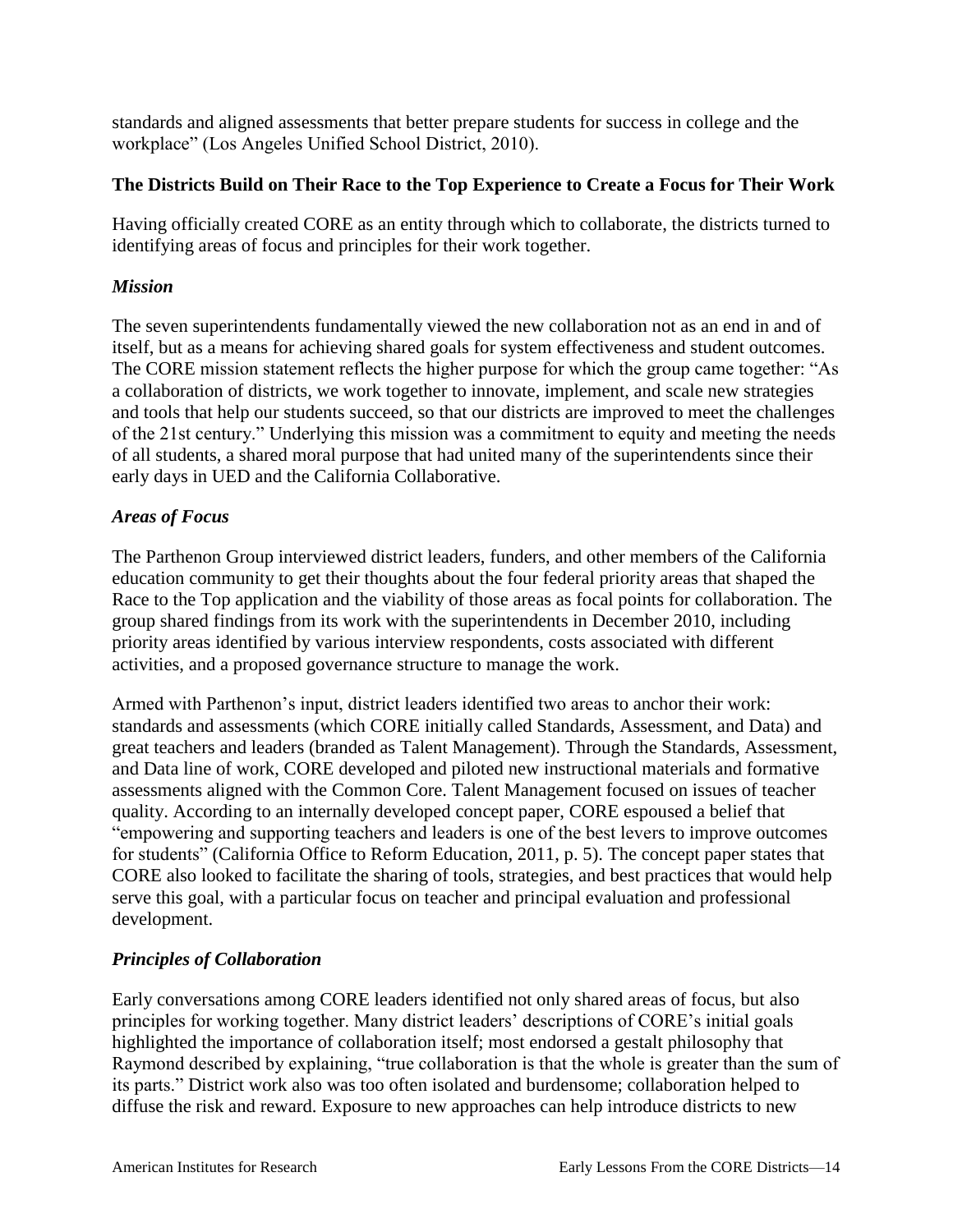standards and aligned assessments that better prepare students for success in college and the workplace" (Los Angeles Unified School District, 2010).

### The Districts Build on Their Race to the Top Experience to Create a Focus for Their Work

Having officially created CORE as an entity through which to collaborate, the districts turned to identifying areas of focus and principles for their work together.

#### *Mission*

The seven superintendents fundamentally viewed the new collaboration not as an end in and of itself, but as a means for achieving shared goals for system effectiveness and student outcomes. The CORE mission statement reflects the higher purpose for which the group came together: "As a collaboration of districts, we work together to innovate, implement, and scale new strategies and tools that help our students succeed, so that our districts are improved to meet the challenges of the 21st century." Underlying this mission was a commitment to equity and meeting the needs of all students, a shared moral purpose that had united many of the superintendents since their early days in UED and the California Collaborative.

#### *Areas of Focus*

The Parthenon Group interviewed district leaders, funders, and other members of the California education community to get their thoughts about the four federal priority areas that shaped the Race to the Top application and the viability of those areas as focal points for collaboration. The group shared findings from its work with the superintendents in December 2010, including priority areas identified by various interview respondents, costs associated with different activities, and a proposed governance structure to manage the work.

Armed with Parthenon's input, district leaders identified two areas to anchor their work: standards and assessments (which CORE initially called Standards, Assessment, and Data) and great teachers and leaders (branded as Talent Management). Through the Standards, Assessment, and Data line of work, CORE developed and piloted new instructional materials and formative assessments aligned with the Common Core. Talent Management focused on issues of teacher quality. According to an internally developed concept paper, CORE espoused a belief that "empowering and supporting teachers and leaders is one of the best levers to improve outcomes for students" (California Office to Reform Education, 2011, p. 5). The concept paper states that CORE also looked to facilitate the sharing of tools, strategies, and best practices that would help serve this goal, with a particular focus on teacher and principal evaluation and professional development.

#### *Principles of Collaboration*

Early conversations among CORE leaders identified not only shared areas of focus, but also principles for working together. Many district leaders' descriptions of CORE's initial goals highlighted the importance of collaboration itself; most endorsed a gestalt philosophy that Raymond described by explaining, "true collaboration is that the whole is greater than the sum of its parts." District work also was too often isolated and burdensome; collaboration helped to diffuse the risk and reward. Exposure to new approaches can help introduce districts to new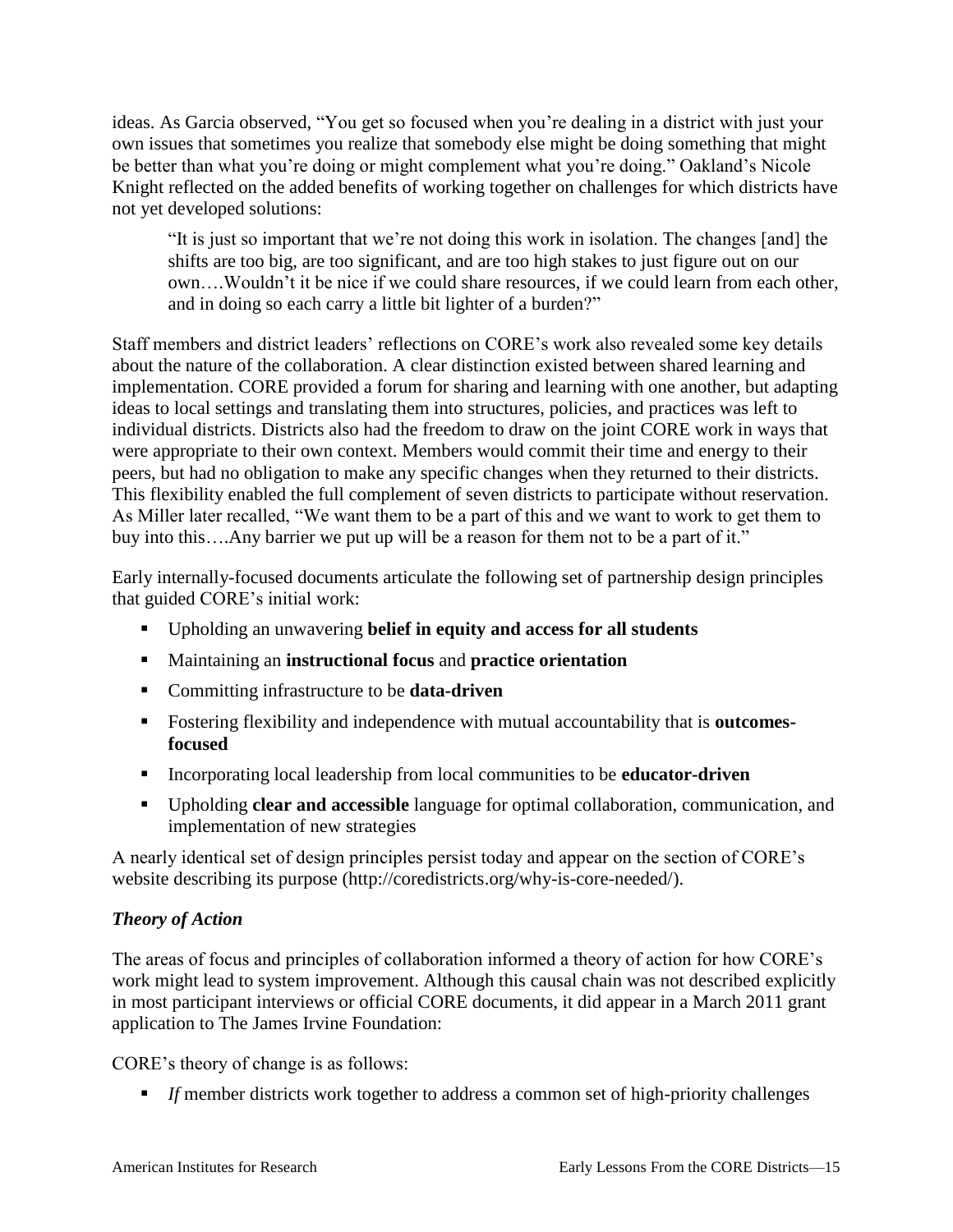ideas. As Garcia observed, "You get so focused when you're dealing in a district with just your own issues that sometimes you realize that somebody else might be doing something that might be better than what you're doing or might complement what you're doing." Oakland's Nicole Knight reflected on the added benefits of working together on challenges for which districts have not yet developed solutions:

> "It is just so important that we're not doing this work in isolation. The changes [and] the shifts are too big, are too significant, and are too high stakes to just figure out on our own….Wouldn't it be nice if we could share resources, if we could learn from each other, and in doing so each carry a little bit lighter of a burden?"

Staff members and district leaders' reflections on CORE's work also revealed some key details about the nature of the collaboration. A clear distinction existed between shared learning and implementation. CORE provided a forum for sharing and learning with one another, but adapting ideas to local settings and translating them into structures, policies, and practices was left to individual districts. Districts also had the freedom to draw on the joint CORE work in ways that were appropriate to their own context. Members would commit their time and energy to their peers, but had no obligation to make any specific changes when they returned to their districts. This flexibility enabled the full complement of seven districts to participate without reservation. As Miller later recalled, "We want them to be a part of this and we want to work to get them to buy into this….Any barrier we put up will be a reason for them not to be a part of it."

Early internally-focused documents articulate the following set of partnership design principles that guided CORE's initial work:

- Upholding an unwavering **belief in equity and access for all students**
- Maintaining an **instructional focus** and **practice orientation**
- Committing infrastructure to be **data-driven**
- Fostering flexibility and independence with mutual accountability that is **outcomes-focused**
- Incorporating local leadership from local communities to be **educator-driven**
- Upholding **clear and accessible** language for optimal collaboration, communication, and implementation of new strategies

A nearly identical set of design principles persist today and appear on the section of CORE's website describing its purpose (http://coredistricts.org/why-is-core-needed/).

### *Theory of Action*

The areas of focus and principles of collaboration informed a theory of action for how CORE's work might lead to system improvement. Although this causal chain was not described explicitly in most participant interviews or official CORE documents, it did appear in a March 2011 grant application to The James Irvine Foundation:

CORE's theory of change is as follows:

- *If* member districts work together to address a common set of high-priority challenges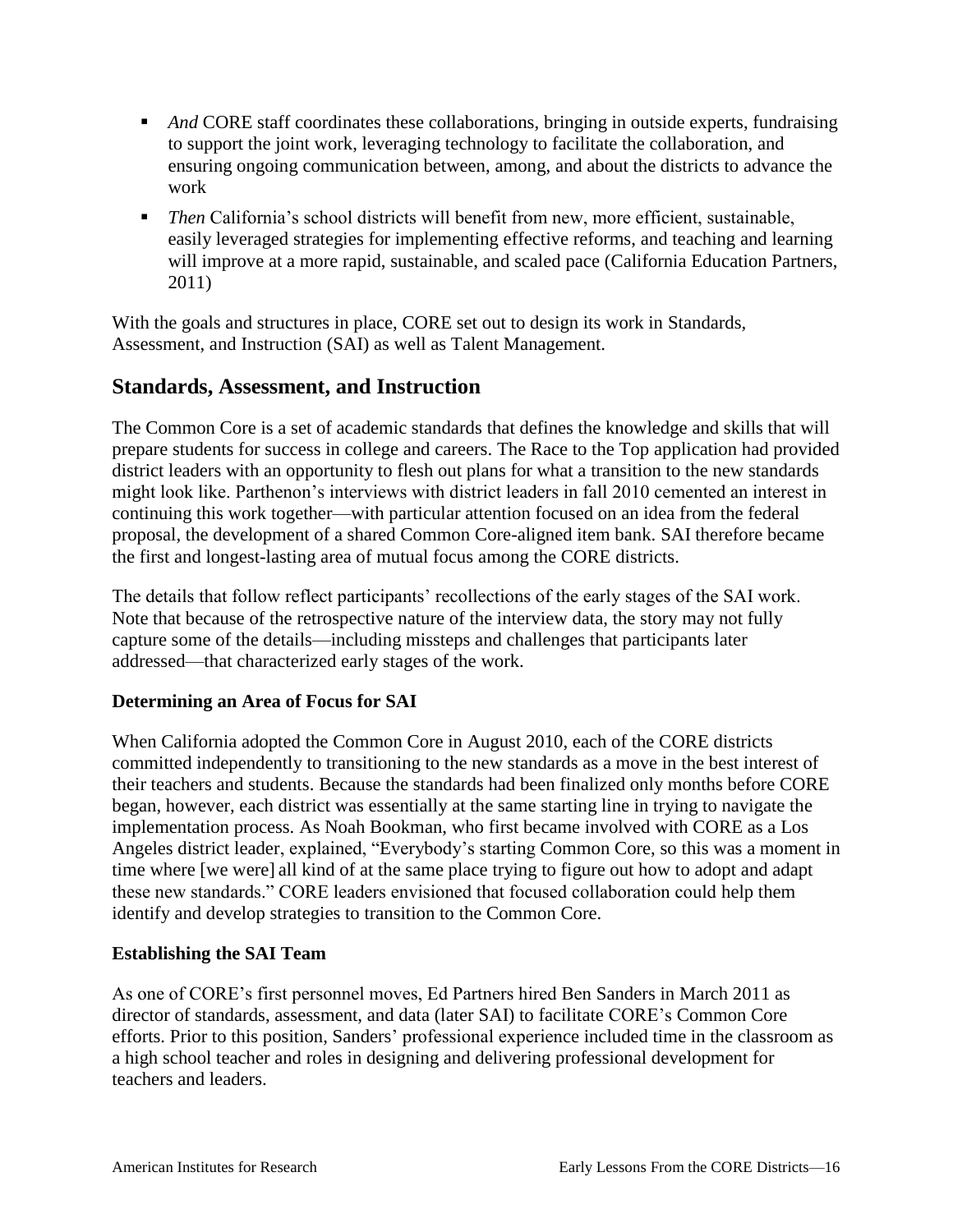- *And* CORE staff coordinates these collaborations, bringing in outside experts, fundraising to support the joint work, leveraging technology to facilitate the collaboration, and ensuring ongoing communication between, among, and about the districts to advance the work
- *Then* California's school districts will benefit from new, more efficient, sustainable, easily leveraged strategies for implementing effective reforms, and teaching and learning will improve at a more rapid, sustainable, and scaled pace (California Education Partners, 2011)

With the goals and structures in place, CORE set out to design its work in Standards, Assessment, and Instruction (SAI) as well as Talent Management.

## Standards, Assessment, and Instruction

The Common Core is a set of academic standards that defines the knowledge and skills that will prepare students for success in college and careers. The Race to the Top application had provided district leaders with an opportunity to flesh out plans for what a transition to the new standards might look like. Parthenon's interviews with district leaders in fall 2010 cemented an interest in continuing this work together—with particular attention focused on an idea from the federal proposal, the development of a shared Common Core-aligned item bank. SAI therefore became the first and longest-lasting area of mutual focus among the CORE districts.

The details that follow reflect participants' recollections of the early stages of the SAI work. Note that because of the retrospective nature of the interview data, the story may not fully capture some of the details—including missteps and challenges that participants later addressed—that characterized early stages of the work.

### Determining an Area of Focus for SAI

When California adopted the Common Core in August 2010, each of the CORE districts committed independently to transitioning to the new standards as a move in the best interest of their teachers and students. Because the standards had been finalized only months before CORE began, however, each district was essentially at the same starting line in trying to navigate the implementation process. As Noah Bookman, who first became involved with CORE as a Los Angeles district leader, explained, "Everybody's starting Common Core, so this was a moment in time where [we were] all kind of at the same place trying to figure out how to adopt and adapt these new standards." CORE leaders envisioned that focused collaboration could help them identify and develop strategies to transition to the Common Core.

### Establishing the SAI Team

As one of CORE's first personnel moves, Ed Partners hired Ben Sanders in March 2011 as director of standards, assessment, and data (later SAI) to facilitate CORE's Common Core efforts. Prior to this position, Sanders' professional experience included time in the classroom as a high school teacher and roles in designing and delivering professional development for teachers and leaders.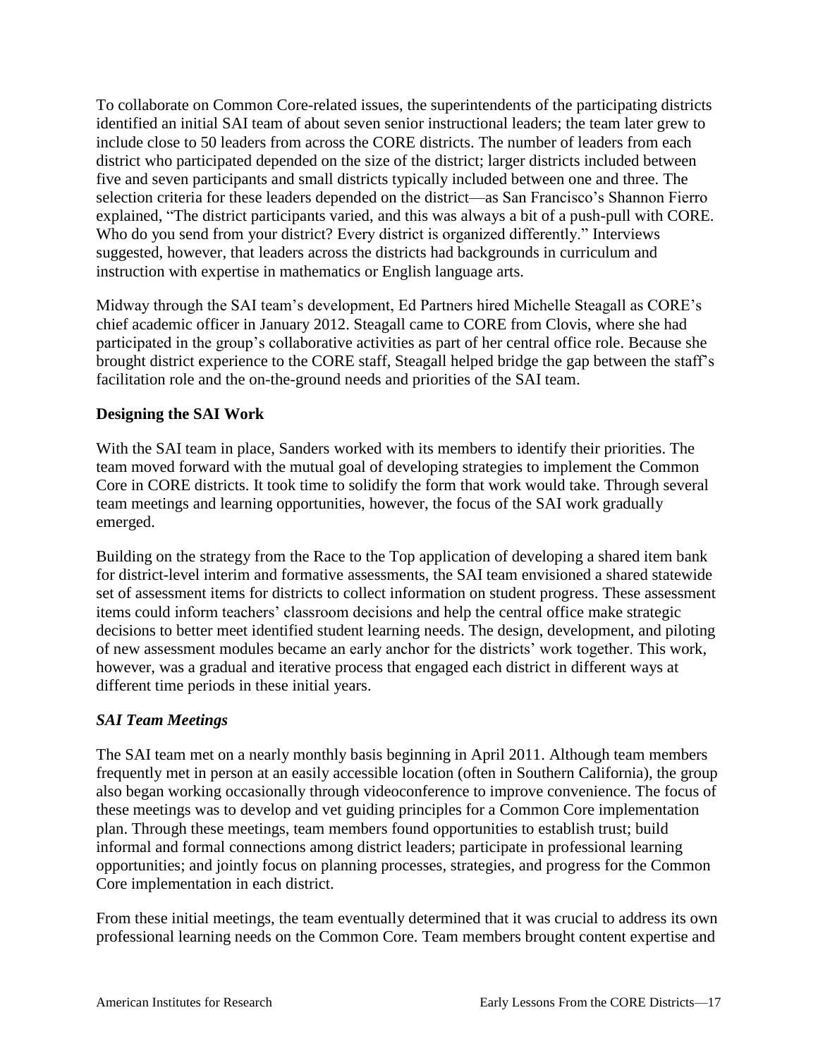To collaborate on Common Core-related issues, the superintendents of the participating districts identified an initial SAI team of about seven senior instructional leaders; the team later grew to include close to 50 leaders from across the CORE districts. The number of leaders from each district who participated depended on the size of the district; larger districts included between five and seven participants and small districts typically included between one and three. The selection criteria for these leaders depended on the district—as San Francisco's Shannon Fierro explained, "The district participants varied, and this was always a bit of a push-pull with CORE. Who do you send from your district? Every district is organized differently." Interviews suggested, however, that leaders across the districts had backgrounds in curriculum and instruction with expertise in mathematics or English language arts.

Midway through the SAI team's development, Ed Partners hired Michelle Steagall as CORE's chief academic officer in January 2012. Steagall came to CORE from Clovis, where she had participated in the group's collaborative activities as part of her central office role. Because she brought district experience to the CORE staff, Steagall helped bridge the gap between the staff's facilitation role and the on-the-ground needs and priorities of the SAI team.

### Designing the SAI Work

With the SAI team in place, Sanders worked with its members to identify their priorities. The team moved forward with the mutual goal of developing strategies to implement the Common Core in CORE districts. It took time to solidify the form that work would take. Through several team meetings and learning opportunities, however, the focus of the SAI work gradually emerged.

Building on the strategy from the Race to the Top application of developing a shared item bank for district-level interim and formative assessments, the SAI team envisioned a shared statewide set of assessment items for districts to collect information on student progress. These assessment items could inform teachers' classroom decisions and help the central office make strategic decisions to better meet identified student learning needs. The design, development, and piloting of new assessment modules became an early anchor for the districts' work together. This work, however, was a gradual and iterative process that engaged each district in different ways at different time periods in these initial years.

#### *SAI Team Meetings*

The SAI team met on a nearly monthly basis beginning in April 2011. Although team members frequently met in person at an easily accessible location (often in Southern California), the group also began working occasionally through videoconference to improve convenience. The focus of these meetings was to develop and vet guiding principles for a Common Core implementation plan. Through these meetings, team members found opportunities to establish trust; build informal and formal connections among district leaders; participate in professional learning opportunities; and jointly focus on planning processes, strategies, and progress for the Common Core implementation in each district.

From these initial meetings, the team eventually determined that it was crucial to address its own professional learning needs on the Common Core. Team members brought content expertise and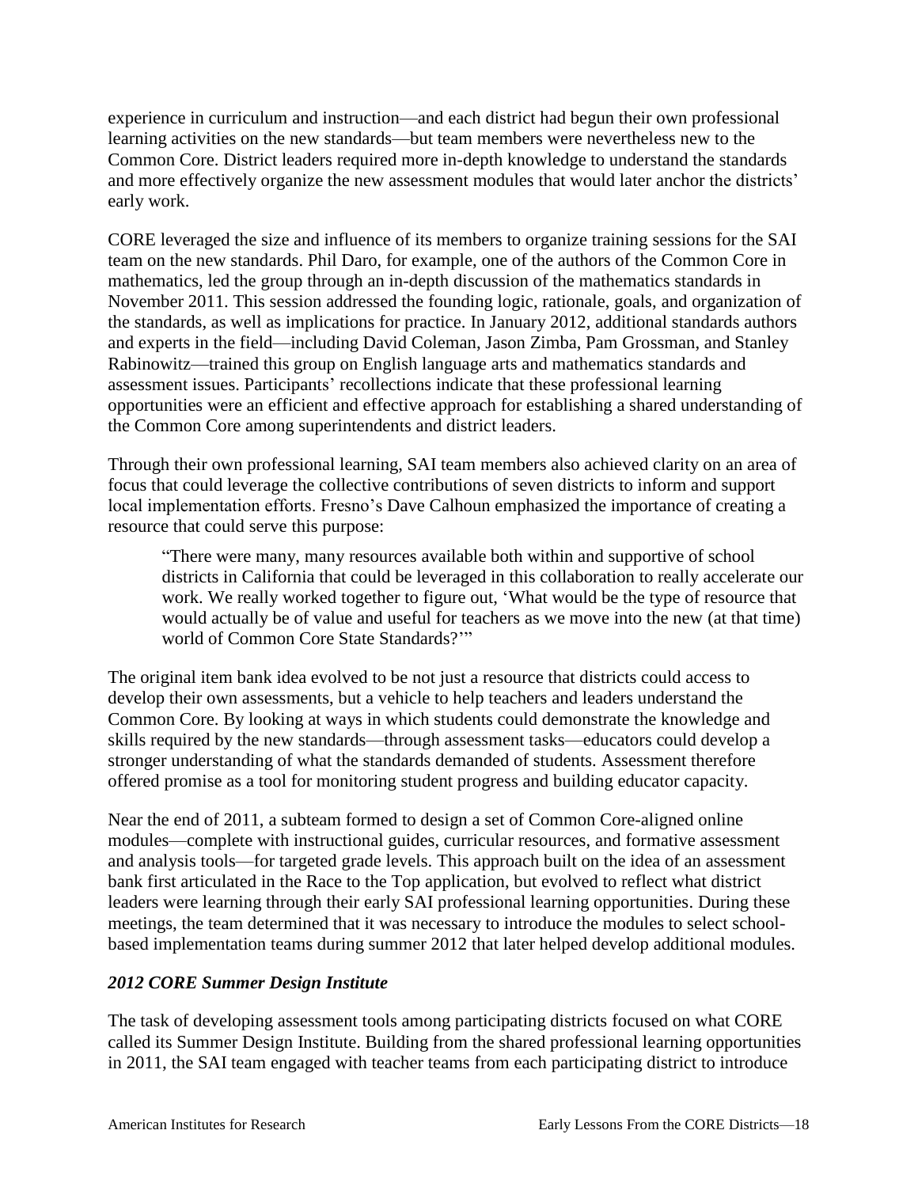experience in curriculum and instruction—and each district had begun their own professional learning activities on the new standards—but team members were nevertheless new to the Common Core. District leaders required more in-depth knowledge to understand the standards and more effectively organize the new assessment modules that would later anchor the districts' early work.

CORE leveraged the size and influence of its members to organize training sessions for the SAI team on the new standards. Phil Daro, for example, one of the authors of the Common Core in mathematics, led the group through an in-depth discussion of the mathematics standards in November 2011. This session addressed the founding logic, rationale, goals, and organization of the standards, as well as implications for practice. In January 2012, additional standards authors and experts in the field—including David Coleman, Jason Zimba, Pam Grossman, and Stanley Rabinowitz—trained this group on English language arts and mathematics standards and assessment issues. Participants' recollections indicate that these professional learning opportunities were an efficient and effective approach for establishing a shared understanding of the Common Core among superintendents and district leaders.

Through their own professional learning, SAI team members also achieved clarity on an area of focus that could leverage the collective contributions of seven districts to inform and support local implementation efforts. Fresno's Dave Calhoun emphasized the importance of creating a resource that could serve this purpose:

> "There were many, many resources available both within and supportive of school districts in California that could be leveraged in this collaboration to really accelerate our work. We really worked together to figure out, 'What would be the type of resource that would actually be of value and useful for teachers as we move into the new (at that time) world of Common Core State Standards?'"

The original item bank idea evolved to be not just a resource that districts could access to develop their own assessments, but a vehicle to help teachers and leaders understand the Common Core. By looking at ways in which students could demonstrate the knowledge and skills required by the new standards—through assessment tasks—educators could develop a stronger understanding of what the standards demanded of students. Assessment therefore offered promise as a tool for monitoring student progress and building educator capacity.

Near the end of 2011, a subteam formed to design a set of Common Core-aligned online modules—complete with instructional guides, curricular resources, and formative assessment and analysis tools—for targeted grade levels. This approach built on the idea of an assessment bank first articulated in the Race to the Top application, but evolved to reflect what district leaders were learning through their early SAI professional learning opportunities. During these meetings, the team determined that it was necessary to introduce the modules to select school-based implementation teams during summer 2012 that later helped develop additional modules.

### *2012 CORE Summer Design Institute*

The task of developing assessment tools among participating districts focused on what CORE called its Summer Design Institute. Building from the shared professional learning opportunities in 2011, the SAI team engaged with teacher teams from each participating district to introduce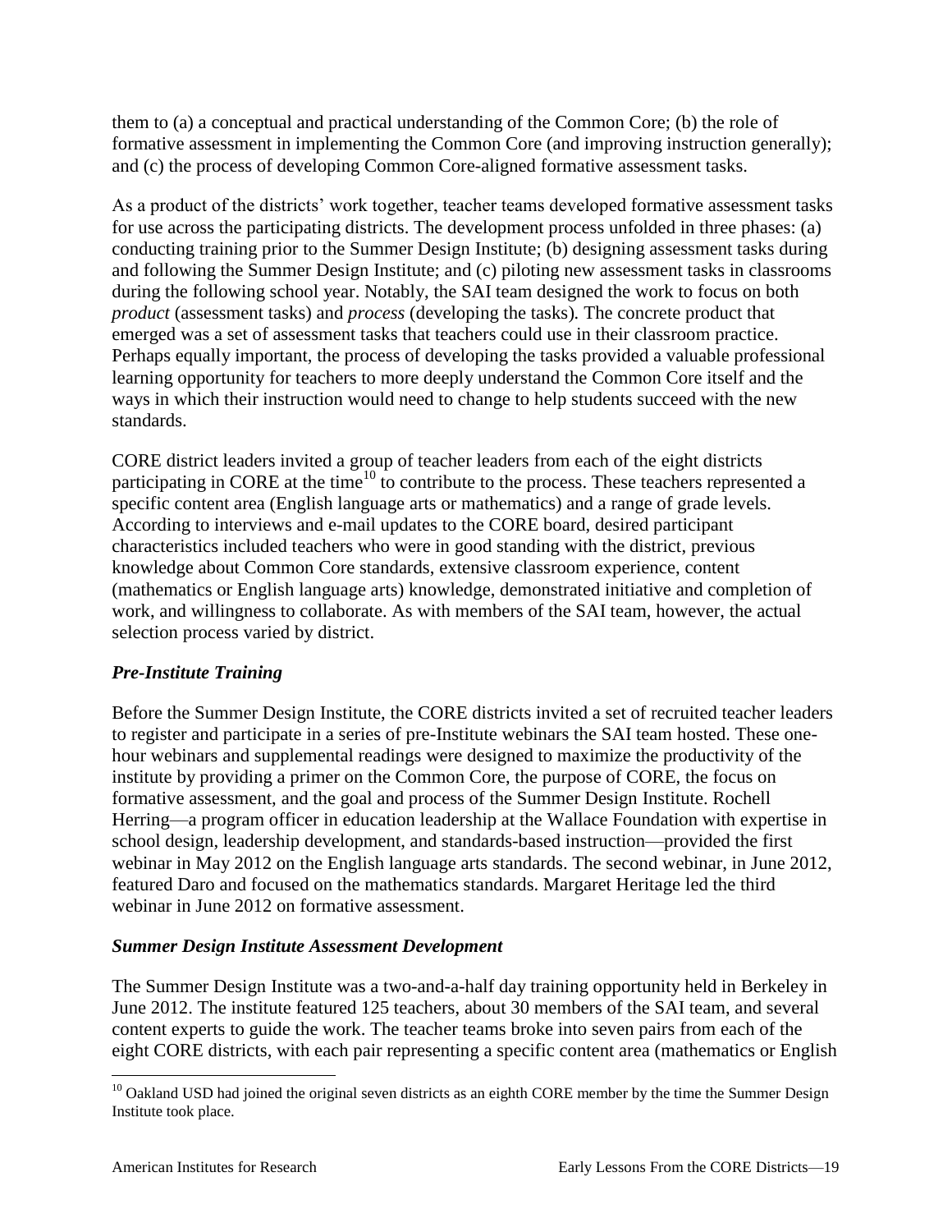them to (a) a conceptual and practical understanding of the Common Core; (b) the role of formative assessment in implementing the Common Core (and improving instruction generally); and (c) the process of developing Common Core-aligned formative assessment tasks.

As a product of the districts' work together, teacher teams developed formative assessment tasks for use across the participating districts. The development process unfolded in three phases: (a) conducting training prior to the Summer Design Institute; (b) designing assessment tasks during and following the Summer Design Institute; and (c) piloting new assessment tasks in classrooms during the following school year. Notably, the SAI team designed the work to focus on both *product* (assessment tasks) and *process* (developing the tasks). The concrete product that emerged was a set of assessment tasks that teachers could use in their classroom practice. Perhaps equally important, the process of developing the tasks provided a valuable professional learning opportunity for teachers to more deeply understand the Common Core itself and the ways in which their instruction would need to change to help students succeed with the new standards.

CORE district leaders invited a group of teacher leaders from each of the eight districts participating in CORE at the time[10] to contribute to the process. These teachers represented a specific content area (English language arts or mathematics) and a range of grade levels. According to interviews and e-mail updates to the CORE board, desired participant characteristics included teachers who were in good standing with the district, previous knowledge about Common Core standards, extensive classroom experience, content (mathematics or English language arts) knowledge, demonstrated initiative and completion of work, and willingness to collaborate. As with members of the SAI team, however, the actual selection process varied by district.

### *Pre-Institute Training*

Before the Summer Design Institute, the CORE districts invited a set of recruited teacher leaders to register and participate in a series of pre-Institute webinars the SAI team hosted. These one-hour webinars and supplemental readings were designed to maximize the productivity of the institute by providing a primer on the Common Core, the purpose of CORE, the focus on formative assessment, and the goal and process of the Summer Design Institute. Rochell Herring—a program officer in education leadership at the Wallace Foundation with expertise in school design, leadership development, and standards-based instruction—provided the first webinar in May 2012 on the English language arts standards. The second webinar, in June 2012, featured Daro and focused on the mathematics standards. Margaret Heritage led the third webinar in June 2012 on formative assessment.

### *Summer Design Institute Assessment Development*

The Summer Design Institute was a two-and-a-half day training opportunity held in Berkeley in June 2012. The institute featured 125 teachers, about 30 members of the SAI team, and several content experts to guide the work. The teacher teams broke into seven pairs from each of the eight CORE districts, with each pair representing a specific content area (mathematics or English

[10] Oakland USD had joined the original seven districts as an eighth CORE member by the time the Summer Design Institute took place.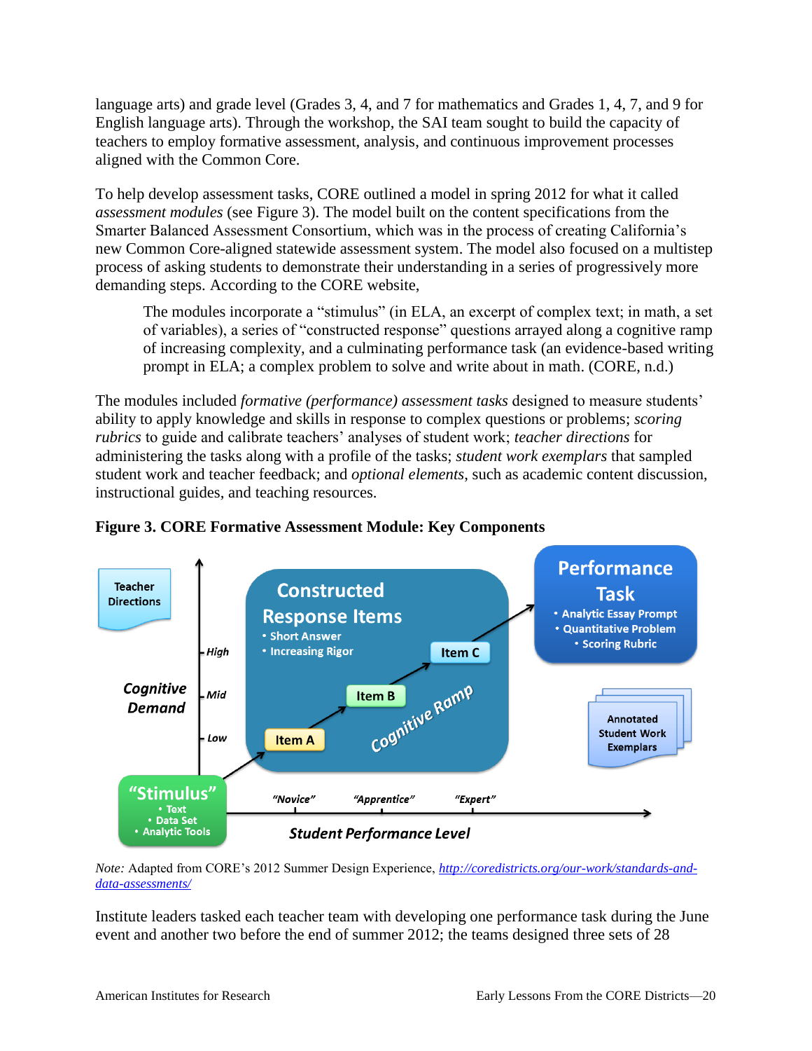language arts) and grade level (Grades 3, 4, and 7 for mathematics and Grades 1, 4, 7, and 9 for English language arts). Through the workshop, the SAI team sought to build the capacity of teachers to employ formative assessment, analysis, and continuous improvement processes aligned with the Common Core.

To help develop assessment tasks, CORE outlined a model in spring 2012 for what it called *assessment modules* (see Figure 3). The model built on the content specifications from the Smarter Balanced Assessment Consortium, which was in the process of creating California's new Common Core-aligned statewide assessment system. The model also focused on a multistep process of asking students to demonstrate their understanding in a series of progressively more demanding steps. According to the CORE website,

> The modules incorporate a "stimulus" (in ELA, an excerpt of complex text; in math, a set of variables), a series of "constructed response" questions arrayed along a cognitive ramp of increasing complexity, and a culminating performance task (an evidence-based writing prompt in ELA; a complex problem to solve and write about in math. (CORE, n.d.)

The modules included *formative (performance) assessment tasks* designed to measure students' ability to apply knowledge and skills in response to complex questions or problems; *scoring rubrics* to guide and calibrate teachers' analyses of student work; *teacher directions* for administering the tasks along with a profile of the tasks; *student work exemplars* that sampled student work and teacher feedback; and *optional elements*, such as academic content discussion, instructional guides, and teaching resources.

**Figure 3. CORE Formative Assessment Module: Key Components**

Teacher Directions

Cognitive Demand: High, Mid, Low

Constructed Response Items
- Short Answer
- Increasing Rigor

Item A → Item B → Item C (Cognitive Ramp)

Performance Task
- Analytic Essay Prompt
- Quantitative Problem
- Scoring Rubric

Annotated Student Work Exemplars

"Stimulus"
- Text
- Data Set
- Analytic Tools

Student Performance Level: "Novice", "Apprentice", "Expert"

*Note:* Adapted from CORE's 2012 Summer Design Experience, [http://coredistricts.org/our-work/standards-and-data-assessments/](http://coredistricts.org/our-work/standards-and-data-assessments/)

Institute leaders tasked each teacher team with developing one performance task during the June event and another two before the end of summer 2012; the teams designed three sets of 28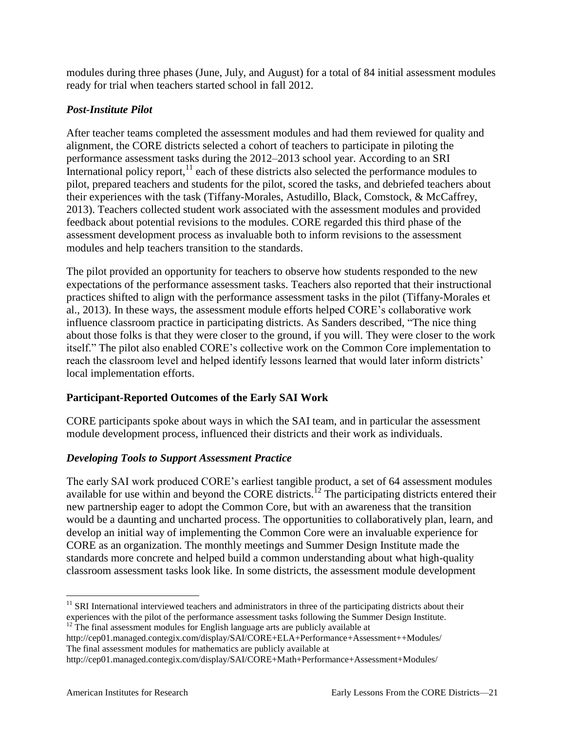modules during three phases (June, July, and August) for a total of 84 initial assessment modules ready for trial when teachers started school in fall 2012.

### *Post-Institute Pilot*

After teacher teams completed the assessment modules and had them reviewed for quality and alignment, the CORE districts selected a cohort of teachers to participate in piloting the performance assessment tasks during the 2012–2013 school year. According to an SRI International policy report,[11] each of these districts also selected the performance modules to pilot, prepared teachers and students for the pilot, scored the tasks, and debriefed teachers about their experiences with the task (Tiffany-Morales, Astudillo, Black, Comstock, & McCaffrey, 2013). Teachers collected student work associated with the assessment modules and provided feedback about potential revisions to the modules. CORE regarded this third phase of the assessment development process as invaluable both to inform revisions to the assessment modules and help teachers transition to the standards.

The pilot provided an opportunity for teachers to observe how students responded to the new expectations of the performance assessment tasks. Teachers also reported that their instructional practices shifted to align with the performance assessment tasks in the pilot (Tiffany-Morales et al., 2013). In these ways, the assessment module efforts helped CORE's collaborative work influence classroom practice in participating districts. As Sanders described, "The nice thing about those folks is that they were closer to the ground, if you will. They were closer to the work itself." The pilot also enabled CORE's collective work on the Common Core implementation to reach the classroom level and helped identify lessons learned that would later inform districts' local implementation efforts.

## Participant-Reported Outcomes of the Early SAI Work

CORE participants spoke about ways in which the SAI team, and in particular the assessment module development process, influenced their districts and their work as individuals.

### *Developing Tools to Support Assessment Practice*

The early SAI work produced CORE's earliest tangible product, a set of 64 assessment modules available for use within and beyond the CORE districts.[12] The participating districts entered their new partnership eager to adopt the Common Core, but with an awareness that the transition would be a daunting and uncharted process. The opportunities to collaboratively plan, learn, and develop an initial way of implementing the Common Core were an invaluable experience for CORE as an organization. The monthly meetings and Summer Design Institute made the standards more concrete and helped build a common understanding about what high-quality classroom assessment tasks look like. In some districts, the assessment module development

---

[11] SRI International interviewed teachers and administrators in three of the participating districts about their experiences with the pilot of the performance assessment tasks following the Summer Design Institute.

[12] The final assessment modules for English language arts are publicly available at http://cep01.managed.contegix.com/display/SAI/CORE+ELA+Performance+Assessment++Modules/ The final assessment modules for mathematics are publicly available at http://cep01.managed.contegix.com/display/SAI/CORE+Math+Performance+Assessment+Modules/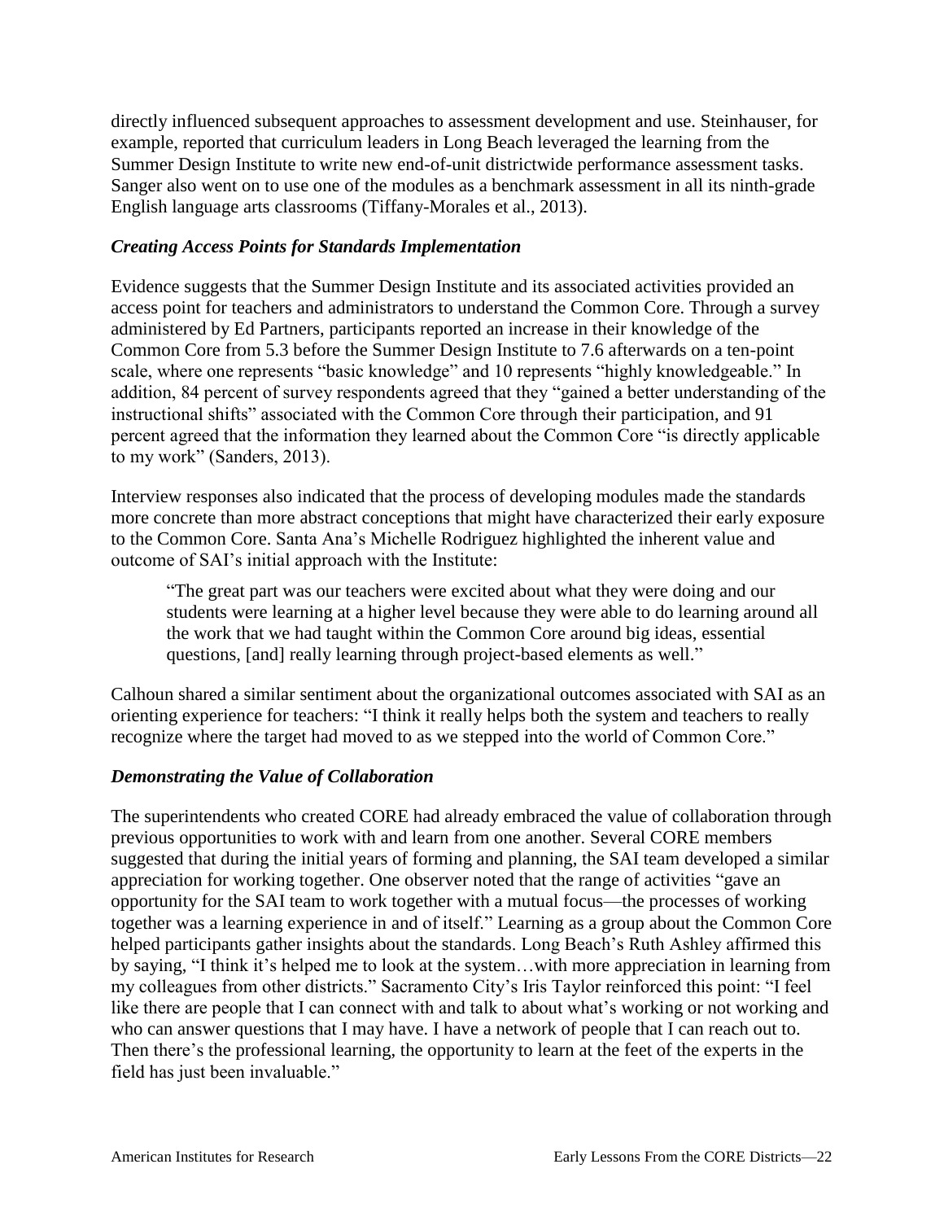directly influenced subsequent approaches to assessment development and use. Steinhauser, for example, reported that curriculum leaders in Long Beach leveraged the learning from the Summer Design Institute to write new end-of-unit districtwide performance assessment tasks. Sanger also went on to use one of the modules as a benchmark assessment in all its ninth-grade English language arts classrooms (Tiffany-Morales et al., 2013).

### *Creating Access Points for Standards Implementation*

Evidence suggests that the Summer Design Institute and its associated activities provided an access point for teachers and administrators to understand the Common Core. Through a survey administered by Ed Partners, participants reported an increase in their knowledge of the Common Core from 5.3 before the Summer Design Institute to 7.6 afterwards on a ten-point scale, where one represents "basic knowledge" and 10 represents "highly knowledgeable." In addition, 84 percent of survey respondents agreed that they "gained a better understanding of the instructional shifts" associated with the Common Core through their participation, and 91 percent agreed that the information they learned about the Common Core "is directly applicable to my work" (Sanders, 2013).

Interview responses also indicated that the process of developing modules made the standards more concrete than more abstract conceptions that might have characterized their early exposure to the Common Core. Santa Ana's Michelle Rodriguez highlighted the inherent value and outcome of SAI's initial approach with the Institute:

> "The great part was our teachers were excited about what they were doing and our students were learning at a higher level because they were able to do learning around all the work that we had taught within the Common Core around big ideas, essential questions, [and] really learning through project-based elements as well."

Calhoun shared a similar sentiment about the organizational outcomes associated with SAI as an orienting experience for teachers: "I think it really helps both the system and teachers to really recognize where the target had moved to as we stepped into the world of Common Core."

### *Demonstrating the Value of Collaboration*

The superintendents who created CORE had already embraced the value of collaboration through previous opportunities to work with and learn from one another. Several CORE members suggested that during the initial years of forming and planning, the SAI team developed a similar appreciation for working together. One observer noted that the range of activities "gave an opportunity for the SAI team to work together with a mutual focus—the processes of working together was a learning experience in and of itself." Learning as a group about the Common Core helped participants gather insights about the standards. Long Beach's Ruth Ashley affirmed this by saying, "I think it's helped me to look at the system…with more appreciation in learning from my colleagues from other districts." Sacramento City's Iris Taylor reinforced this point: "I feel like there are people that I can connect with and talk to about what's working or not working and who can answer questions that I may have. I have a network of people that I can reach out to. Then there's the professional learning, the opportunity to learn at the feet of the experts in the field has just been invaluable."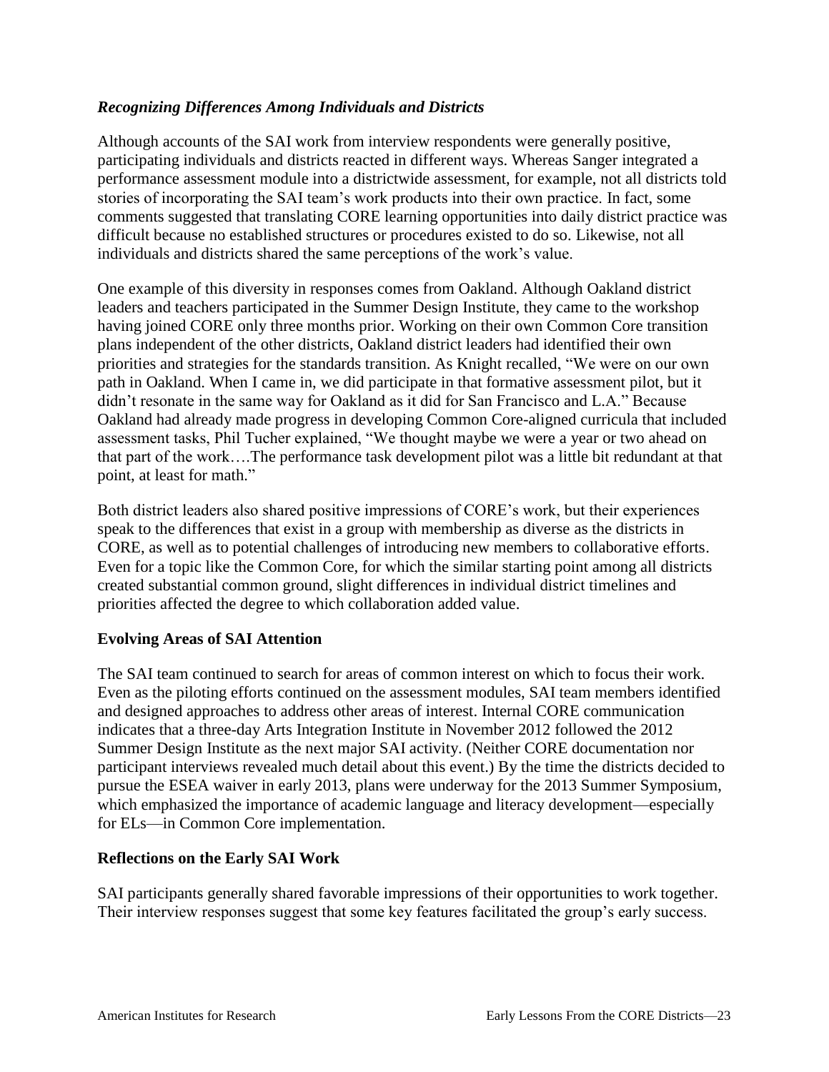### *Recognizing Differences Among Individuals and Districts*

Although accounts of the SAI work from interview respondents were generally positive, participating individuals and districts reacted in different ways. Whereas Sanger integrated a performance assessment module into a districtwide assessment, for example, not all districts told stories of incorporating the SAI team's work products into their own practice. In fact, some comments suggested that translating CORE learning opportunities into daily district practice was difficult because no established structures or procedures existed to do so. Likewise, not all individuals and districts shared the same perceptions of the work's value.

One example of this diversity in responses comes from Oakland. Although Oakland district leaders and teachers participated in the Summer Design Institute, they came to the workshop having joined CORE only three months prior. Working on their own Common Core transition plans independent of the other districts, Oakland district leaders had identified their own priorities and strategies for the standards transition. As Knight recalled, "We were on our own path in Oakland. When I came in, we did participate in that formative assessment pilot, but it didn't resonate in the same way for Oakland as it did for San Francisco and L.A." Because Oakland had already made progress in developing Common Core-aligned curricula that included assessment tasks, Phil Tucher explained, "We thought maybe we were a year or two ahead on that part of the work….The performance task development pilot was a little bit redundant at that point, at least for math."

Both district leaders also shared positive impressions of CORE's work, but their experiences speak to the differences that exist in a group with membership as diverse as the districts in CORE, as well as to potential challenges of introducing new members to collaborative efforts. Even for a topic like the Common Core, for which the similar starting point among all districts created substantial common ground, slight differences in individual district timelines and priorities affected the degree to which collaboration added value.

## Evolving Areas of SAI Attention

The SAI team continued to search for areas of common interest on which to focus their work. Even as the piloting efforts continued on the assessment modules, SAI team members identified and designed approaches to address other areas of interest. Internal CORE communication indicates that a three-day Arts Integration Institute in November 2012 followed the 2012 Summer Design Institute as the next major SAI activity. (Neither CORE documentation nor participant interviews revealed much detail about this event.) By the time the districts decided to pursue the ESEA waiver in early 2013, plans were underway for the 2013 Summer Symposium, which emphasized the importance of academic language and literacy development—especially for ELs—in Common Core implementation.

## Reflections on the Early SAI Work

SAI participants generally shared favorable impressions of their opportunities to work together. Their interview responses suggest that some key features facilitated the group's early success.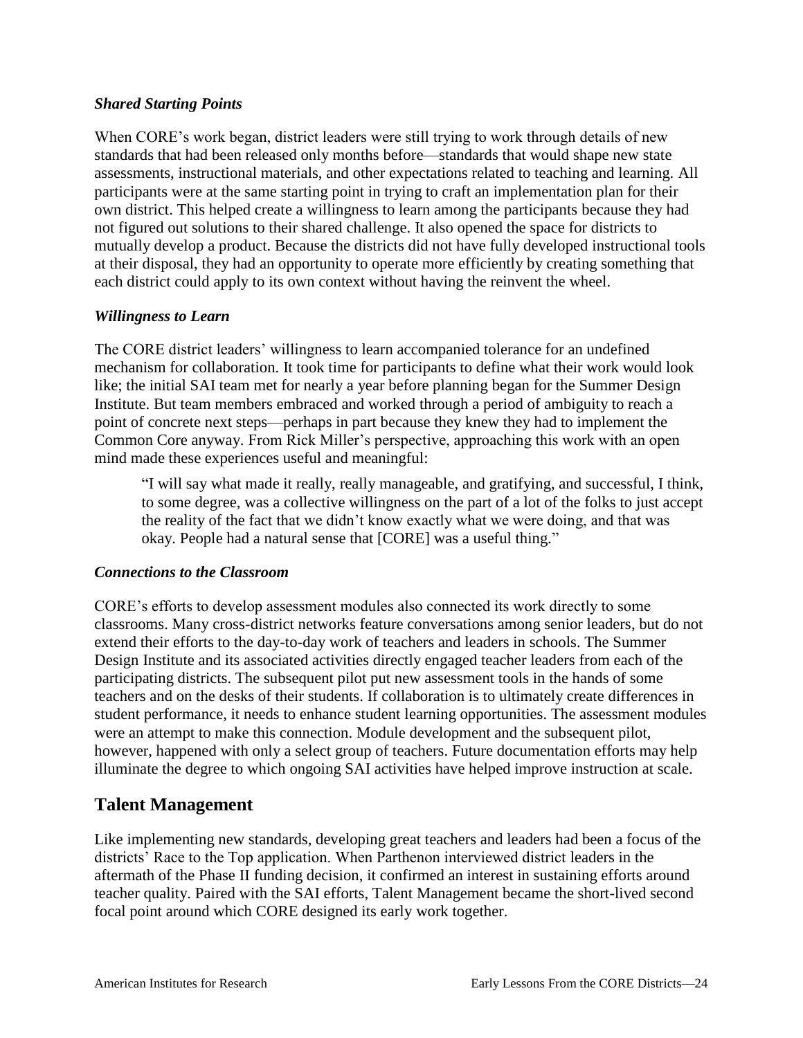### *Shared Starting Points*

When CORE's work began, district leaders were still trying to work through details of new standards that had been released only months before—standards that would shape new state assessments, instructional materials, and other expectations related to teaching and learning. All participants were at the same starting point in trying to craft an implementation plan for their own district. This helped create a willingness to learn among the participants because they had not figured out solutions to their shared challenge. It also opened the space for districts to mutually develop a product. Because the districts did not have fully developed instructional tools at their disposal, they had an opportunity to operate more efficiently by creating something that each district could apply to its own context without having the reinvent the wheel.

### *Willingness to Learn*

The CORE district leaders' willingness to learn accompanied tolerance for an undefined mechanism for collaboration. It took time for participants to define what their work would look like; the initial SAI team met for nearly a year before planning began for the Summer Design Institute. But team members embraced and worked through a period of ambiguity to reach a point of concrete next steps—perhaps in part because they knew they had to implement the Common Core anyway. From Rick Miller's perspective, approaching this work with an open mind made these experiences useful and meaningful:

> "I will say what made it really, really manageable, and gratifying, and successful, I think, to some degree, was a collective willingness on the part of a lot of the folks to just accept the reality of the fact that we didn't know exactly what we were doing, and that was okay. People had a natural sense that [CORE] was a useful thing."

### *Connections to the Classroom*

CORE's efforts to develop assessment modules also connected its work directly to some classrooms. Many cross-district networks feature conversations among senior leaders, but do not extend their efforts to the day-to-day work of teachers and leaders in schools. The Summer Design Institute and its associated activities directly engaged teacher leaders from each of the participating districts. The subsequent pilot put new assessment tools in the hands of some teachers and on the desks of their students. If collaboration is to ultimately create differences in student performance, it needs to enhance student learning opportunities. The assessment modules were an attempt to make this connection. Module development and the subsequent pilot, however, happened with only a select group of teachers. Future documentation efforts may help illuminate the degree to which ongoing SAI activities have helped improve instruction at scale.

## Talent Management

Like implementing new standards, developing great teachers and leaders had been a focus of the districts' Race to the Top application. When Parthenon interviewed district leaders in the aftermath of the Phase II funding decision, it confirmed an interest in sustaining efforts around teacher quality. Paired with the SAI efforts, Talent Management became the short-lived second focal point around which CORE designed its early work together.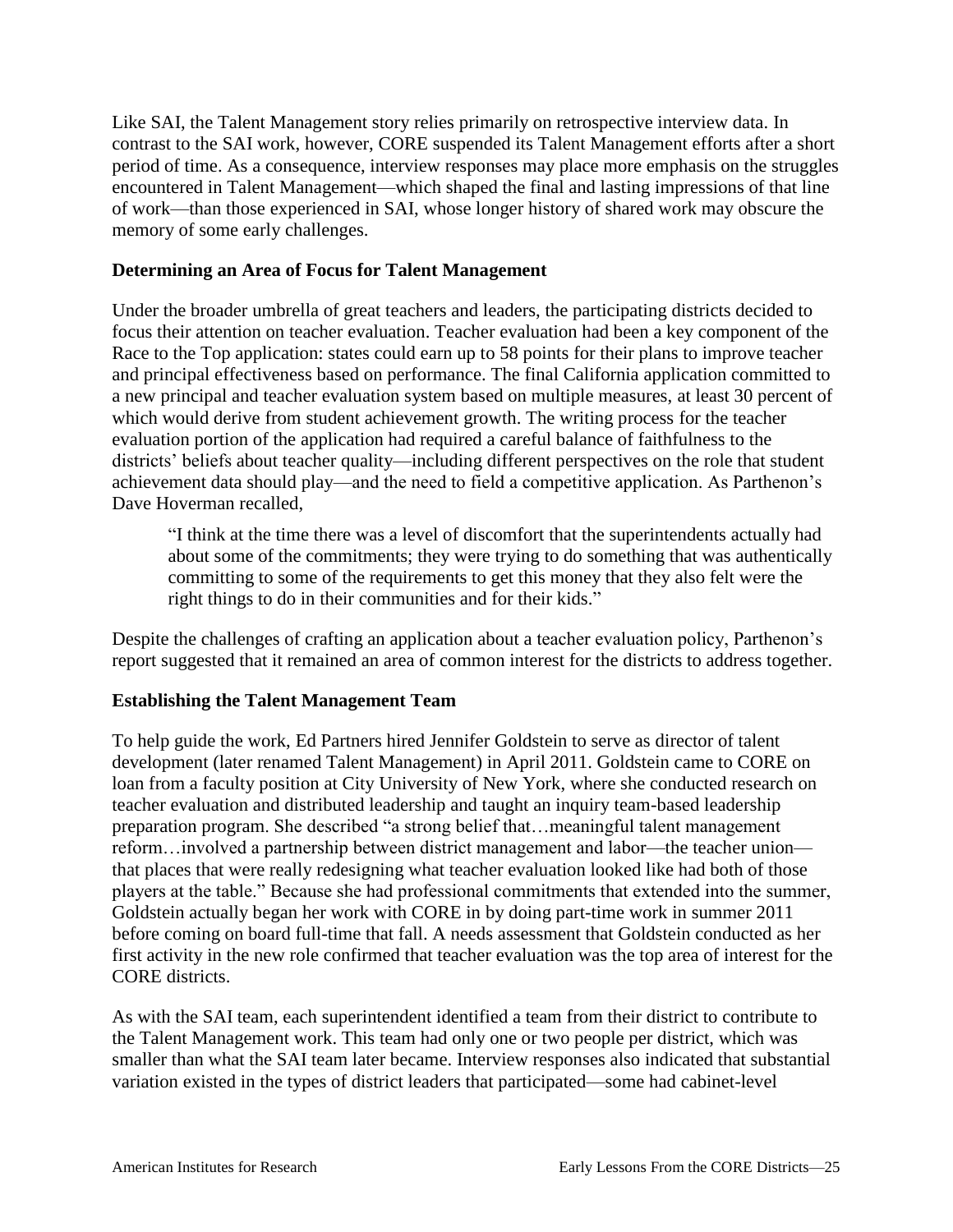Like SAI, the Talent Management story relies primarily on retrospective interview data. In contrast to the SAI work, however, CORE suspended its Talent Management efforts after a short period of time. As a consequence, interview responses may place more emphasis on the struggles encountered in Talent Management—which shaped the final and lasting impressions of that line of work—than those experienced in SAI, whose longer history of shared work may obscure the memory of some early challenges.

### Determining an Area of Focus for Talent Management

Under the broader umbrella of great teachers and leaders, the participating districts decided to focus their attention on teacher evaluation. Teacher evaluation had been a key component of the Race to the Top application: states could earn up to 58 points for their plans to improve teacher and principal effectiveness based on performance. The final California application committed to a new principal and teacher evaluation system based on multiple measures, at least 30 percent of which would derive from student achievement growth. The writing process for the teacher evaluation portion of the application had required a careful balance of faithfulness to the districts' beliefs about teacher quality—including different perspectives on the role that student achievement data should play—and the need to field a competitive application. As Parthenon's Dave Hoverman recalled,

> "I think at the time there was a level of discomfort that the superintendents actually had about some of the commitments; they were trying to do something that was authentically committing to some of the requirements to get this money that they also felt were the right things to do in their communities and for their kids."

Despite the challenges of crafting an application about a teacher evaluation policy, Parthenon's report suggested that it remained an area of common interest for the districts to address together.

### Establishing the Talent Management Team

To help guide the work, Ed Partners hired Jennifer Goldstein to serve as director of talent development (later renamed Talent Management) in April 2011. Goldstein came to CORE on loan from a faculty position at City University of New York, where she conducted research on teacher evaluation and distributed leadership and taught an inquiry team-based leadership preparation program. She described "a strong belief that…meaningful talent management reform…involved a partnership between district management and labor—the teacher union—that places that were really redesigning what teacher evaluation looked like had both of those players at the table." Because she had professional commitments that extended into the summer, Goldstein actually began her work with CORE in by doing part-time work in summer 2011 before coming on board full-time that fall. A needs assessment that Goldstein conducted as her first activity in the new role confirmed that teacher evaluation was the top area of interest for the CORE districts.

As with the SAI team, each superintendent identified a team from their district to contribute to the Talent Management work. This team had only one or two people per district, which was smaller than what the SAI team later became. Interview responses also indicated that substantial variation existed in the types of district leaders that participated—some had cabinet-level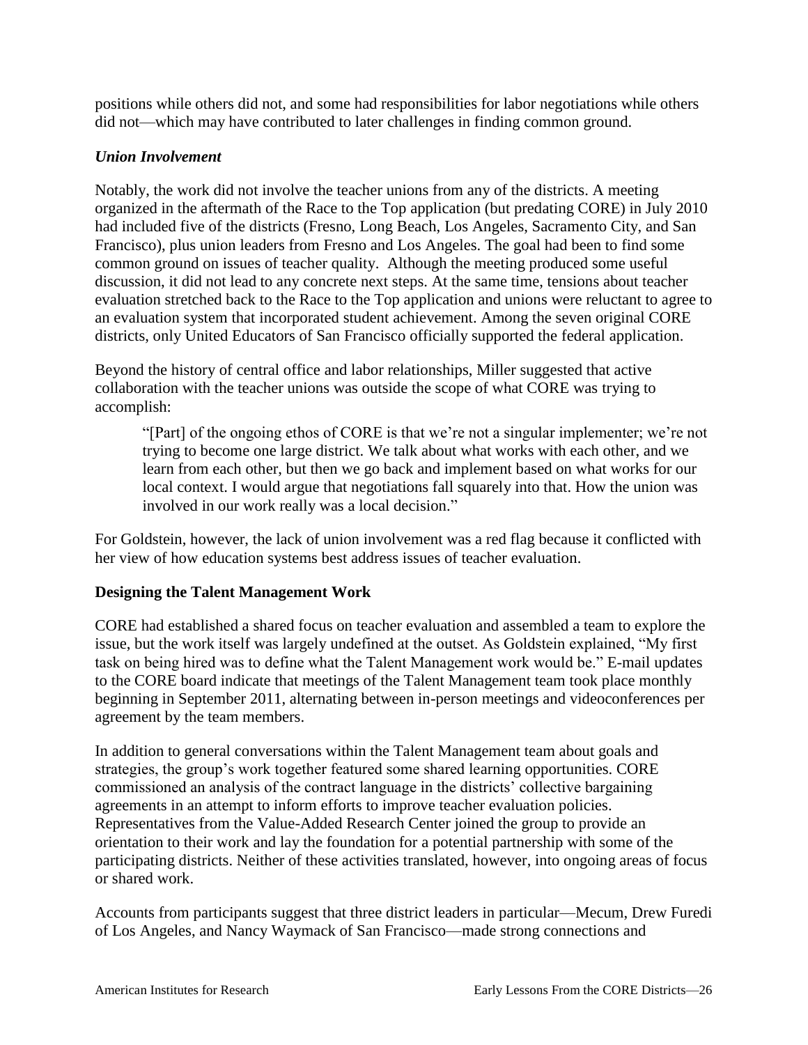positions while others did not, and some had responsibilities for labor negotiations while others did not—which may have contributed to later challenges in finding common ground.

### *Union Involvement*

Notably, the work did not involve the teacher unions from any of the districts. A meeting organized in the aftermath of the Race to the Top application (but predating CORE) in July 2010 had included five of the districts (Fresno, Long Beach, Los Angeles, Sacramento City, and San Francisco), plus union leaders from Fresno and Los Angeles. The goal had been to find some common ground on issues of teacher quality. Although the meeting produced some useful discussion, it did not lead to any concrete next steps. At the same time, tensions about teacher evaluation stretched back to the Race to the Top application and unions were reluctant to agree to an evaluation system that incorporated student achievement. Among the seven original CORE districts, only United Educators of San Francisco officially supported the federal application.

Beyond the history of central office and labor relationships, Miller suggested that active collaboration with the teacher unions was outside the scope of what CORE was trying to accomplish:

> "[Part] of the ongoing ethos of CORE is that we're not a singular implementer; we're not trying to become one large district. We talk about what works with each other, and we learn from each other, but then we go back and implement based on what works for our local context. I would argue that negotiations fall squarely into that. How the union was involved in our work really was a local decision."

For Goldstein, however, the lack of union involvement was a red flag because it conflicted with her view of how education systems best address issues of teacher evaluation.

## **Designing the Talent Management Work**

CORE had established a shared focus on teacher evaluation and assembled a team to explore the issue, but the work itself was largely undefined at the outset. As Goldstein explained, "My first task on being hired was to define what the Talent Management work would be." E-mail updates to the CORE board indicate that meetings of the Talent Management team took place monthly beginning in September 2011, alternating between in-person meetings and videoconferences per agreement by the team members.

In addition to general conversations within the Talent Management team about goals and strategies, the group's work together featured some shared learning opportunities. CORE commissioned an analysis of the contract language in the districts' collective bargaining agreements in an attempt to inform efforts to improve teacher evaluation policies. Representatives from the Value-Added Research Center joined the group to provide an orientation to their work and lay the foundation for a potential partnership with some of the participating districts. Neither of these activities translated, however, into ongoing areas of focus or shared work.

Accounts from participants suggest that three district leaders in particular—Mecum, Drew Furedi of Los Angeles, and Nancy Waymack of San Francisco—made strong connections and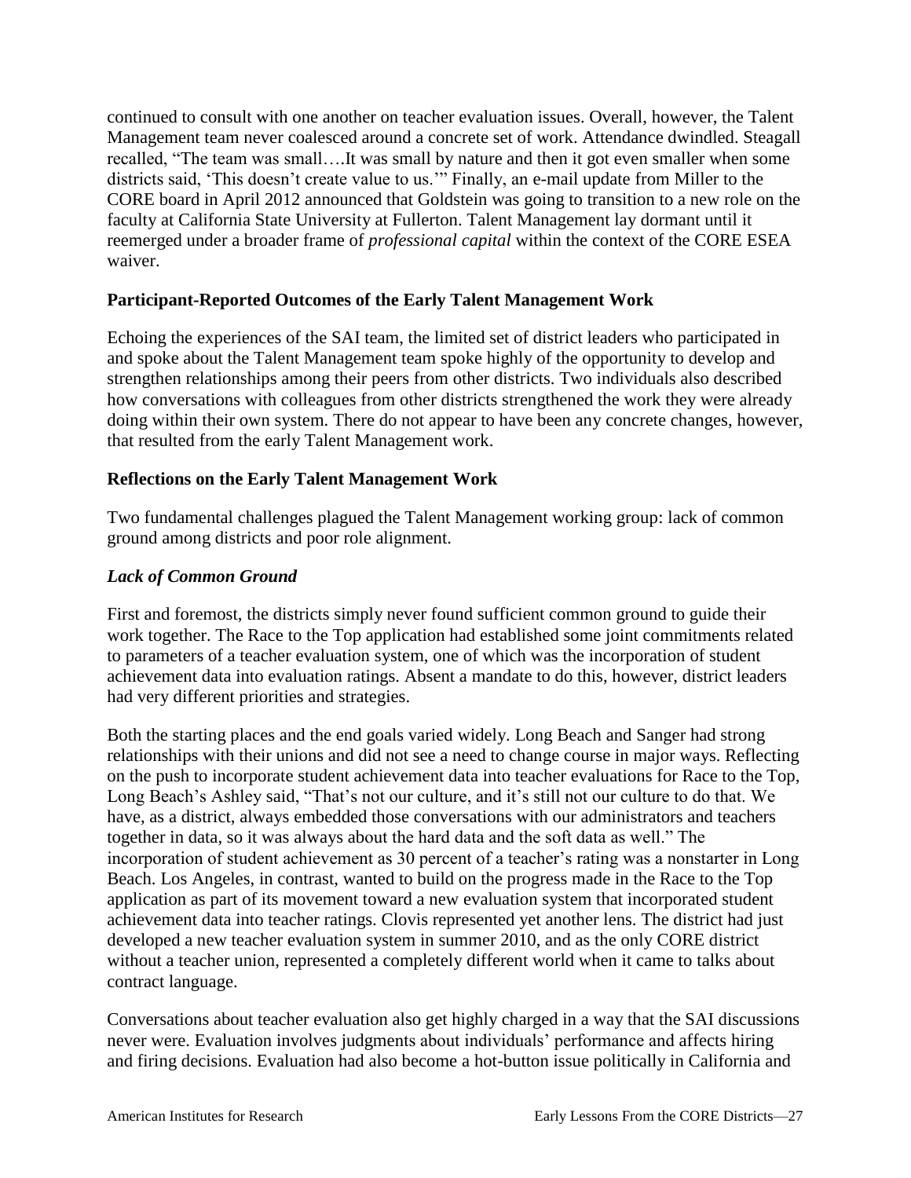continued to consult with one another on teacher evaluation issues. Overall, however, the Talent Management team never coalesced around a concrete set of work. Attendance dwindled. Steagall recalled, "The team was small….It was small by nature and then it got even smaller when some districts said, 'This doesn't create value to us.'" Finally, an e-mail update from Miller to the CORE board in April 2012 announced that Goldstein was going to transition to a new role on the faculty at California State University at Fullerton. Talent Management lay dormant until it reemerged under a broader frame of *professional capital* within the context of the CORE ESEA waiver.

### Participant-Reported Outcomes of the Early Talent Management Work

Echoing the experiences of the SAI team, the limited set of district leaders who participated in and spoke about the Talent Management team spoke highly of the opportunity to develop and strengthen relationships among their peers from other districts. Two individuals also described how conversations with colleagues from other districts strengthened the work they were already doing within their own system. There do not appear to have been any concrete changes, however, that resulted from the early Talent Management work.

### Reflections on the Early Talent Management Work

Two fundamental challenges plagued the Talent Management working group: lack of common ground among districts and poor role alignment.

#### *Lack of Common Ground*

First and foremost, the districts simply never found sufficient common ground to guide their work together. The Race to the Top application had established some joint commitments related to parameters of a teacher evaluation system, one of which was the incorporation of student achievement data into evaluation ratings. Absent a mandate to do this, however, district leaders had very different priorities and strategies.

Both the starting places and the end goals varied widely. Long Beach and Sanger had strong relationships with their unions and did not see a need to change course in major ways. Reflecting on the push to incorporate student achievement data into teacher evaluations for Race to the Top, Long Beach's Ashley said, "That's not our culture, and it's still not our culture to do that. We have, as a district, always embedded those conversations with our administrators and teachers together in data, so it was always about the hard data and the soft data as well." The incorporation of student achievement as 30 percent of a teacher's rating was a nonstarter in Long Beach. Los Angeles, in contrast, wanted to build on the progress made in the Race to the Top application as part of its movement toward a new evaluation system that incorporated student achievement data into teacher ratings. Clovis represented yet another lens. The district had just developed a new teacher evaluation system in summer 2010, and as the only CORE district without a teacher union, represented a completely different world when it came to talks about contract language.

Conversations about teacher evaluation also get highly charged in a way that the SAI discussions never were. Evaluation involves judgments about individuals' performance and affects hiring and firing decisions. Evaluation had also become a hot-button issue politically in California and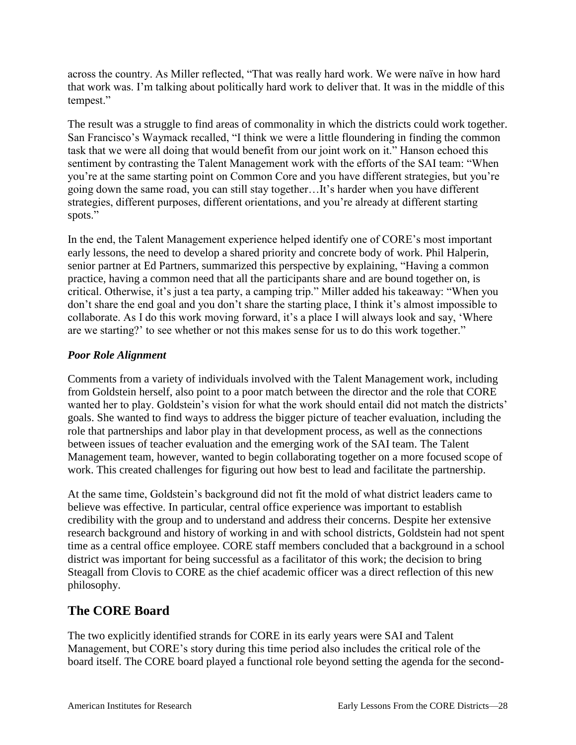across the country. As Miller reflected, "That was really hard work. We were naïve in how hard that work was. I'm talking about politically hard work to deliver that. It was in the middle of this tempest."

The result was a struggle to find areas of commonality in which the districts could work together. San Francisco's Waymack recalled, "I think we were a little floundering in finding the common task that we were all doing that would benefit from our joint work on it." Hanson echoed this sentiment by contrasting the Talent Management work with the efforts of the SAI team: "When you're at the same starting point on Common Core and you have different strategies, but you're going down the same road, you can still stay together…It's harder when you have different strategies, different purposes, different orientations, and you're already at different starting spots."

In the end, the Talent Management experience helped identify one of CORE's most important early lessons, the need to develop a shared priority and concrete body of work. Phil Halperin, senior partner at Ed Partners, summarized this perspective by explaining, "Having a common practice, having a common need that all the participants share and are bound together on, is critical. Otherwise, it's just a tea party, a camping trip." Miller added his takeaway: "When you don't share the end goal and you don't share the starting place, I think it's almost impossible to collaborate. As I do this work moving forward, it's a place I will always look and say, 'Where are we starting?' to see whether or not this makes sense for us to do this work together."

### *Poor Role Alignment*

Comments from a variety of individuals involved with the Talent Management work, including from Goldstein herself, also point to a poor match between the director and the role that CORE wanted her to play. Goldstein's vision for what the work should entail did not match the districts' goals. She wanted to find ways to address the bigger picture of teacher evaluation, including the role that partnerships and labor play in that development process, as well as the connections between issues of teacher evaluation and the emerging work of the SAI team. The Talent Management team, however, wanted to begin collaborating together on a more focused scope of work. This created challenges for figuring out how best to lead and facilitate the partnership.

At the same time, Goldstein's background did not fit the mold of what district leaders came to believe was effective. In particular, central office experience was important to establish credibility with the group and to understand and address their concerns. Despite her extensive research background and history of working in and with school districts, Goldstein had not spent time as a central office employee. CORE staff members concluded that a background in a school district was important for being successful as a facilitator of this work; the decision to bring Steagall from Clovis to CORE as the chief academic officer was a direct reflection of this new philosophy.

## The CORE Board

The two explicitly identified strands for CORE in its early years were SAI and Talent Management, but CORE's story during this time period also includes the critical role of the board itself. The CORE board played a functional role beyond setting the agenda for the second-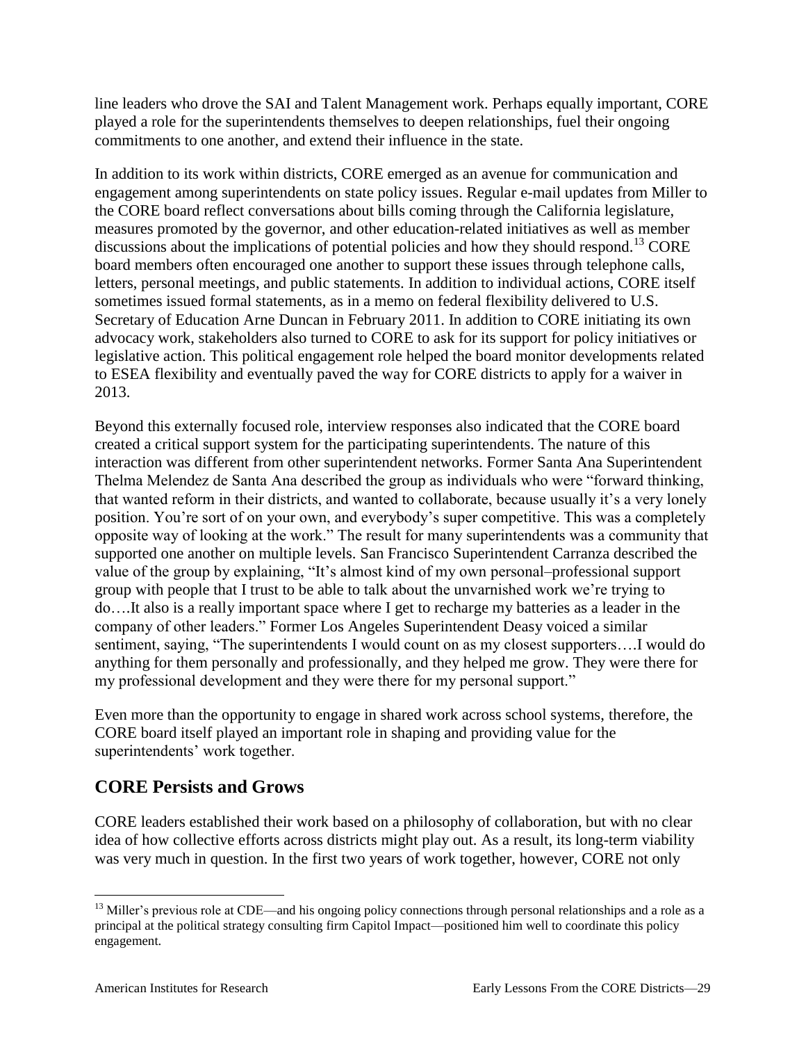line leaders who drove the SAI and Talent Management work. Perhaps equally important, CORE played a role for the superintendents themselves to deepen relationships, fuel their ongoing commitments to one another, and extend their influence in the state.

In addition to its work within districts, CORE emerged as an avenue for communication and engagement among superintendents on state policy issues. Regular e-mail updates from Miller to the CORE board reflect conversations about bills coming through the California legislature, measures promoted by the governor, and other education-related initiatives as well as member discussions about the implications of potential policies and how they should respond.[13] CORE board members often encouraged one another to support these issues through telephone calls, letters, personal meetings, and public statements. In addition to individual actions, CORE itself sometimes issued formal statements, as in a memo on federal flexibility delivered to U.S. Secretary of Education Arne Duncan in February 2011. In addition to CORE initiating its own advocacy work, stakeholders also turned to CORE to ask for its support for policy initiatives or legislative action. This political engagement role helped the board monitor developments related to ESEA flexibility and eventually paved the way for CORE districts to apply for a waiver in 2013.

Beyond this externally focused role, interview responses also indicated that the CORE board created a critical support system for the participating superintendents. The nature of this interaction was different from other superintendent networks. Former Santa Ana Superintendent Thelma Melendez de Santa Ana described the group as individuals who were "forward thinking, that wanted reform in their districts, and wanted to collaborate, because usually it's a very lonely position. You're sort of on your own, and everybody's super competitive. This was a completely opposite way of looking at the work." The result for many superintendents was a community that supported one another on multiple levels. San Francisco Superintendent Carranza described the value of the group by explaining, "It's almost kind of my own personal–professional support group with people that I trust to be able to talk about the unvarnished work we're trying to do….It also is a really important space where I get to recharge my batteries as a leader in the company of other leaders." Former Los Angeles Superintendent Deasy voiced a similar sentiment, saying, "The superintendents I would count on as my closest supporters….I would do anything for them personally and professionally, and they helped me grow. They were there for my professional development and they were there for my personal support."

Even more than the opportunity to engage in shared work across school systems, therefore, the CORE board itself played an important role in shaping and providing value for the superintendents' work together.

## CORE Persists and Grows

CORE leaders established their work based on a philosophy of collaboration, but with no clear idea of how collective efforts across districts might play out. As a result, its long-term viability was very much in question. In the first two years of work together, however, CORE not only

[13] Miller's previous role at CDE—and his ongoing policy connections through personal relationships and a role as a principal at the political strategy consulting firm Capitol Impact—positioned him well to coordinate this policy engagement.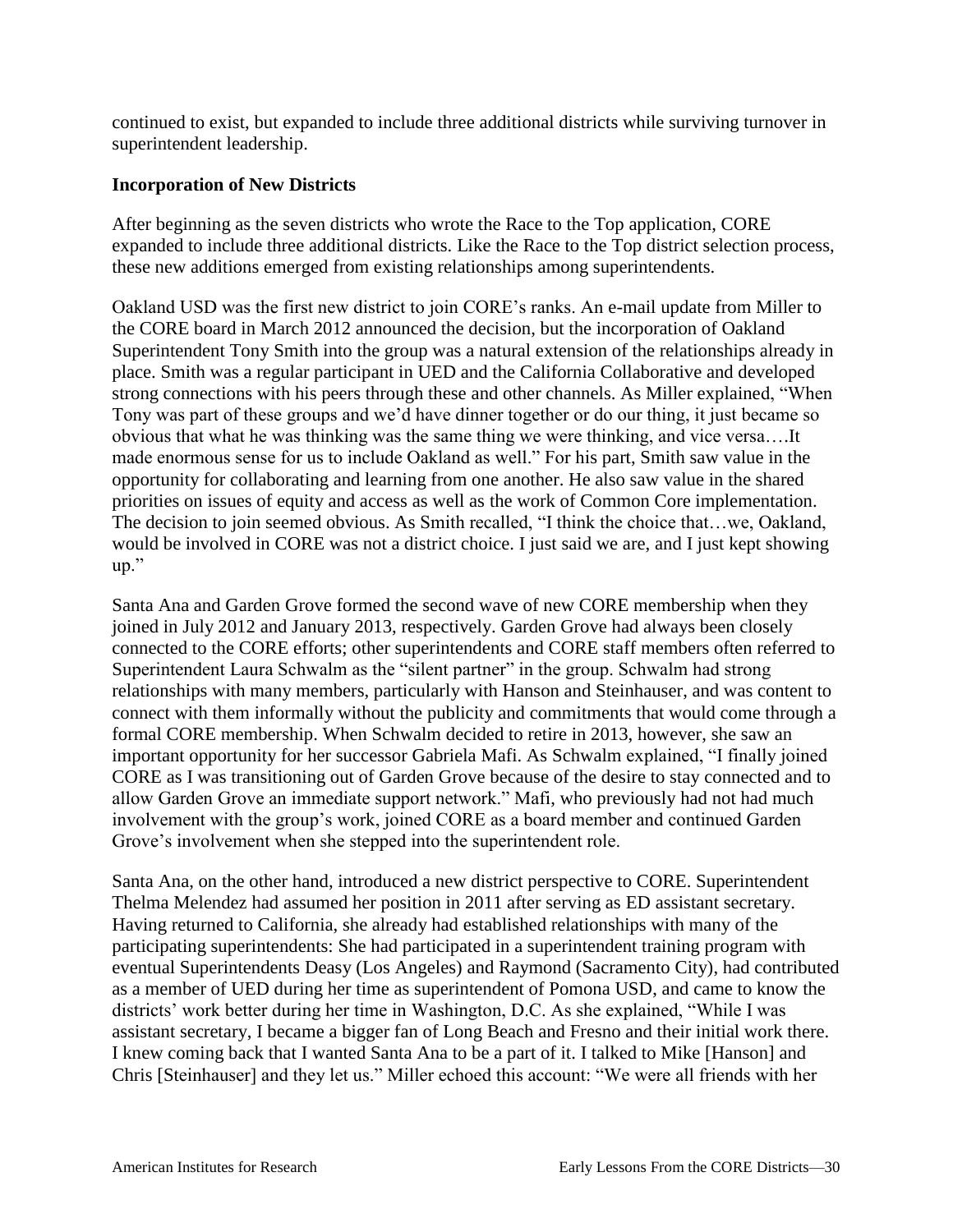continued to exist, but expanded to include three additional districts while surviving turnover in superintendent leadership.

### Incorporation of New Districts

After beginning as the seven districts who wrote the Race to the Top application, CORE expanded to include three additional districts. Like the Race to the Top district selection process, these new additions emerged from existing relationships among superintendents.

Oakland USD was the first new district to join CORE's ranks. An e-mail update from Miller to the CORE board in March 2012 announced the decision, but the incorporation of Oakland Superintendent Tony Smith into the group was a natural extension of the relationships already in place. Smith was a regular participant in UED and the California Collaborative and developed strong connections with his peers through these and other channels. As Miller explained, "When Tony was part of these groups and we'd have dinner together or do our thing, it just became so obvious that what he was thinking was the same thing we were thinking, and vice versa….It made enormous sense for us to include Oakland as well." For his part, Smith saw value in the opportunity for collaborating and learning from one another. He also saw value in the shared priorities on issues of equity and access as well as the work of Common Core implementation. The decision to join seemed obvious. As Smith recalled, "I think the choice that…we, Oakland, would be involved in CORE was not a district choice. I just said we are, and I just kept showing up."

Santa Ana and Garden Grove formed the second wave of new CORE membership when they joined in July 2012 and January 2013, respectively. Garden Grove had always been closely connected to the CORE efforts; other superintendents and CORE staff members often referred to Superintendent Laura Schwalm as the "silent partner" in the group. Schwalm had strong relationships with many members, particularly with Hanson and Steinhauser, and was content to connect with them informally without the publicity and commitments that would come through a formal CORE membership. When Schwalm decided to retire in 2013, however, she saw an important opportunity for her successor Gabriela Mafi. As Schwalm explained, "I finally joined CORE as I was transitioning out of Garden Grove because of the desire to stay connected and to allow Garden Grove an immediate support network." Mafi, who previously had not had much involvement with the group's work, joined CORE as a board member and continued Garden Grove's involvement when she stepped into the superintendent role.

Santa Ana, on the other hand, introduced a new district perspective to CORE. Superintendent Thelma Melendez had assumed her position in 2011 after serving as ED assistant secretary. Having returned to California, she already had established relationships with many of the participating superintendents: She had participated in a superintendent training program with eventual Superintendents Deasy (Los Angeles) and Raymond (Sacramento City), had contributed as a member of UED during her time as superintendent of Pomona USD, and came to know the districts' work better during her time in Washington, D.C. As she explained, "While I was assistant secretary, I became a bigger fan of Long Beach and Fresno and their initial work there. I knew coming back that I wanted Santa Ana to be a part of it. I talked to Mike [Hanson] and Chris [Steinhauser] and they let us." Miller echoed this account: "We were all friends with her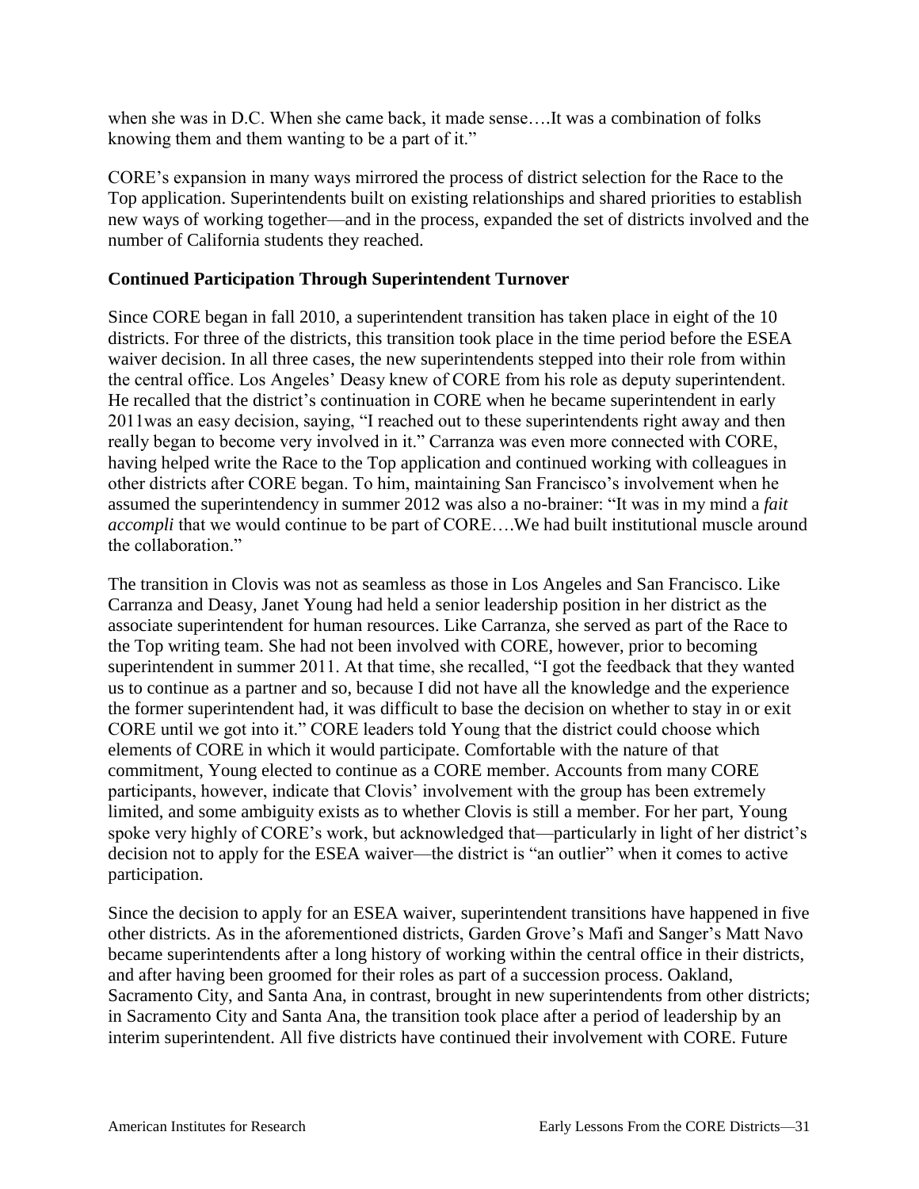when she was in D.C. When she came back, it made sense….It was a combination of folks knowing them and them wanting to be a part of it."

CORE's expansion in many ways mirrored the process of district selection for the Race to the Top application. Superintendents built on existing relationships and shared priorities to establish new ways of working together—and in the process, expanded the set of districts involved and the number of California students they reached.

**Continued Participation Through Superintendent Turnover**

Since CORE began in fall 2010, a superintendent transition has taken place in eight of the 10 districts. For three of the districts, this transition took place in the time period before the ESEA waiver decision. In all three cases, the new superintendents stepped into their role from within the central office. Los Angeles' Deasy knew of CORE from his role as deputy superintendent. He recalled that the district's continuation in CORE when he became superintendent in early 2011was an easy decision, saying, "I reached out to these superintendents right away and then really began to become very involved in it." Carranza was even more connected with CORE, having helped write the Race to the Top application and continued working with colleagues in other districts after CORE began. To him, maintaining San Francisco's involvement when he assumed the superintendency in summer 2012 was also a no-brainer: "It was in my mind a *fait accompli* that we would continue to be part of CORE….We had built institutional muscle around the collaboration."

The transition in Clovis was not as seamless as those in Los Angeles and San Francisco. Like Carranza and Deasy, Janet Young had held a senior leadership position in her district as the associate superintendent for human resources. Like Carranza, she served as part of the Race to the Top writing team. She had not been involved with CORE, however, prior to becoming superintendent in summer 2011. At that time, she recalled, "I got the feedback that they wanted us to continue as a partner and so, because I did not have all the knowledge and the experience the former superintendent had, it was difficult to base the decision on whether to stay in or exit CORE until we got into it." CORE leaders told Young that the district could choose which elements of CORE in which it would participate. Comfortable with the nature of that commitment, Young elected to continue as a CORE member. Accounts from many CORE participants, however, indicate that Clovis' involvement with the group has been extremely limited, and some ambiguity exists as to whether Clovis is still a member. For her part, Young spoke very highly of CORE's work, but acknowledged that—particularly in light of her district's decision not to apply for the ESEA waiver—the district is "an outlier" when it comes to active participation.

Since the decision to apply for an ESEA waiver, superintendent transitions have happened in five other districts. As in the aforementioned districts, Garden Grove's Mafi and Sanger's Matt Navo became superintendents after a long history of working within the central office in their districts, and after having been groomed for their roles as part of a succession process. Oakland, Sacramento City, and Santa Ana, in contrast, brought in new superintendents from other districts; in Sacramento City and Santa Ana, the transition took place after a period of leadership by an interim superintendent. All five districts have continued their involvement with CORE. Future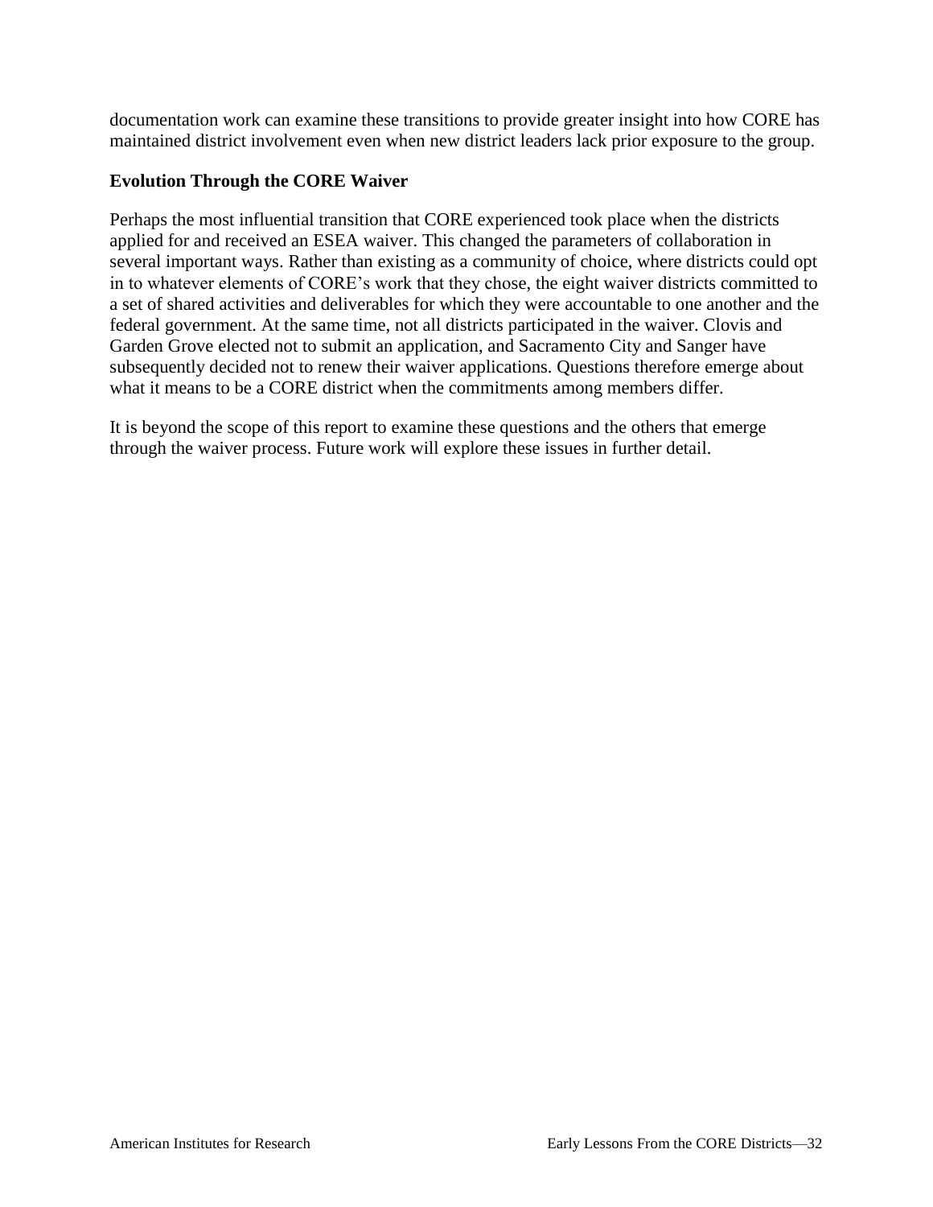documentation work can examine these transitions to provide greater insight into how CORE has maintained district involvement even when new district leaders lack prior exposure to the group.

### Evolution Through the CORE Waiver

Perhaps the most influential transition that CORE experienced took place when the districts applied for and received an ESEA waiver. This changed the parameters of collaboration in several important ways. Rather than existing as a community of choice, where districts could opt in to whatever elements of CORE's work that they chose, the eight waiver districts committed to a set of shared activities and deliverables for which they were accountable to one another and the federal government. At the same time, not all districts participated in the waiver. Clovis and Garden Grove elected not to submit an application, and Sacramento City and Sanger have subsequently decided not to renew their waiver applications. Questions therefore emerge about what it means to be a CORE district when the commitments among members differ.

It is beyond the scope of this report to examine these questions and the others that emerge through the waiver process. Future work will explore these issues in further detail.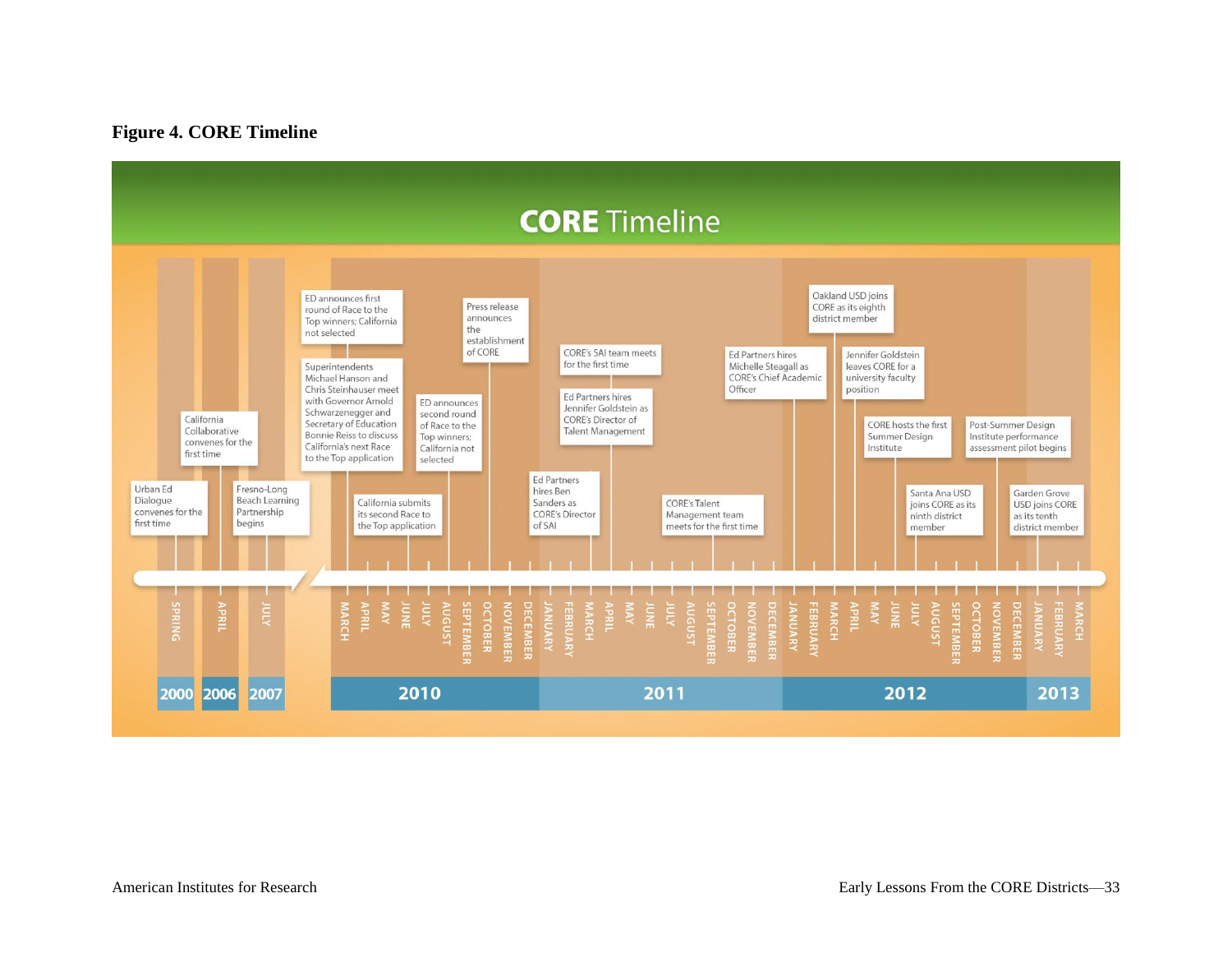**Figure 4. CORE Timeline**

# CORE Timeline

- **2000 – Spring:** Urban Ed Dialogue convenes for the first time
- **2006 – April:** California Collaborative convenes for the first time
- **2007 – July:** Fresno-Long Beach Learning Partnership begins
- **2010 – March:** ED announces first round of Race to the Top winners; California not selected
- **2010 – March:** Superintendents Michael Hanson and Chris Steinhauser meet with Governor Arnold Schwarzenegger and Secretary of Education Bonnie Reiss to discuss California's next Race to the Top application
- **2010 – June:** California submits its second Race to the Top application
- **2010 – August:** ED announces second round of Race to the Top winners; California not selected
- **2010 – October:** Press release announces the establishment of CORE
- **2011 – February:** Ed Partners hires Ben Sanders as CORE's Director of SAI
- **2011 – April:** CORE's SAI team meets for the first time
- **2011 – April:** Ed Partners hires Jennifer Goldstein as CORE's Director of Talent Management
- **2011 – September:** CORE's Talent Management team meets for the first time
- **2012 – January:** Ed Partners hires Michelle Steagall as CORE's Chief Academic Officer
- **2012 – March:** Oakland USD joins CORE as its eighth district member
- **2012 – April:** Jennifer Goldstein leaves CORE for a university faculty position
- **2012 – May:** CORE hosts the first Summer Design Institute
- **2012 – July:** Santa Ana USD joins CORE as its ninth district member
- **2012 – November:** Post-Summer Design Institute performance assessment pilot begins
- **2013 – January:** Garden Grove USD joins CORE as its tenth district member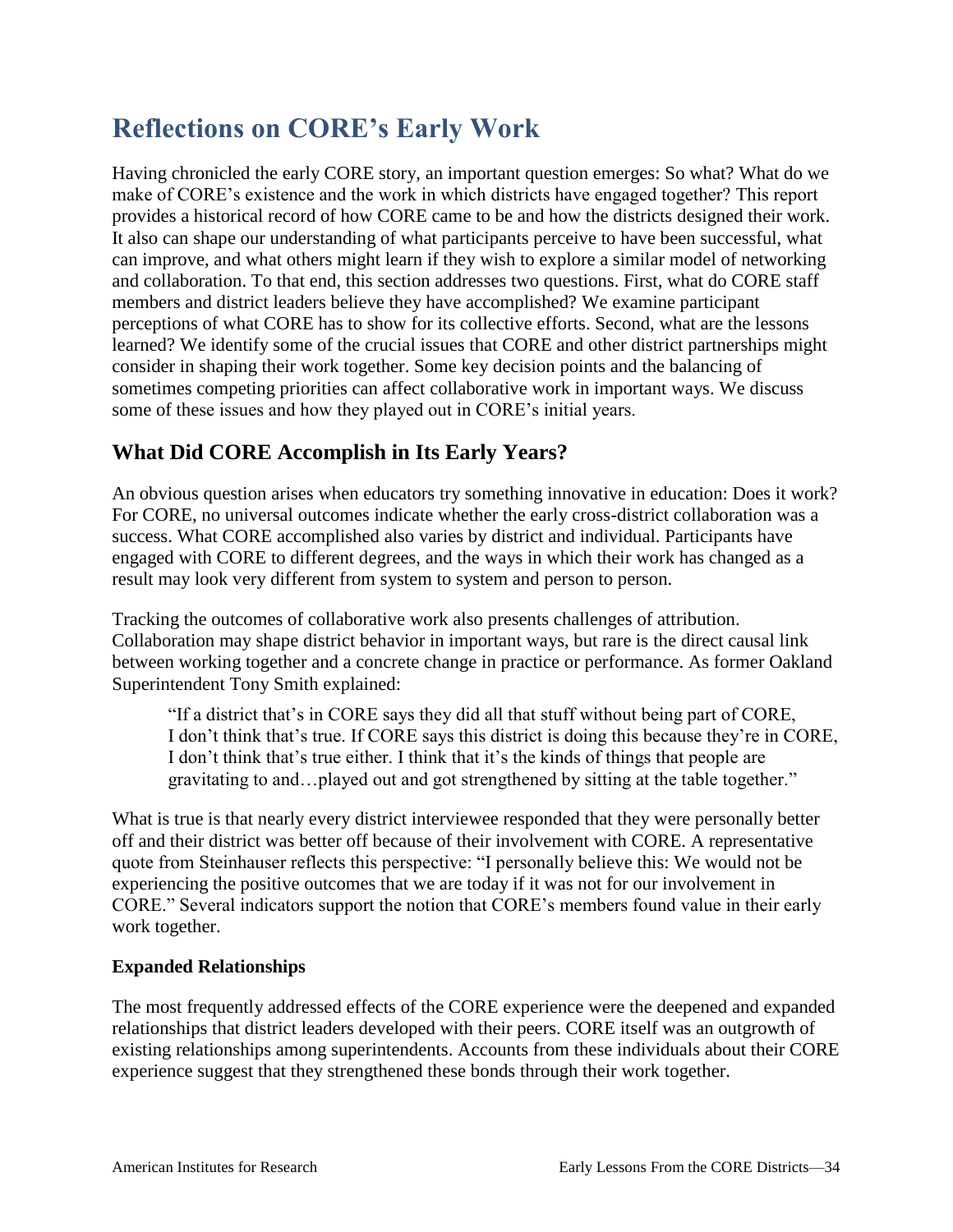# Reflections on CORE's Early Work

Having chronicled the early CORE story, an important question emerges: So what? What do we make of CORE's existence and the work in which districts have engaged together? This report provides a historical record of how CORE came to be and how the districts designed their work. It also can shape our understanding of what participants perceive to have been successful, what can improve, and what others might learn if they wish to explore a similar model of networking and collaboration. To that end, this section addresses two questions. First, what do CORE staff members and district leaders believe they have accomplished? We examine participant perceptions of what CORE has to show for its collective efforts. Second, what are the lessons learned? We identify some of the crucial issues that CORE and other district partnerships might consider in shaping their work together. Some key decision points and the balancing of sometimes competing priorities can affect collaborative work in important ways. We discuss some of these issues and how they played out in CORE's initial years.

## What Did CORE Accomplish in Its Early Years?

An obvious question arises when educators try something innovative in education: Does it work? For CORE, no universal outcomes indicate whether the early cross-district collaboration was a success. What CORE accomplished also varies by district and individual. Participants have engaged with CORE to different degrees, and the ways in which their work has changed as a result may look very different from system to system and person to person.

Tracking the outcomes of collaborative work also presents challenges of attribution. Collaboration may shape district behavior in important ways, but rare is the direct causal link between working together and a concrete change in practice or performance. As former Oakland Superintendent Tony Smith explained:

> "If a district that's in CORE says they did all that stuff without being part of CORE, I don't think that's true. If CORE says this district is doing this because they're in CORE, I don't think that's true either. I think that it's the kinds of things that people are gravitating to and…played out and got strengthened by sitting at the table together."

What is true is that nearly every district interviewee responded that they were personally better off and their district was better off because of their involvement with CORE. A representative quote from Steinhauser reflects this perspective: "I personally believe this: We would not be experiencing the positive outcomes that we are today if it was not for our involvement in CORE." Several indicators support the notion that CORE's members found value in their early work together.

### Expanded Relationships

The most frequently addressed effects of the CORE experience were the deepened and expanded relationships that district leaders developed with their peers. CORE itself was an outgrowth of existing relationships among superintendents. Accounts from these individuals about their CORE experience suggest that they strengthened these bonds through their work together.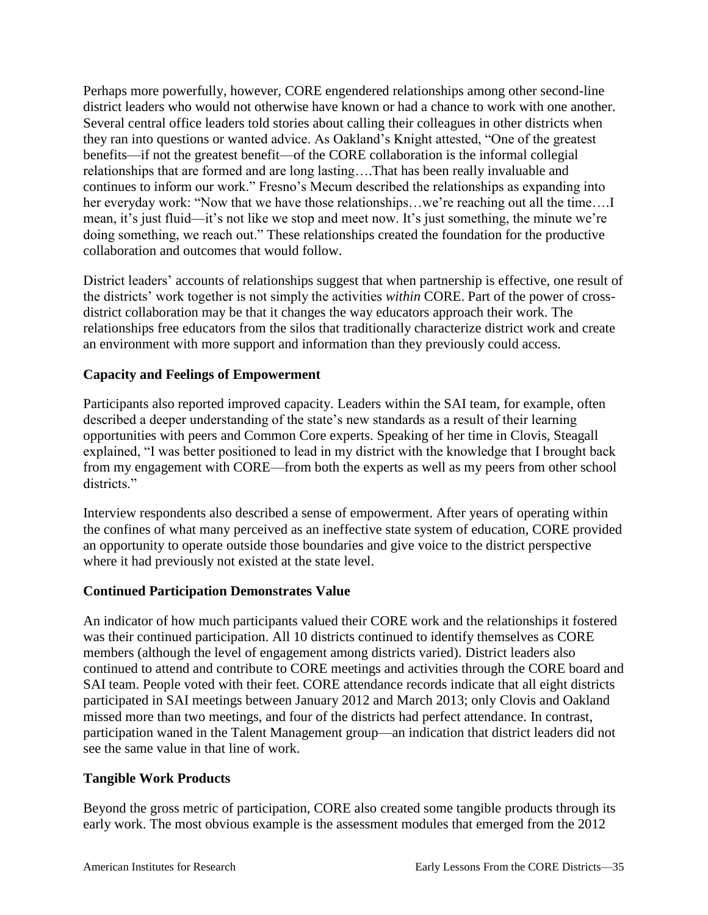Perhaps more powerfully, however, CORE engendered relationships among other second-line district leaders who would not otherwise have known or had a chance to work with one another. Several central office leaders told stories about calling their colleagues in other districts when they ran into questions or wanted advice. As Oakland's Knight attested, "One of the greatest benefits—if not the greatest benefit—of the CORE collaboration is the informal collegial relationships that are formed and are long lasting….That has been really invaluable and continues to inform our work." Fresno's Mecum described the relationships as expanding into her everyday work: "Now that we have those relationships…we're reaching out all the time….I mean, it's just fluid—it's not like we stop and meet now. It's just something, the minute we're doing something, we reach out." These relationships created the foundation for the productive collaboration and outcomes that would follow.

District leaders' accounts of relationships suggest that when partnership is effective, one result of the districts' work together is not simply the activities *within* CORE. Part of the power of cross-district collaboration may be that it changes the way educators approach their work. The relationships free educators from the silos that traditionally characterize district work and create an environment with more support and information than they previously could access.

**Capacity and Feelings of Empowerment**

Participants also reported improved capacity. Leaders within the SAI team, for example, often described a deeper understanding of the state's new standards as a result of their learning opportunities with peers and Common Core experts. Speaking of her time in Clovis, Steagall explained, "I was better positioned to lead in my district with the knowledge that I brought back from my engagement with CORE—from both the experts as well as my peers from other school districts."

Interview respondents also described a sense of empowerment. After years of operating within the confines of what many perceived as an ineffective state system of education, CORE provided an opportunity to operate outside those boundaries and give voice to the district perspective where it had previously not existed at the state level.

**Continued Participation Demonstrates Value**

An indicator of how much participants valued their CORE work and the relationships it fostered was their continued participation. All 10 districts continued to identify themselves as CORE members (although the level of engagement among districts varied). District leaders also continued to attend and contribute to CORE meetings and activities through the CORE board and SAI team. People voted with their feet. CORE attendance records indicate that all eight districts participated in SAI meetings between January 2012 and March 2013; only Clovis and Oakland missed more than two meetings, and four of the districts had perfect attendance. In contrast, participation waned in the Talent Management group—an indication that district leaders did not see the same value in that line of work.

**Tangible Work Products**

Beyond the gross metric of participation, CORE also created some tangible products through its early work. The most obvious example is the assessment modules that emerged from the 2012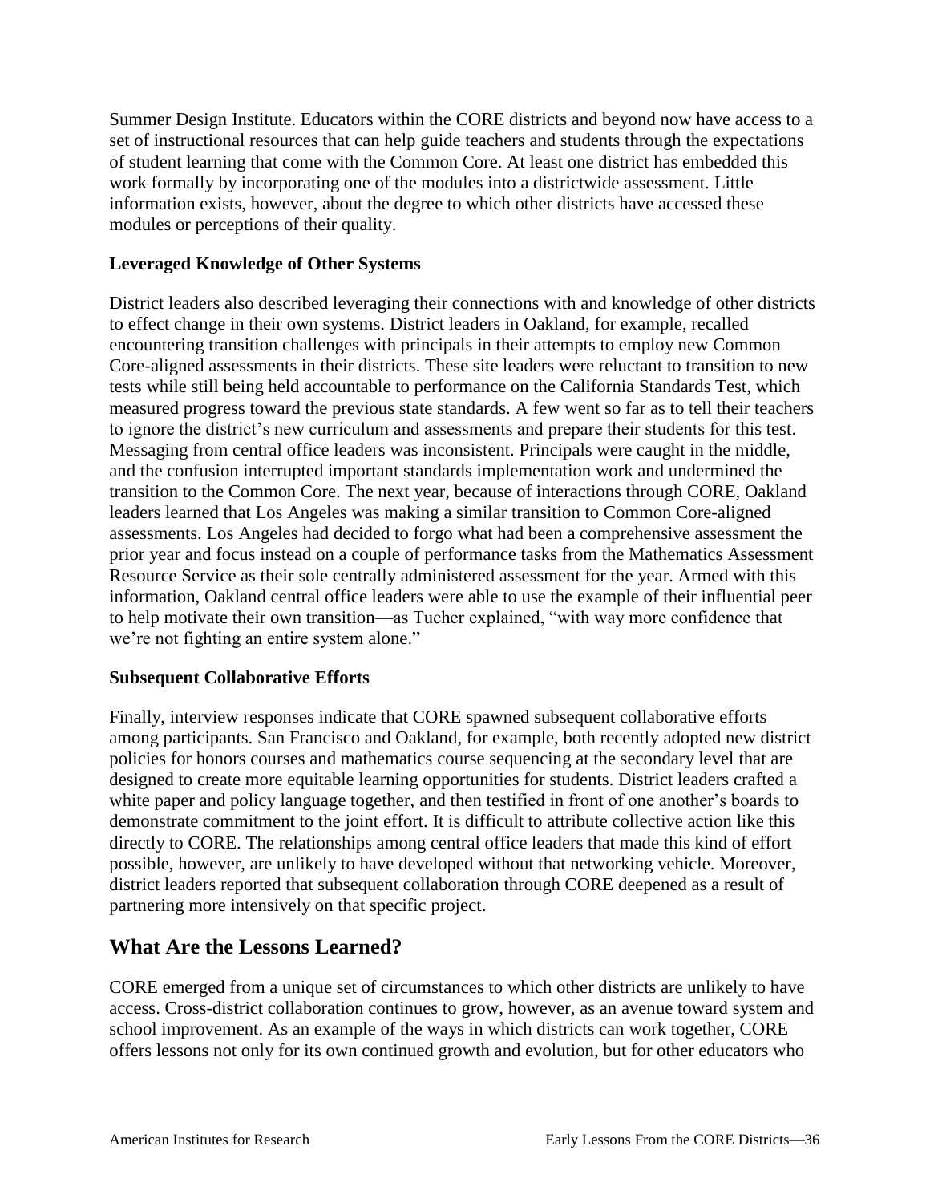Summer Design Institute. Educators within the CORE districts and beyond now have access to a set of instructional resources that can help guide teachers and students through the expectations of student learning that come with the Common Core. At least one district has embedded this work formally by incorporating one of the modules into a districtwide assessment. Little information exists, however, about the degree to which other districts have accessed these modules or perceptions of their quality.

### Leveraged Knowledge of Other Systems

District leaders also described leveraging their connections with and knowledge of other districts to effect change in their own systems. District leaders in Oakland, for example, recalled encountering transition challenges with principals in their attempts to employ new Common Core-aligned assessments in their districts. These site leaders were reluctant to transition to new tests while still being held accountable to performance on the California Standards Test, which measured progress toward the previous state standards. A few went so far as to tell their teachers to ignore the district's new curriculum and assessments and prepare their students for this test. Messaging from central office leaders was inconsistent. Principals were caught in the middle, and the confusion interrupted important standards implementation work and undermined the transition to the Common Core. The next year, because of interactions through CORE, Oakland leaders learned that Los Angeles was making a similar transition to Common Core-aligned assessments. Los Angeles had decided to forgo what had been a comprehensive assessment the prior year and focus instead on a couple of performance tasks from the Mathematics Assessment Resource Service as their sole centrally administered assessment for the year. Armed with this information, Oakland central office leaders were able to use the example of their influential peer to help motivate their own transition—as Tucher explained, "with way more confidence that we're not fighting an entire system alone."

### Subsequent Collaborative Efforts

Finally, interview responses indicate that CORE spawned subsequent collaborative efforts among participants. San Francisco and Oakland, for example, both recently adopted new district policies for honors courses and mathematics course sequencing at the secondary level that are designed to create more equitable learning opportunities for students. District leaders crafted a white paper and policy language together, and then testified in front of one another's boards to demonstrate commitment to the joint effort. It is difficult to attribute collective action like this directly to CORE. The relationships among central office leaders that made this kind of effort possible, however, are unlikely to have developed without that networking vehicle. Moreover, district leaders reported that subsequent collaboration through CORE deepened as a result of partnering more intensively on that specific project.

## What Are the Lessons Learned?

CORE emerged from a unique set of circumstances to which other districts are unlikely to have access. Cross-district collaboration continues to grow, however, as an avenue toward system and school improvement. As an example of the ways in which districts can work together, CORE offers lessons not only for its own continued growth and evolution, but for other educators who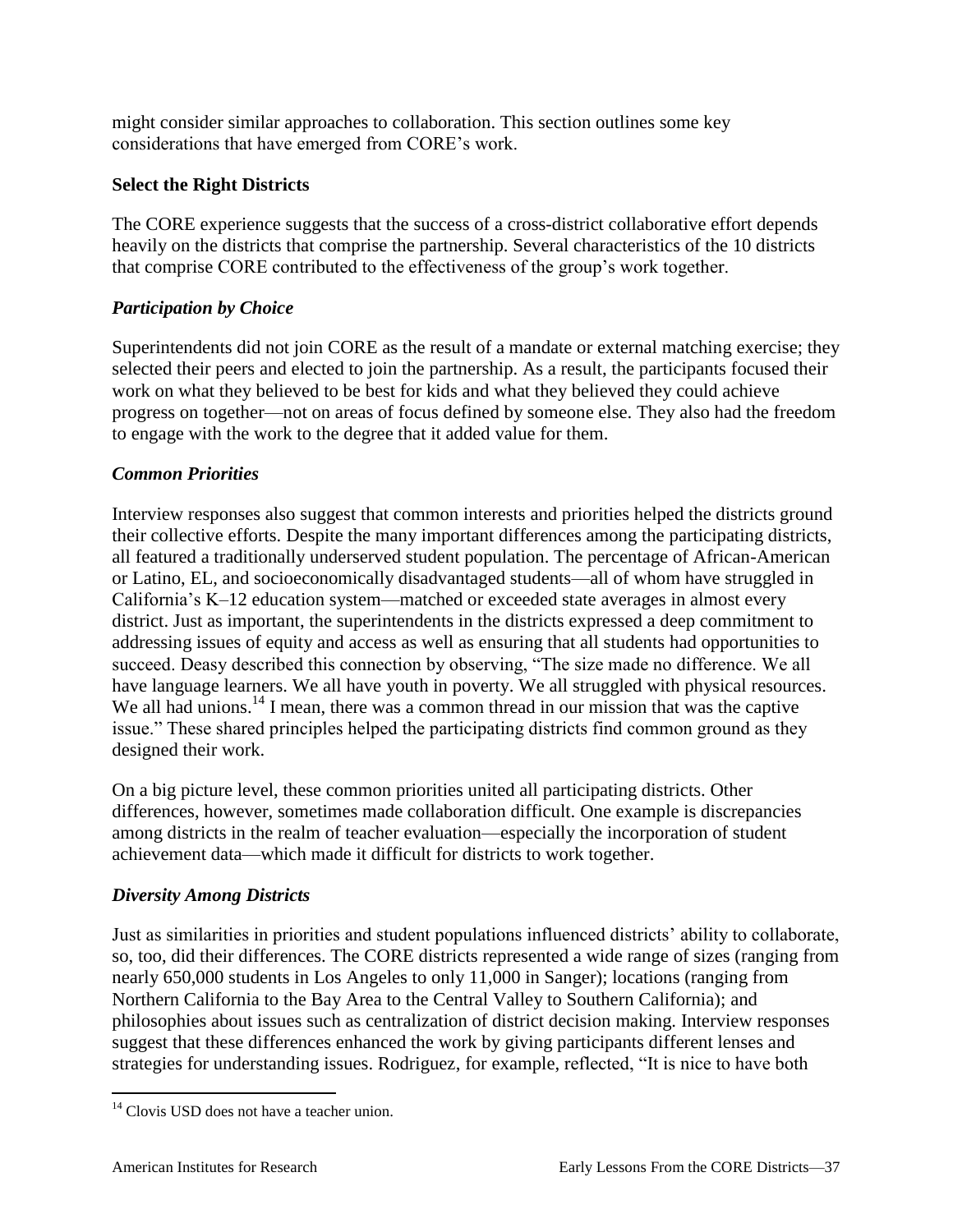might consider similar approaches to collaboration. This section outlines some key considerations that have emerged from CORE's work.

### Select the Right Districts

The CORE experience suggests that the success of a cross-district collaborative effort depends heavily on the districts that comprise the partnership. Several characteristics of the 10 districts that comprise CORE contributed to the effectiveness of the group's work together.

#### *Participation by Choice*

Superintendents did not join CORE as the result of a mandate or external matching exercise; they selected their peers and elected to join the partnership. As a result, the participants focused their work on what they believed to be best for kids and what they believed they could achieve progress on together—not on areas of focus defined by someone else. They also had the freedom to engage with the work to the degree that it added value for them.

#### *Common Priorities*

Interview responses also suggest that common interests and priorities helped the districts ground their collective efforts. Despite the many important differences among the participating districts, all featured a traditionally underserved student population. The percentage of African-American or Latino, EL, and socioeconomically disadvantaged students—all of whom have struggled in California's K–12 education system—matched or exceeded state averages in almost every district. Just as important, the superintendents in the districts expressed a deep commitment to addressing issues of equity and access as well as ensuring that all students had opportunities to succeed. Deasy described this connection by observing, "The size made no difference. We all have language learners. We all have youth in poverty. We all struggled with physical resources. We all had unions.[14] I mean, there was a common thread in our mission that was the captive issue." These shared principles helped the participating districts find common ground as they designed their work.

On a big picture level, these common priorities united all participating districts. Other differences, however, sometimes made collaboration difficult. One example is discrepancies among districts in the realm of teacher evaluation—especially the incorporation of student achievement data—which made it difficult for districts to work together.

#### *Diversity Among Districts*

Just as similarities in priorities and student populations influenced districts' ability to collaborate, so, too, did their differences. The CORE districts represented a wide range of sizes (ranging from nearly 650,000 students in Los Angeles to only 11,000 in Sanger); locations (ranging from Northern California to the Bay Area to the Central Valley to Southern California); and philosophies about issues such as centralization of district decision making. Interview responses suggest that these differences enhanced the work by giving participants different lenses and strategies for understanding issues. Rodriguez, for example, reflected, "It is nice to have both

[14] Clovis USD does not have a teacher union.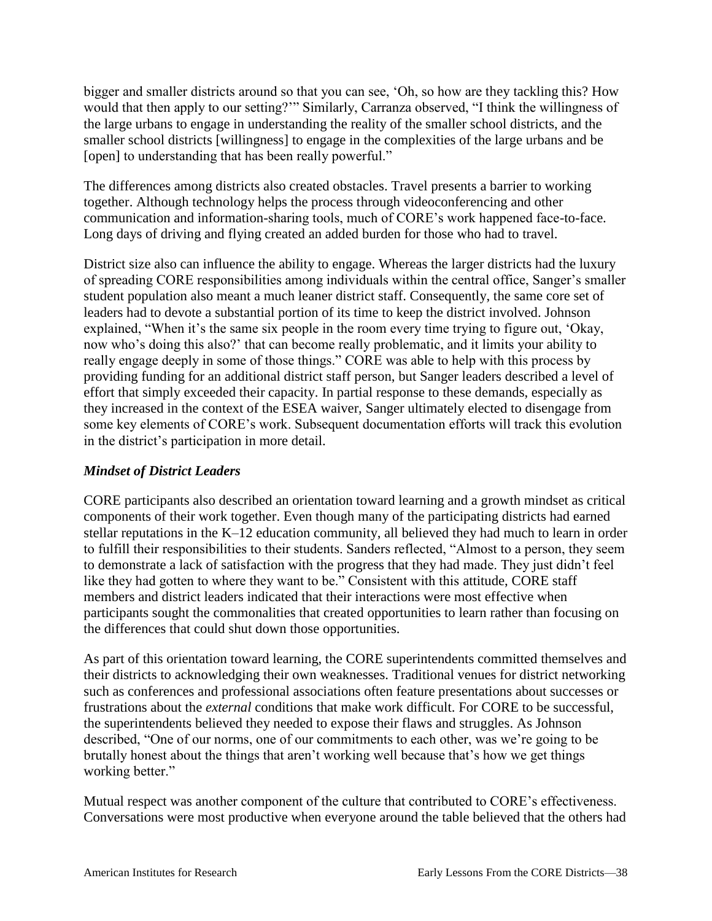bigger and smaller districts around so that you can see, 'Oh, so how are they tackling this? How would that then apply to our setting?'" Similarly, Carranza observed, "I think the willingness of the large urbans to engage in understanding the reality of the smaller school districts, and the smaller school districts [willingness] to engage in the complexities of the large urbans and be [open] to understanding that has been really powerful."

The differences among districts also created obstacles. Travel presents a barrier to working together. Although technology helps the process through videoconferencing and other communication and information-sharing tools, much of CORE's work happened face-to-face. Long days of driving and flying created an added burden for those who had to travel.

District size also can influence the ability to engage. Whereas the larger districts had the luxury of spreading CORE responsibilities among individuals within the central office, Sanger's smaller student population also meant a much leaner district staff. Consequently, the same core set of leaders had to devote a substantial portion of its time to keep the district involved. Johnson explained, "When it's the same six people in the room every time trying to figure out, 'Okay, now who's doing this also?' that can become really problematic, and it limits your ability to really engage deeply in some of those things." CORE was able to help with this process by providing funding for an additional district staff person, but Sanger leaders described a level of effort that simply exceeded their capacity. In partial response to these demands, especially as they increased in the context of the ESEA waiver, Sanger ultimately elected to disengage from some key elements of CORE's work. Subsequent documentation efforts will track this evolution in the district's participation in more detail.

### *Mindset of District Leaders*

CORE participants also described an orientation toward learning and a growth mindset as critical components of their work together. Even though many of the participating districts had earned stellar reputations in the K–12 education community, all believed they had much to learn in order to fulfill their responsibilities to their students. Sanders reflected, "Almost to a person, they seem to demonstrate a lack of satisfaction with the progress that they had made. They just didn't feel like they had gotten to where they want to be." Consistent with this attitude, CORE staff members and district leaders indicated that their interactions were most effective when participants sought the commonalities that created opportunities to learn rather than focusing on the differences that could shut down those opportunities.

As part of this orientation toward learning, the CORE superintendents committed themselves and their districts to acknowledging their own weaknesses. Traditional venues for district networking such as conferences and professional associations often feature presentations about successes or frustrations about the *external* conditions that make work difficult. For CORE to be successful, the superintendents believed they needed to expose their flaws and struggles. As Johnson described, "One of our norms, one of our commitments to each other, was we're going to be brutally honest about the things that aren't working well because that's how we get things working better."

Mutual respect was another component of the culture that contributed to CORE's effectiveness. Conversations were most productive when everyone around the table believed that the others had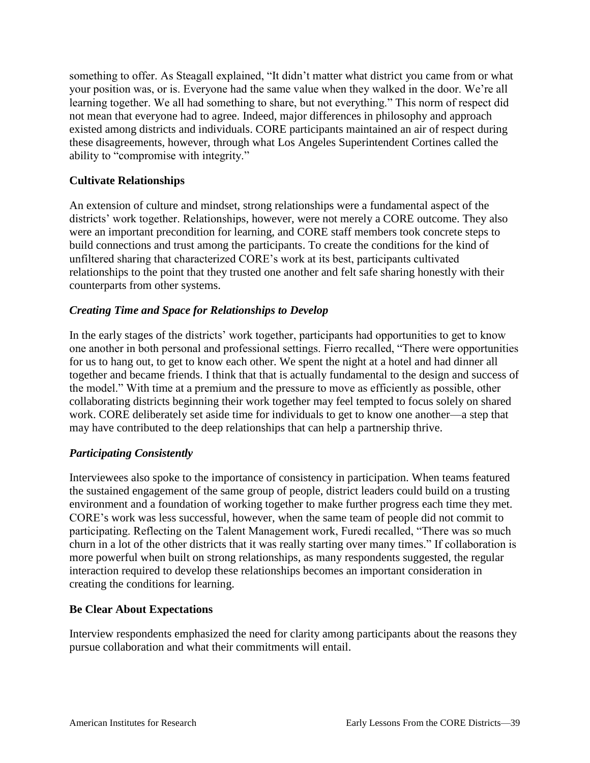something to offer. As Steagall explained, "It didn't matter what district you came from or what your position was, or is. Everyone had the same value when they walked in the door. We're all learning together. We all had something to share, but not everything." This norm of respect did not mean that everyone had to agree. Indeed, major differences in philosophy and approach existed among districts and individuals. CORE participants maintained an air of respect during these disagreements, however, through what Los Angeles Superintendent Cortines called the ability to "compromise with integrity."

### Cultivate Relationships

An extension of culture and mindset, strong relationships were a fundamental aspect of the districts' work together. Relationships, however, were not merely a CORE outcome. They also were an important precondition for learning, and CORE staff members took concrete steps to build connections and trust among the participants. To create the conditions for the kind of unfiltered sharing that characterized CORE's work at its best, participants cultivated relationships to the point that they trusted one another and felt safe sharing honestly with their counterparts from other systems.

#### *Creating Time and Space for Relationships to Develop*

In the early stages of the districts' work together, participants had opportunities to get to know one another in both personal and professional settings. Fierro recalled, "There were opportunities for us to hang out, to get to know each other. We spent the night at a hotel and had dinner all together and became friends. I think that that is actually fundamental to the design and success of the model." With time at a premium and the pressure to move as efficiently as possible, other collaborating districts beginning their work together may feel tempted to focus solely on shared work. CORE deliberately set aside time for individuals to get to know one another—a step that may have contributed to the deep relationships that can help a partnership thrive.

#### *Participating Consistently*

Interviewees also spoke to the importance of consistency in participation. When teams featured the sustained engagement of the same group of people, district leaders could build on a trusting environment and a foundation of working together to make further progress each time they met. CORE's work was less successful, however, when the same team of people did not commit to participating. Reflecting on the Talent Management work, Furedi recalled, "There was so much churn in a lot of the other districts that it was really starting over many times." If collaboration is more powerful when built on strong relationships, as many respondents suggested, the regular interaction required to develop these relationships becomes an important consideration in creating the conditions for learning.

### Be Clear About Expectations

Interview respondents emphasized the need for clarity among participants about the reasons they pursue collaboration and what their commitments will entail.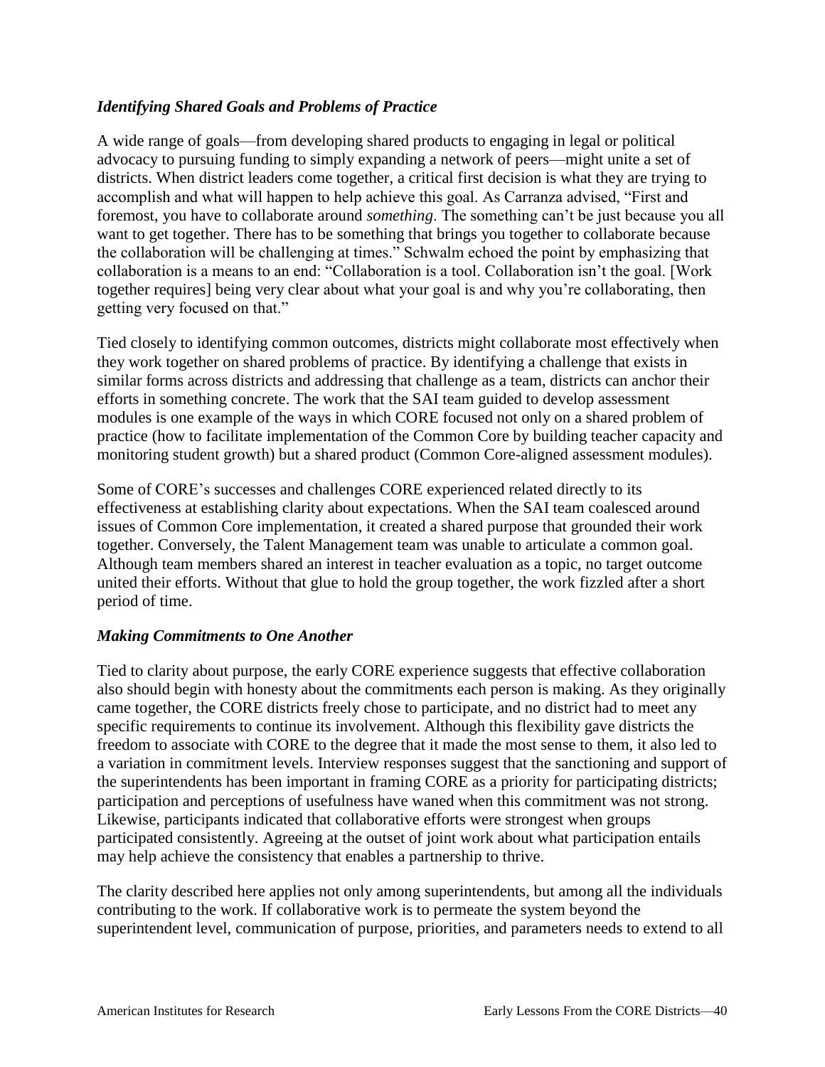### *Identifying Shared Goals and Problems of Practice*

A wide range of goals—from developing shared products to engaging in legal or political advocacy to pursuing funding to simply expanding a network of peers—might unite a set of districts. When district leaders come together, a critical first decision is what they are trying to accomplish and what will happen to help achieve this goal. As Carranza advised, "First and foremost, you have to collaborate around *something*. The something can't be just because you all want to get together. There has to be something that brings you together to collaborate because the collaboration will be challenging at times." Schwalm echoed the point by emphasizing that collaboration is a means to an end: "Collaboration is a tool. Collaboration isn't the goal. [Work together requires] being very clear about what your goal is and why you're collaborating, then getting very focused on that."

Tied closely to identifying common outcomes, districts might collaborate most effectively when they work together on shared problems of practice. By identifying a challenge that exists in similar forms across districts and addressing that challenge as a team, districts can anchor their efforts in something concrete. The work that the SAI team guided to develop assessment modules is one example of the ways in which CORE focused not only on a shared problem of practice (how to facilitate implementation of the Common Core by building teacher capacity and monitoring student growth) but a shared product (Common Core-aligned assessment modules).

Some of CORE's successes and challenges CORE experienced related directly to its effectiveness at establishing clarity about expectations. When the SAI team coalesced around issues of Common Core implementation, it created a shared purpose that grounded their work together. Conversely, the Talent Management team was unable to articulate a common goal. Although team members shared an interest in teacher evaluation as a topic, no target outcome united their efforts. Without that glue to hold the group together, the work fizzled after a short period of time.

### *Making Commitments to One Another*

Tied to clarity about purpose, the early CORE experience suggests that effective collaboration also should begin with honesty about the commitments each person is making. As they originally came together, the CORE districts freely chose to participate, and no district had to meet any specific requirements to continue its involvement. Although this flexibility gave districts the freedom to associate with CORE to the degree that it made the most sense to them, it also led to a variation in commitment levels. Interview responses suggest that the sanctioning and support of the superintendents has been important in framing CORE as a priority for participating districts; participation and perceptions of usefulness have waned when this commitment was not strong. Likewise, participants indicated that collaborative efforts were strongest when groups participated consistently. Agreeing at the outset of joint work about what participation entails may help achieve the consistency that enables a partnership to thrive.

The clarity described here applies not only among superintendents, but among all the individuals contributing to the work. If collaborative work is to permeate the system beyond the superintendent level, communication of purpose, priorities, and parameters needs to extend to all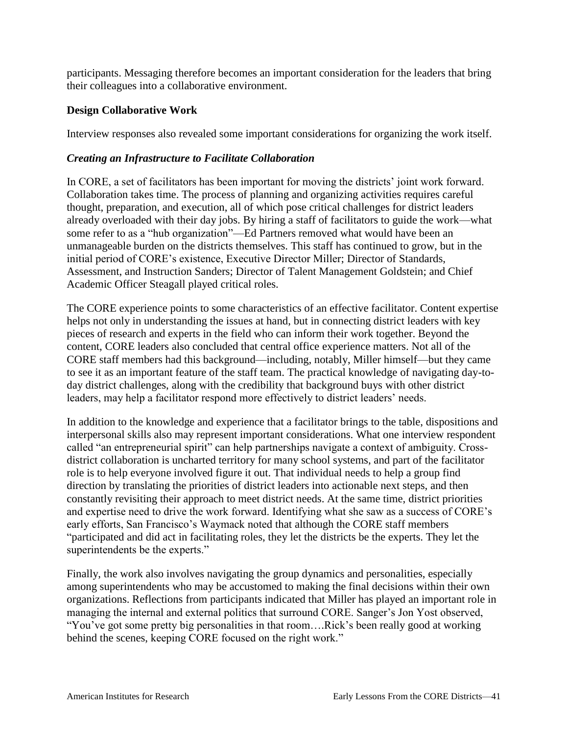participants. Messaging therefore becomes an important consideration for the leaders that bring their colleagues into a collaborative environment.

### Design Collaborative Work

Interview responses also revealed some important considerations for organizing the work itself.

#### *Creating an Infrastructure to Facilitate Collaboration*

In CORE, a set of facilitators has been important for moving the districts' joint work forward. Collaboration takes time. The process of planning and organizing activities requires careful thought, preparation, and execution, all of which pose critical challenges for district leaders already overloaded with their day jobs. By hiring a staff of facilitators to guide the work—what some refer to as a "hub organization"—Ed Partners removed what would have been an unmanageable burden on the districts themselves. This staff has continued to grow, but in the initial period of CORE's existence, Executive Director Miller; Director of Standards, Assessment, and Instruction Sanders; Director of Talent Management Goldstein; and Chief Academic Officer Steagall played critical roles.

The CORE experience points to some characteristics of an effective facilitator. Content expertise helps not only in understanding the issues at hand, but in connecting district leaders with key pieces of research and experts in the field who can inform their work together. Beyond the content, CORE leaders also concluded that central office experience matters. Not all of the CORE staff members had this background—including, notably, Miller himself—but they came to see it as an important feature of the staff team. The practical knowledge of navigating day-to-day district challenges, along with the credibility that background buys with other district leaders, may help a facilitator respond more effectively to district leaders' needs.

In addition to the knowledge and experience that a facilitator brings to the table, dispositions and interpersonal skills also may represent important considerations. What one interview respondent called "an entrepreneurial spirit" can help partnerships navigate a context of ambiguity. Cross-district collaboration is uncharted territory for many school systems, and part of the facilitator role is to help everyone involved figure it out. That individual needs to help a group find direction by translating the priorities of district leaders into actionable next steps, and then constantly revisiting their approach to meet district needs. At the same time, district priorities and expertise need to drive the work forward. Identifying what she saw as a success of CORE's early efforts, San Francisco's Waymack noted that although the CORE staff members "participated and did act in facilitating roles, they let the districts be the experts. They let the superintendents be the experts."

Finally, the work also involves navigating the group dynamics and personalities, especially among superintendents who may be accustomed to making the final decisions within their own organizations. Reflections from participants indicated that Miller has played an important role in managing the internal and external politics that surround CORE. Sanger's Jon Yost observed, "You've got some pretty big personalities in that room….Rick's been really good at working behind the scenes, keeping CORE focused on the right work."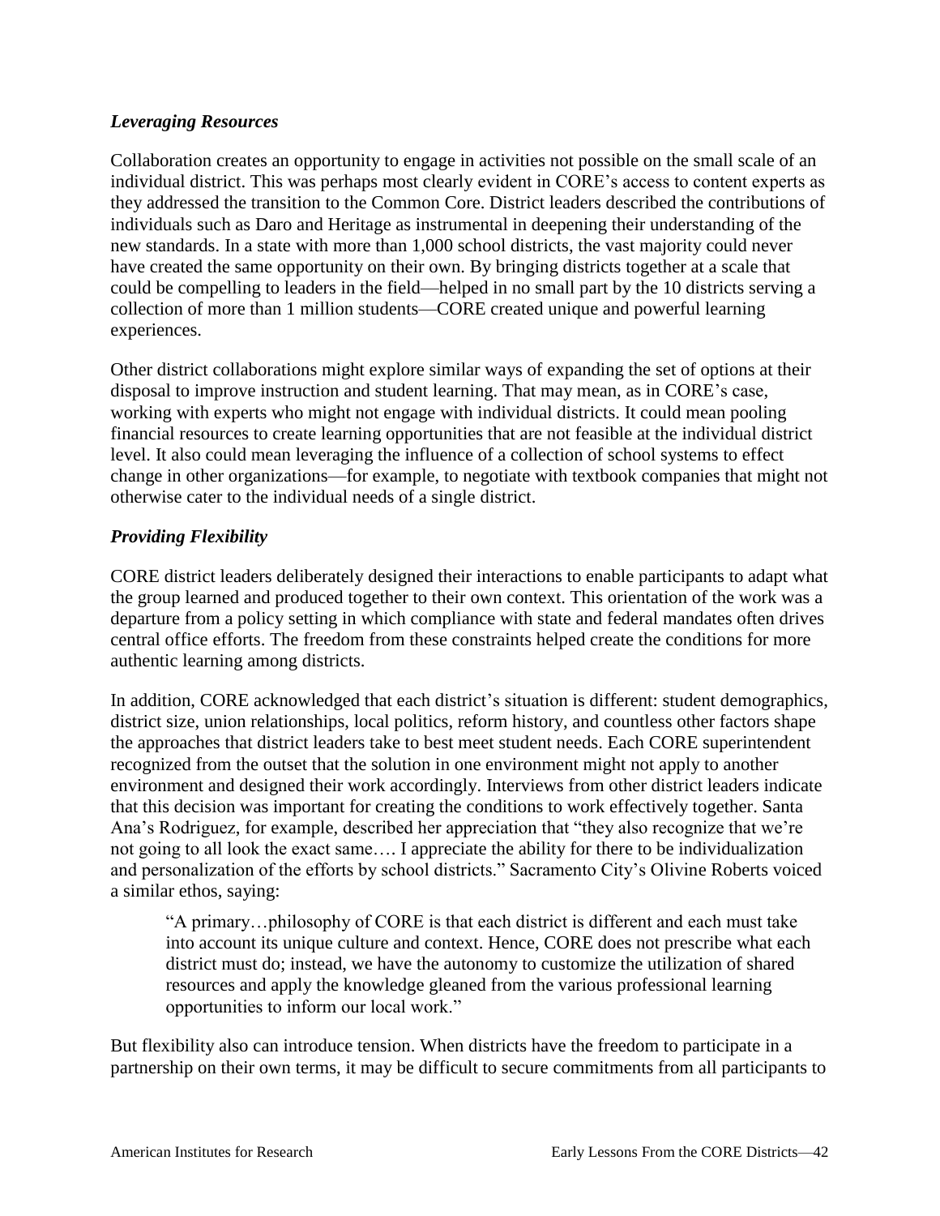### *Leveraging Resources*

Collaboration creates an opportunity to engage in activities not possible on the small scale of an individual district. This was perhaps most clearly evident in CORE's access to content experts as they addressed the transition to the Common Core. District leaders described the contributions of individuals such as Daro and Heritage as instrumental in deepening their understanding of the new standards. In a state with more than 1,000 school districts, the vast majority could never have created the same opportunity on their own. By bringing districts together at a scale that could be compelling to leaders in the field—helped in no small part by the 10 districts serving a collection of more than 1 million students—CORE created unique and powerful learning experiences.

Other district collaborations might explore similar ways of expanding the set of options at their disposal to improve instruction and student learning. That may mean, as in CORE's case, working with experts who might not engage with individual districts. It could mean pooling financial resources to create learning opportunities that are not feasible at the individual district level. It also could mean leveraging the influence of a collection of school systems to effect change in other organizations—for example, to negotiate with textbook companies that might not otherwise cater to the individual needs of a single district.

### *Providing Flexibility*

CORE district leaders deliberately designed their interactions to enable participants to adapt what the group learned and produced together to their own context. This orientation of the work was a departure from a policy setting in which compliance with state and federal mandates often drives central office efforts. The freedom from these constraints helped create the conditions for more authentic learning among districts.

In addition, CORE acknowledged that each district's situation is different: student demographics, district size, union relationships, local politics, reform history, and countless other factors shape the approaches that district leaders take to best meet student needs. Each CORE superintendent recognized from the outset that the solution in one environment might not apply to another environment and designed their work accordingly. Interviews from other district leaders indicate that this decision was important for creating the conditions to work effectively together. Santa Ana's Rodriguez, for example, described her appreciation that "they also recognize that we're not going to all look the exact same…. I appreciate the ability for there to be individualization and personalization of the efforts by school districts." Sacramento City's Olivine Roberts voiced a similar ethos, saying:

> "A primary…philosophy of CORE is that each district is different and each must take into account its unique culture and context. Hence, CORE does not prescribe what each district must do; instead, we have the autonomy to customize the utilization of shared resources and apply the knowledge gleaned from the various professional learning opportunities to inform our local work."

But flexibility also can introduce tension. When districts have the freedom to participate in a partnership on their own terms, it may be difficult to secure commitments from all participants to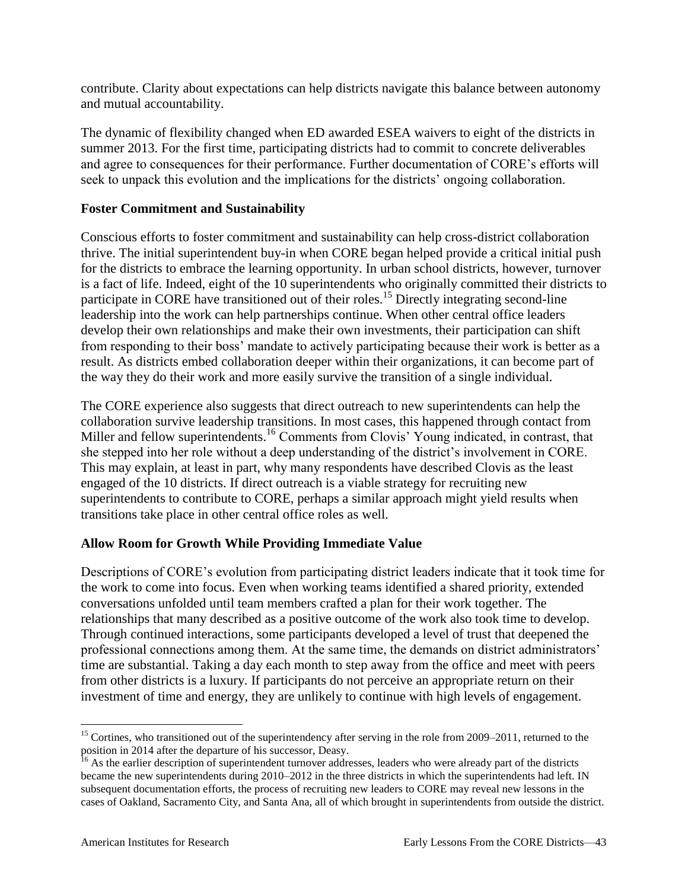contribute. Clarity about expectations can help districts navigate this balance between autonomy and mutual accountability.

The dynamic of flexibility changed when ED awarded ESEA waivers to eight of the districts in summer 2013. For the first time, participating districts had to commit to concrete deliverables and agree to consequences for their performance. Further documentation of CORE's efforts will seek to unpack this evolution and the implications for the districts' ongoing collaboration.

### Foster Commitment and Sustainability

Conscious efforts to foster commitment and sustainability can help cross-district collaboration thrive. The initial superintendent buy-in when CORE began helped provide a critical initial push for the districts to embrace the learning opportunity. In urban school districts, however, turnover is a fact of life. Indeed, eight of the 10 superintendents who originally committed their districts to participate in CORE have transitioned out of their roles.[15] Directly integrating second-line leadership into the work can help partnerships continue. When other central office leaders develop their own relationships and make their own investments, their participation can shift from responding to their boss' mandate to actively participating because their work is better as a result. As districts embed collaboration deeper within their organizations, it can become part of the way they do their work and more easily survive the transition of a single individual.

The CORE experience also suggests that direct outreach to new superintendents can help the collaboration survive leadership transitions. In most cases, this happened through contact from Miller and fellow superintendents.[16] Comments from Clovis' Young indicated, in contrast, that she stepped into her role without a deep understanding of the district's involvement in CORE. This may explain, at least in part, why many respondents have described Clovis as the least engaged of the 10 districts. If direct outreach is a viable strategy for recruiting new superintendents to contribute to CORE, perhaps a similar approach might yield results when transitions take place in other central office roles as well.

### Allow Room for Growth While Providing Immediate Value

Descriptions of CORE's evolution from participating district leaders indicate that it took time for the work to come into focus. Even when working teams identified a shared priority, extended conversations unfolded until team members crafted a plan for their work together. The relationships that many described as a positive outcome of the work also took time to develop. Through continued interactions, some participants developed a level of trust that deepened the professional connections among them. At the same time, the demands on district administrators' time are substantial. Taking a day each month to step away from the office and meet with peers from other districts is a luxury. If participants do not perceive an appropriate return on their investment of time and energy, they are unlikely to continue with high levels of engagement.

---

[15] Cortines, who transitioned out of the superintendency after serving in the role from 2009–2011, returned to the position in 2014 after the departure of his successor, Deasy.

[16] As the earlier description of superintendent turnover addresses, leaders who were already part of the districts became the new superintendents during 2010–2012 in the three districts in which the superintendents had left. IN subsequent documentation efforts, the process of recruiting new leaders to CORE may reveal new lessons in the cases of Oakland, Sacramento City, and Santa Ana, all of which brought in superintendents from outside the district.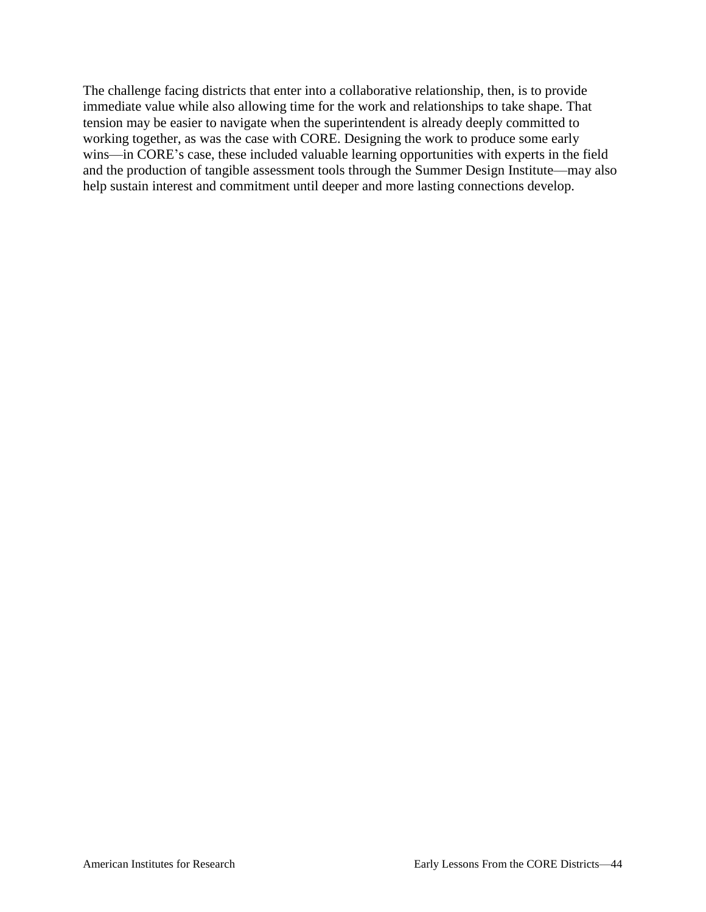The challenge facing districts that enter into a collaborative relationship, then, is to provide immediate value while also allowing time for the work and relationships to take shape. That tension may be easier to navigate when the superintendent is already deeply committed to working together, as was the case with CORE. Designing the work to produce some early wins—in CORE's case, these included valuable learning opportunities with experts in the field and the production of tangible assessment tools through the Summer Design Institute—may also help sustain interest and commitment until deeper and more lasting connections develop.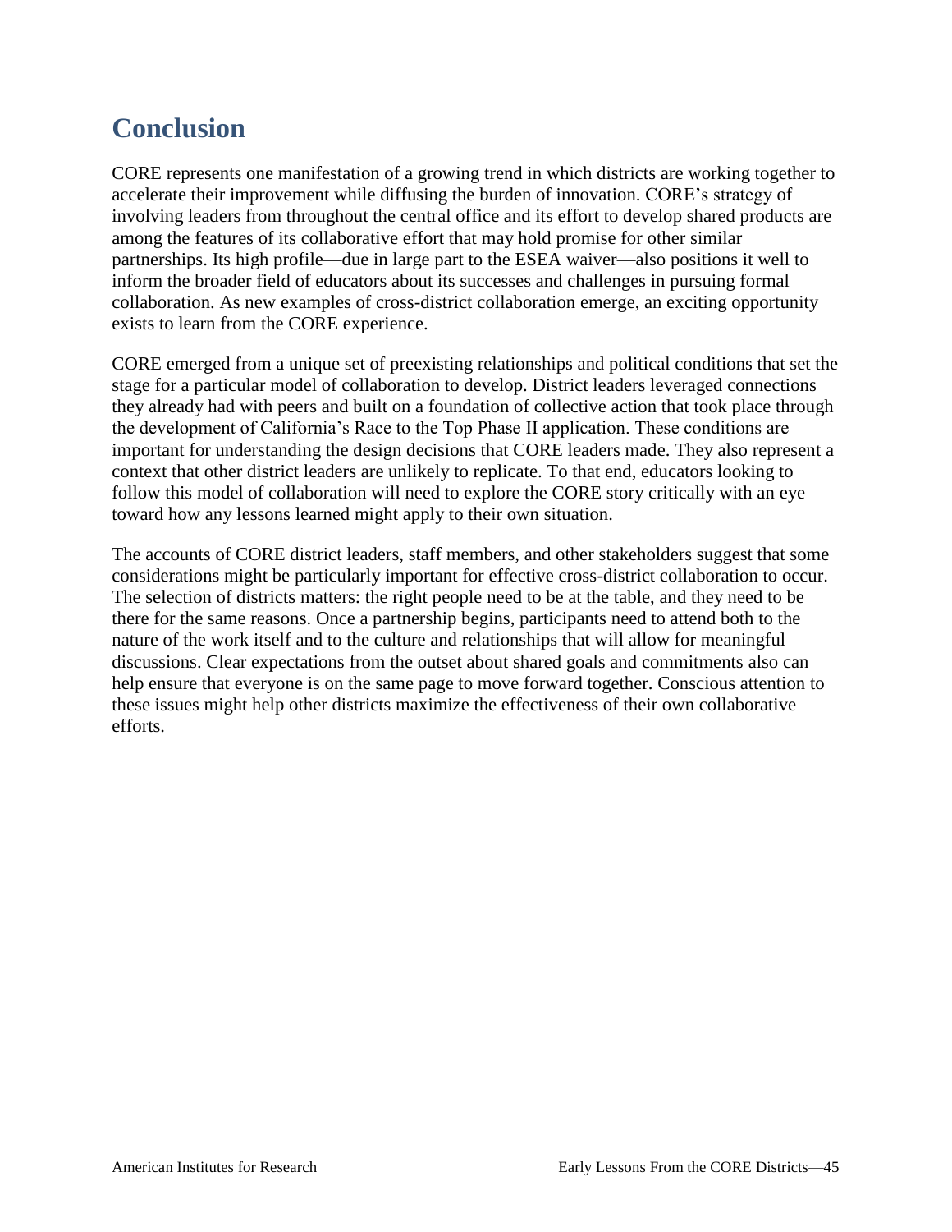# Conclusion

CORE represents one manifestation of a growing trend in which districts are working together to accelerate their improvement while diffusing the burden of innovation. CORE's strategy of involving leaders from throughout the central office and its effort to develop shared products are among the features of its collaborative effort that may hold promise for other similar partnerships. Its high profile—due in large part to the ESEA waiver—also positions it well to inform the broader field of educators about its successes and challenges in pursuing formal collaboration. As new examples of cross-district collaboration emerge, an exciting opportunity exists to learn from the CORE experience.

CORE emerged from a unique set of preexisting relationships and political conditions that set the stage for a particular model of collaboration to develop. District leaders leveraged connections they already had with peers and built on a foundation of collective action that took place through the development of California's Race to the Top Phase II application. These conditions are important for understanding the design decisions that CORE leaders made. They also represent a context that other district leaders are unlikely to replicate. To that end, educators looking to follow this model of collaboration will need to explore the CORE story critically with an eye toward how any lessons learned might apply to their own situation.

The accounts of CORE district leaders, staff members, and other stakeholders suggest that some considerations might be particularly important for effective cross-district collaboration to occur. The selection of districts matters: the right people need to be at the table, and they need to be there for the same reasons. Once a partnership begins, participants need to attend both to the nature of the work itself and to the culture and relationships that will allow for meaningful discussions. Clear expectations from the outset about shared goals and commitments also can help ensure that everyone is on the same page to move forward together. Conscious attention to these issues might help other districts maximize the effectiveness of their own collaborative efforts.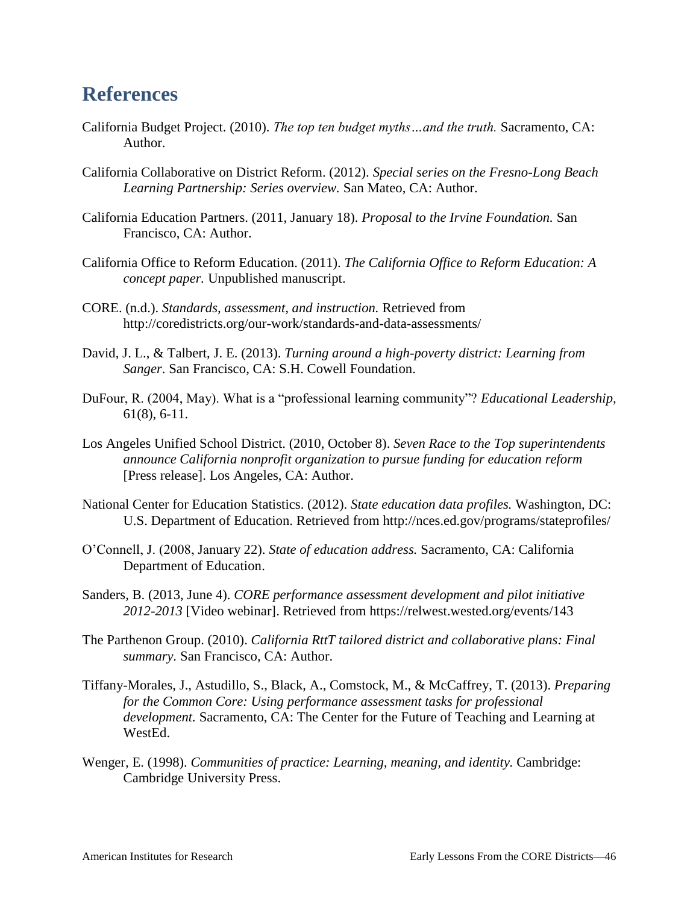# References

California Budget Project. (2010). *The top ten budget myths…and the truth.* Sacramento, CA: Author.

California Collaborative on District Reform. (2012). *Special series on the Fresno-Long Beach Learning Partnership: Series overview.* San Mateo, CA: Author.

California Education Partners. (2011, January 18). *Proposal to the Irvine Foundation.* San Francisco, CA: Author.

California Office to Reform Education. (2011). *The California Office to Reform Education: A concept paper.* Unpublished manuscript.

CORE. (n.d.). *Standards, assessment, and instruction.* Retrieved from http://coredistricts.org/our-work/standards-and-data-assessments/

David, J. L., & Talbert, J. E. (2013). *Turning around a high-poverty district: Learning from Sanger*. San Francisco, CA: S.H. Cowell Foundation.

DuFour, R. (2004, May). What is a "professional learning community"? *Educational Leadership,* 61(8), 6-11.

Los Angeles Unified School District. (2010, October 8). *Seven Race to the Top superintendents announce California nonprofit organization to pursue funding for education reform* [Press release]. Los Angeles, CA: Author.

National Center for Education Statistics. (2012). *State education data profiles.* Washington, DC: U.S. Department of Education. Retrieved from http://nces.ed.gov/programs/stateprofiles/

O'Connell, J. (2008, January 22). *State of education address.* Sacramento, CA: California Department of Education.

Sanders, B. (2013, June 4). *CORE performance assessment development and pilot initiative 2012-2013* [Video webinar]. Retrieved from https://relwest.wested.org/events/143

The Parthenon Group. (2010). *California RttT tailored district and collaborative plans: Final summary.* San Francisco, CA: Author.

Tiffany-Morales, J., Astudillo, S., Black, A., Comstock, M., & McCaffrey, T. (2013). *Preparing for the Common Core: Using performance assessment tasks for professional development.* Sacramento, CA: The Center for the Future of Teaching and Learning at WestEd.

Wenger, E. (1998). *Communities of practice: Learning, meaning, and identity.* Cambridge: Cambridge University Press.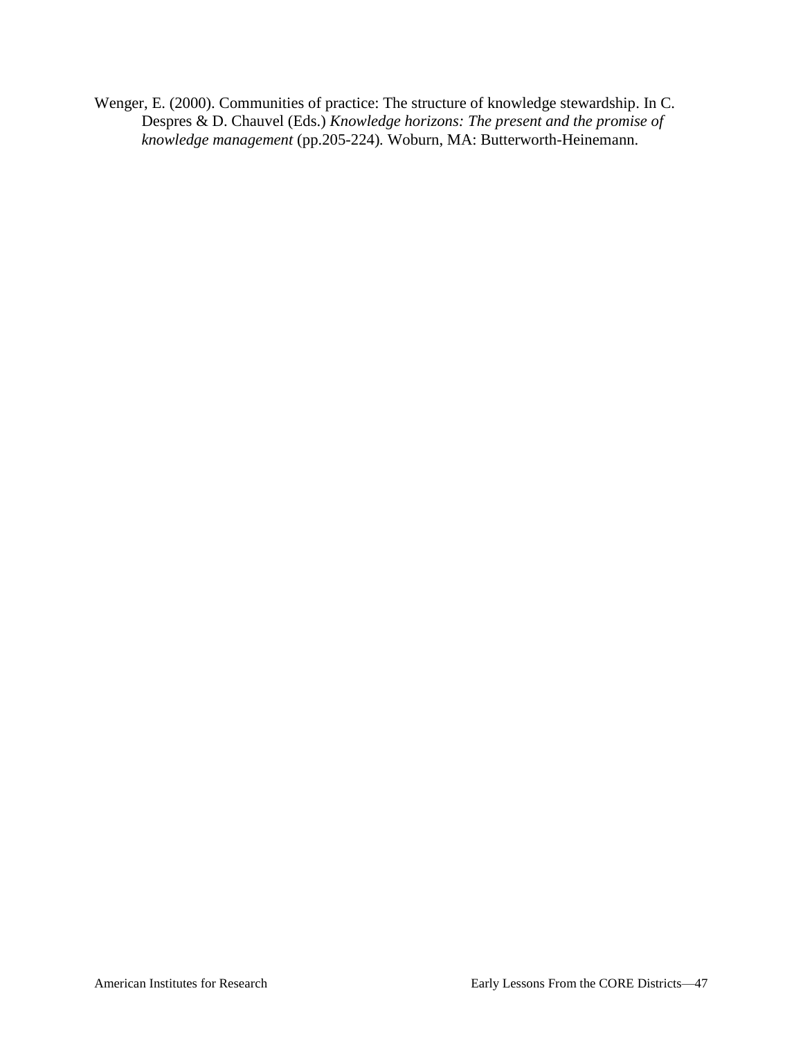Wenger, E. (2000). Communities of practice: The structure of knowledge stewardship. In C. Despres & D. Chauvel (Eds.) *Knowledge horizons: The present and the promise of knowledge management* (pp.205-224)*.* Woburn, MA: Butterworth-Heinemann.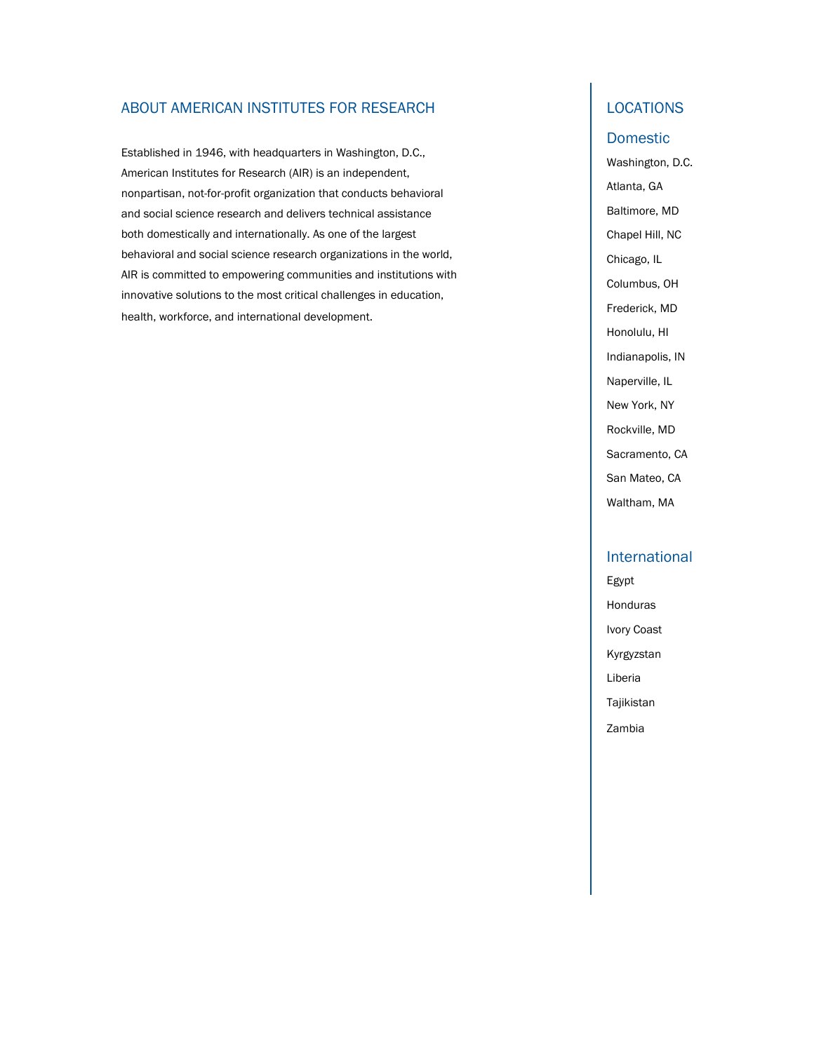## ABOUT AMERICAN INSTITUTES FOR RESEARCH

Established in 1946, with headquarters in Washington, D.C., American Institutes for Research (AIR) is an independent, nonpartisan, not-for-profit organization that conducts behavioral and social science research and delivers technical assistance both domestically and internationally. As one of the largest behavioral and social science research organizations in the world, AIR is committed to empowering communities and institutions with innovative solutions to the most critical challenges in education, health, workforce, and international development.

## LOCATIONS

### Domestic

Washington, D.C.

Atlanta, GA

Baltimore, MD

Chapel Hill, NC

Chicago, IL

Columbus, OH

Frederick, MD

Honolulu, HI

Indianapolis, IN

Naperville, IL

New York, NY

Rockville, MD

Sacramento, CA

San Mateo, CA

Waltham, MA

### International

Egypt

Honduras

Ivory Coast

Kyrgyzstan

Liberia

Tajikistan

Zambia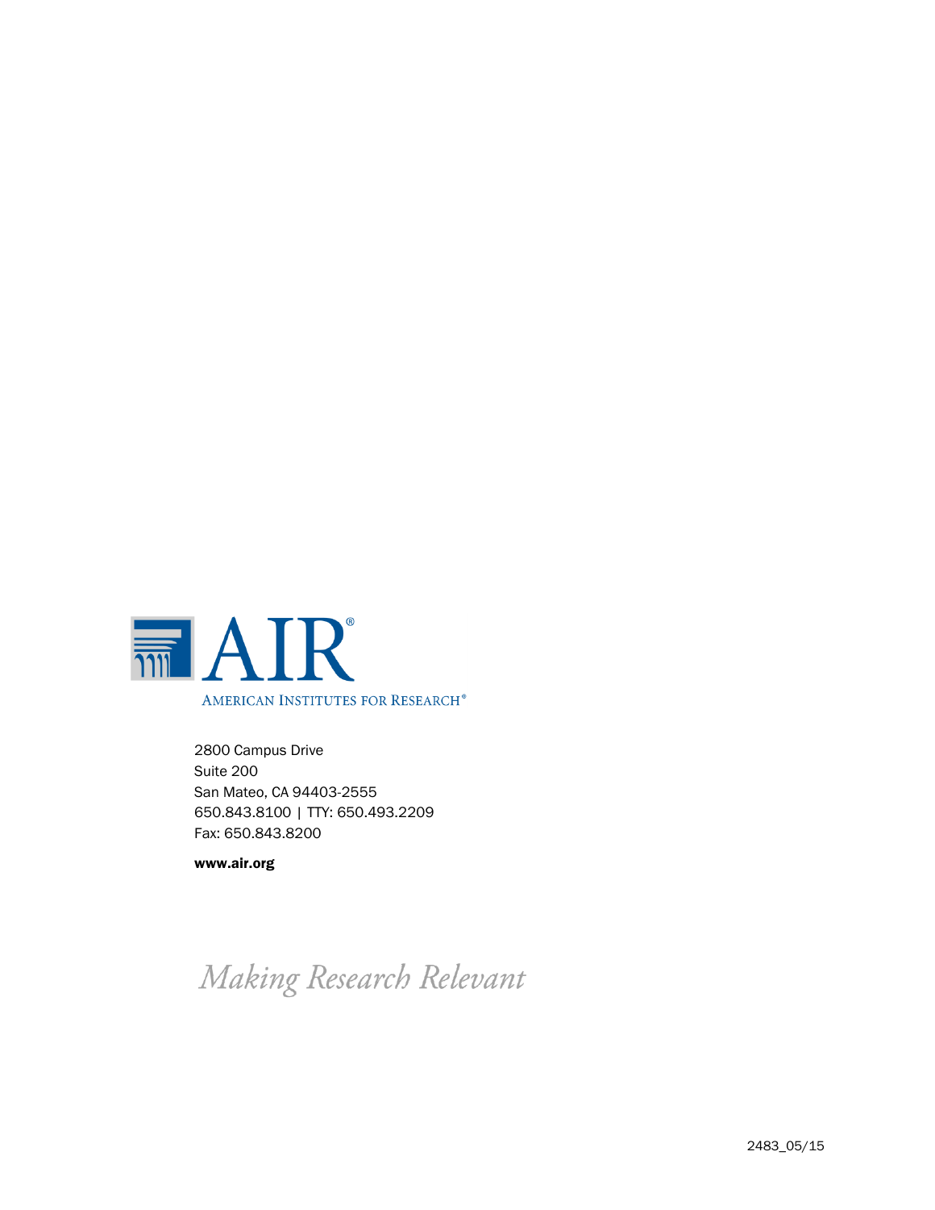AIR®

AMERICAN INSTITUTES FOR RESEARCH®

2800 Campus Drive
Suite 200
San Mateo, CA 94403-2555
650.843.8100 | TTY: 650.493.2209
Fax: 650.843.8200

**www.air.org**

*Making Research Relevant*

2483_05/15